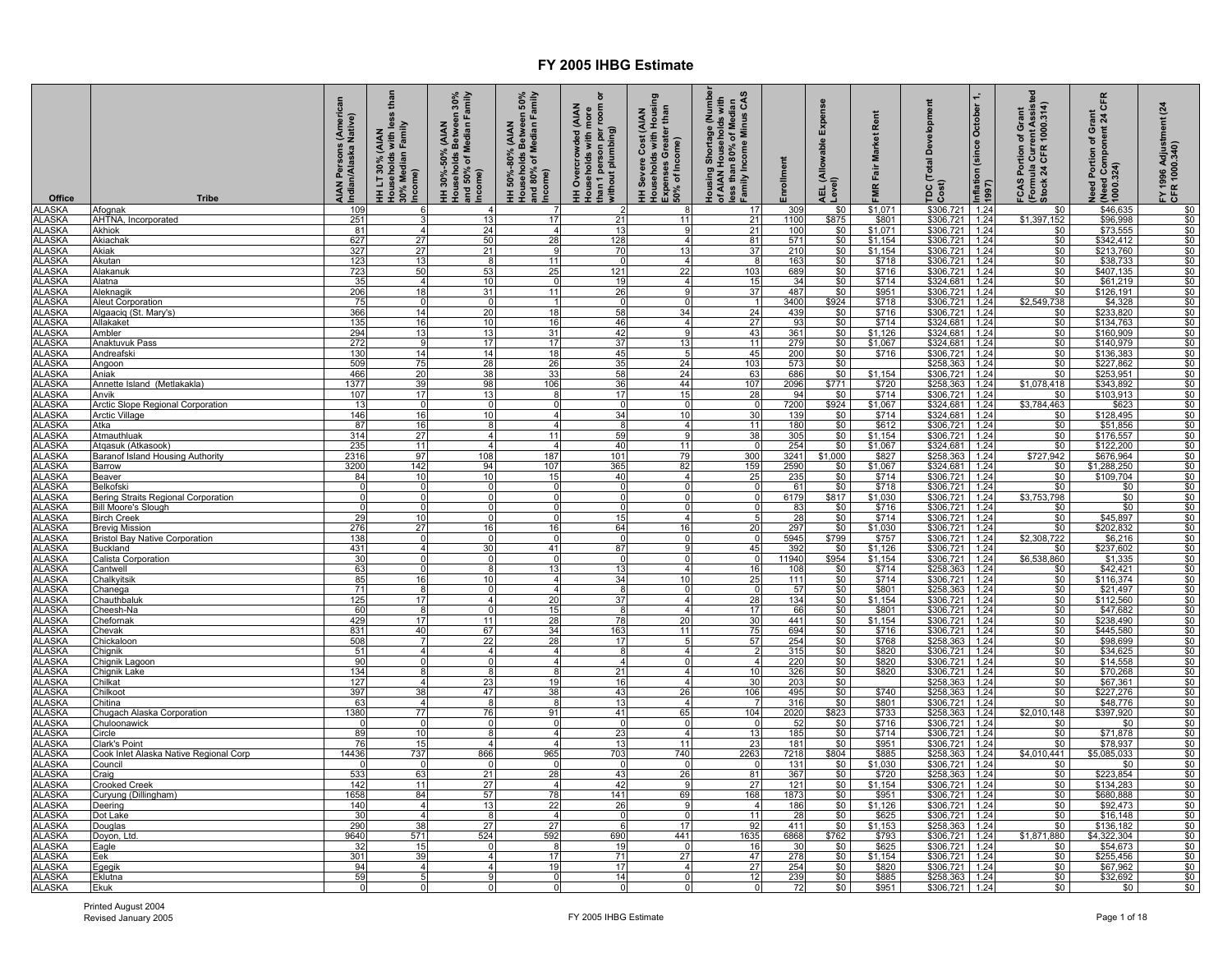# FY 2005 IHBG Estimate

| Office | Tribe | AIAN Persons (American Indian/Alaska Native) | HH LT 30% (AIAN Households with less than 30% Median Family Income) | HH 30%-50% (AIAN Households Between 30% and 50% of Median Family Income) | HH 50%-80% (AIAN Households Between 50% and 80% of Median Family Income) | HH Overcrowded (AIAN Households with more than 1 person per room or without plumbing) | HH Severe Cost (AIAN Households with Housing Expenses Greater than 50% of Income) | Housing Shortage (Number of AIAN Households with less than 80% of Median Family Income Minus CAS | Enrollment | AEL (Allowable Expense Level) | FMR Fair Market Rent | TDC (Total Development Cost) | Inflation (since October 1, 1997) | FCAS Portion of Grant (Formula Current Assisted Stock 24 CFR 1000.314) | Need Portion of Grant (Need Component 24 CFR 1000.324) | FY 1996 Adjustment (24 CFR 1000.340) |
|---|---|---|---|---|---|---|---|---|---|---|---|---|---|---|---|---|
| ALASKA | Afognak | 109 | 6 | 4 | 7 | 2 | 8 | 17 | 309 | $0 | $1,071 | $306,721 | 1.24 | $0 | $46,635 | $0 |
| ALASKA | AHTNA, Incorporated | 251 | 3 | 13 | 17 | 21 | 11 | 21 | 1100 | $875 | $801 | $306,721 | 1.24 | $1,397,152 | $96,998 | $0 |
| ALASKA | Akhiok | 81 | 4 | 24 | 4 | 13 | 9 | 21 | 100 | $0 | $1,071 | $306,721 | 1.24 | $0 | $73,555 | $0 |
| ALASKA | Akiachak | 627 | 27 | 50 | 28 | 128 | 4 | 81 | 571 | $0 | $1,154 | $306,721 | 1.24 | $0 | $342,412 | $0 |
| ALASKA | Akiak | 327 | 27 | 21 | 9 | 70 | 13 | 37 | 210 | $0 | $1,154 | $306,721 | 1.24 | $0 | $213,760 | $0 |
| ALASKA | Akutan | 123 | 13 | 8 | 11 | 0 | 4 | 8 | 163 | $0 | $718 | $306,721 | 1.24 | $0 | $38,733 | $0 |
| ALASKA | Alakanuk | 723 | 50 | 53 | 25 | 121 | 22 | 103 | 689 | $0 | $716 | $306,721 | 1.24 | $0 | $407,135 | $0 |
| ALASKA | Alatna | 35 | 4 | 10 | 0 | 19 | 4 | 15 | 34 | $0 | $714 | $324,681 | 1.24 | $0 | $61,219 | $0 |
| ALASKA | Aleknagik | 206 | 18 | 31 | 11 | 26 | 9 | 37 | 487 | $0 | $951 | $306,721 | 1.24 | $0 | $126,191 | $0 |
| ALASKA | Aleut Corporation | 75 | 0 | 0 | 1 | 0 | 0 | 1 | 3400 | $924 | $718 | $306,721 | 1.24 | $2,549,738 | $4,328 | $0 |
| ALASKA | Algaaciq (St. Mary's) | 366 | 14 | 20 | 18 | 58 | 34 | 24 | 439 | $0 | $716 | $306,721 | 1.24 | $0 | $233,820 | $0 |
| ALASKA | Allakaket | 135 | 16 | 10 | 16 | 46 | 4 | 27 | 93 | $0 | $714 | $324,681 | 1.24 | $0 | $134,763 | $0 |
| ALASKA | Ambler | 294 | 13 | 31 | 42 | 9 | 43 | 361 | 361 | $0 | $1,126 | $324,681 | 1.24 | $0 | $160,909 | $0 |
| ALASKA | Anaktuvuk Pass | 272 | 9 | 17 | 17 | 37 | 13 | 11 | 279 | $0 | $1,067 | $324,681 | 1.24 | $0 | $140,979 | $0 |
| ALASKA | Andreafski | 130 | 14 | 14 | 18 | 45 | 5 | 45 | 200 | $0 | $716 | $306,721 | 1.24 | $0 | $136,383 | $0 |
| ALASKA | Angoon | 509 | 75 | 28 | 26 | 35 | 24 | 103 | 573 | $0 | | $258,363 | 1.24 | $0 | $227,862 | $0 |
| ALASKA | Aniak | 466 | 20 | 38 | 33 | 58 | 24 | 63 | 686 | $0 | $1,154 | $306,721 | 1.24 | $0 | $253,951 | $0 |
| ALASKA | Annette Island (Metlakakla) | 1377 | 39 | 98 | 106 | 36 | 44 | 107 | 2096 | $771 | $720 | $258,363 | 1.24 | $1,078,418 | $343,892 | $0 |
| ALASKA | Anvik | 107 | 17 | 13 | 8 | 17 | 15 | 28 | 94 | $0 | $714 | $306,721 | 1.24 | $0 | $103,913 | $0 |
| ALASKA | Arctic Slope Regional Corporation | 13 | 0 | 0 | 0 | 0 | 0 | 0 | 7200 | $924 | $1,067 | $324,681 | 1.24 | $3,784,463 | $623 | $0 |
| ALASKA | Arctic Village | 146 | 16 | 10 | 4 | 34 | 10 | 30 | 139 | $0 | $714 | $324,681 | 1.24 | $0 | $128,495 | $0 |
| ALASKA | Atka | 87 | 16 | 8 | 4 | 8 | 4 | 11 | 180 | $0 | $612 | $306,721 | 1.24 | $0 | $51,856 | $0 |
| ALASKA | Atmauthluak | 314 | 27 | 4 | 11 | 59 | 9 | 38 | 305 | $0 | $1,154 | $306,721 | 1.24 | $0 | $176,557 | $0 |
| ALASKA | Atqasuk (Atkasook) | 235 | 11 | 4 | 4 | 40 | 11 | 0 | 254 | $0 | $1,067 | $324,681 | 1.24 | $0 | $122,200 | $0 |
| ALASKA | Baranof Island Housing Authority | 2316 | 97 | 108 | 187 | 101 | 79 | 300 | 3241 | $1,000 | $827 | $258,363 | 1.24 | $727,942 | $676,964 | $0 |
| ALASKA | Barrow | 3200 | 142 | 94 | 107 | 365 | 82 | 159 | 2590 | $0 | $1,067 | $324,681 | 1.24 | $0 | $1,288,250 | $0 |
| ALASKA | Beaver | 84 | 10 | 10 | 15 | 40 | 4 | 25 | 235 | $0 | $714 | $306,721 | 1.24 | $0 | $109,704 | $0 |
| ALASKA | Belkofski | 0 | 0 | 0 | 0 | 0 | 0 | 0 | 61 | $0 | $718 | $306,721 | 1.24 | $0 | $0 | $0 |
| ALASKA | Bering Straits Regional Corporation | 0 | 0 | 0 | 0 | 0 | 0 | 0 | 6179 | $817 | $1,030 | $306,721 | 1.24 | $3,753,798 | $0 | $0 |
| ALASKA | Bill Moore's Slough | 0 | 0 | 0 | 0 | 0 | 0 | 0 | 83 | $0 | $716 | $306,721 | 1.24 | $0 | $0 | $0 |
| ALASKA | Birch Creek | 29 | 10 | 0 | 0 | 15 | 4 | 5 | 28 | $0 | $714 | $306,721 | 1.24 | $0 | $45,897 | $0 |
| ALASKA | Brevig Mission | 276 | 27 | 16 | 16 | 64 | 16 | 20 | 297 | $0 | $1,030 | $306,721 | 1.24 | $0 | $202,832 | $0 |
| ALASKA | Bristol Bay Native Corporation | 138 | 0 | 0 | 0 | 0 | 4 | 0 | 5945 | $799 | $757 | $306,721 | 1.24 | $2,308,722 | $6,216 | $0 |
| ALASKA | Buckland | 431 | 4 | 30 | 41 | 87 | 9 | 45 | 392 | $0 | $1,126 | $324,681 | 1.24 | $0 | $237,602 | $0 |
| ALASKA | Calista Corporation | 30 | 0 | 0 | 0 | 0 | 0 | 0 | 11940 | $954 | $1,154 | $306,721 | 1.24 | $6,538,860 | $1,335 | $0 |
| ALASKA | Cantwell | 63 | 0 | 8 | 13 | 13 | 4 | 16 | 108 | $0 | $714 | $258,363 | 1.24 | $0 | $42,421 | $0 |
| ALASKA | Chalkyitsik | 85 | 16 | 10 | 4 | 34 | 10 | 25 | 111 | $0 | $714 | $306,721 | 1.24 | $0 | $116,374 | $0 |
| ALASKA | Chanega | 71 | 8 | 0 | 4 | 8 | 0 | 0 | 57 | $0 | $801 | $258,363 | 1.24 | $0 | $21,497 | $0 |
| ALASKA | Chauthbaluk | 125 | 17 | 4 | 20 | 37 | 4 | 28 | 134 | $0 | $1,154 | $306,721 | 1.24 | $0 | $112,560 | $0 |
| ALASKA | Cheesh-Na | 60 | 8 | 0 | 15 | 8 | 4 | 17 | 66 | $0 | $801 | $258,363 | 1.24 | $0 | $47,682 | $0 |
| ALASKA | Chefornak | 429 | 17 | 11 | 28 | 78 | 20 | 30 | 441 | $0 | $1,154 | $306,721 | 1.24 | $0 | $238,490 | $0 |
| ALASKA | Chevak | 831 | 40 | 67 | 34 | 163 | 11 | 75 | 694 | $0 | $716 | $306,721 | 1.24 | $0 | $445,580 | $0 |
| ALASKA | Chickaloon | 508 | 7 | 22 | 28 | 17 | 5 | 57 | 254 | $0 | $768 | $258,363 | 1.24 | $0 | $98,699 | $0 |
| ALASKA | Chignik | 51 | 4 | 4 | 4 | 8 | 4 | 2 | 315 | $0 | $820 | $306,721 | 1.24 | $0 | $34,625 | $0 |
| ALASKA | Chignik Lagoon | 90 | 0 | 0 | 4 | 4 | 0 | 4 | 220 | $0 | $820 | $306,721 | 1.24 | $0 | $14,558 | $0 |
| ALASKA | Chignik Lake | 134 | 8 | 8 | 8 | 21 | 4 | 10 | 326 | $0 | $820 | $306,721 | 1.24 | $0 | $70,268 | $0 |
| ALASKA | Chilkat | 127 | 4 | 23 | 19 | 16 | 4 | 30 | 203 | $0 | | $258,363 | 1.24 | $0 | $67,361 | $0 |
| ALASKA | Chilkoot | 397 | 38 | 47 | 38 | 43 | 26 | 106 | 495 | $0 | $740 | $258,363 | 1.24 | $0 | $227,276 | $0 |
| ALASKA | Chitina | 63 | 4 | 8 | 8 | 13 | 4 | 7 | 316 | $0 | $801 | $306,721 | 1.24 | $0 | $48,776 | $0 |
| ALASKA | Chugach Alaska Corporation | 1380 | 77 | 76 | 91 | 41 | 65 | 104 | 2020 | $823 | $733 | $258,363 | 1.24 | $2,010,148 | $397,920 | $0 |
| ALASKA | Chuloonawick | 0 | 0 | 0 | 0 | 0 | 0 | 0 | 52 | $0 | $716 | $306,721 | 1.24 | $0 | $0 | $0 |
| ALASKA | Circle | 89 | 10 | 8 | 4 | 23 | 4 | 13 | 185 | $0 | $714 | $306,721 | 1.24 | $0 | $71,878 | $0 |
| ALASKA | Clark's Point | 76 | 15 | 4 | 4 | 13 | 11 | 23 | 181 | $0 | $951 | $306,721 | 1.24 | $0 | $78,937 | $0 |
| ALASKA | Cook Inlet Alaska Native Regional Corp | 14436 | 737 | 866 | 965 | 703 | 740 | 2263 | 7218 | $804 | $885 | $258,363 | 1.24 | $4,010,441 | $5,085,033 | $0 |
| ALASKA | Council | 0 | 0 | 0 | 0 | 0 | 0 | 0 | 131 | $0 | $1,030 | $306,721 | 1.24 | $0 | $0 | $0 |
| ALASKA | Craig | 533 | 63 | 21 | 28 | 43 | 26 | 81 | 367 | $0 | $720 | $258,363 | 1.24 | $0 | $223,854 | $0 |
| ALASKA | Crooked Creek | 142 | 11 | 27 | 4 | 42 | 9 | 27 | 121 | $0 | $1,154 | $306,721 | 1.24 | $0 | $134,283 | $0 |
| ALASKA | Curyung (Dillingham) | 1658 | 84 | 57 | 78 | 141 | 69 | 168 | 1873 | $0 | $951 | $306,721 | 1.24 | $0 | $680,888 | $0 |
| ALASKA | Deering | 140 | 4 | 13 | 22 | 26 | 9 | 4 | 186 | $0 | $1,126 | $306,721 | 1.24 | $0 | $92,473 | $0 |
| ALASKA | Dot Lake | 30 | 4 | 8 | 4 | 0 | 0 | 11 | 28 | $0 | $625 | $306,721 | 1.24 | $0 | $16,148 | $0 |
| ALASKA | Douglas | 290 | 38 | 27 | 27 | 6 | 17 | 92 | 411 | $0 | $1,153 | $258,363 | 1.24 | $0 | $136,182 | $0 |
| ALASKA | Doyon, Ltd. | 9640 | 571 | 524 | 592 | 690 | 441 | 1635 | 6868 | $762 | $793 | $306,721 | 1.24 | $1,871,880 | $4,322,304 | $0 |
| ALASKA | Eagle | 32 | 15 | 0 | 8 | 19 | 0 | 16 | 30 | $0 | $625 | $306,721 | 1.24 | $0 | $54,673 | $0 |
| ALASKA | Eek | 301 | 39 | 4 | 17 | 71 | 27 | 47 | 278 | $0 | $1,154 | $306,721 | 1.24 | $0 | $255,456 | $0 |
| ALASKA | Egegik | 94 | 4 | 4 | 19 | 17 | 4 | 27 | 254 | $0 | $820 | $306,721 | 1.24 | $0 | $67,962 | $0 |
| ALASKA | Eklutna | 59 | 5 | 9 | 0 | 14 | 0 | 12 | 239 | $0 | $885 | $258,363 | 1.24 | $0 | $32,692 | $0 |
| ALASKA | Ekuk | 0 | 0 | 0 | 0 | 0 | 0 | 0 | 72 | $0 | $951 | $306,721 | 1.24 | $0 | $0 | $0 |

Printed August 2004
Revised January 2005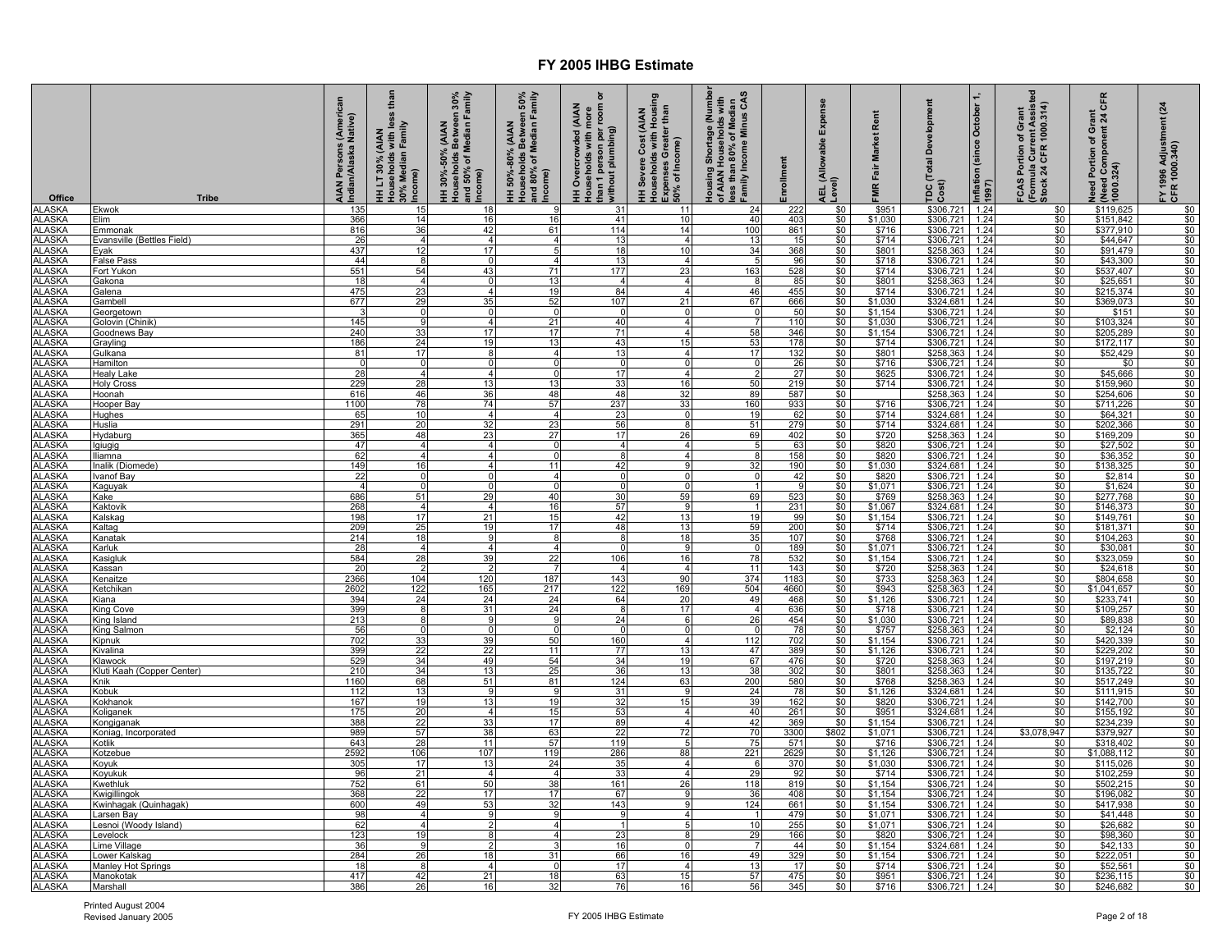# FY 2005 IHBG Estimate

| Office | Tribe | AIAN Persons (American Indian/Alaska Native) | HH LT 30% (AIAN Households with less than 30% Median Family Income) | HH 30%-50% (AIAN Households Between 30% and 50% of Median Family Income) | HH 50%-80% (AIAN Households Between 50% and 80% of Median Family Income) | HH Overcrowded (AIAN Households with more than 1 person per room or without plumbing) | HH Severe Cost (AIAN Households with Housing Expenses Greater than 50% of Income) | Housing Shortage (Number of AIAN Households with less than 80% of Median Family Income Minus CAS | Enrollment | AEL (Allowable Expense Level) | FMR Fair Market Rent | TDC (Total Development Cost) | Inflation (since October 1, 1997) | FCAS Portion of Grant (Formula Current Assisted Stock 24 CFR 1000.314) | Need Portion of Grant (Need Component 24 CFR 1000.324) | FY 1996 Adjustment (24 CFR 1000.340) |
|---|---|---|---|---|---|---|---|---|---|---|---|---|---|---|---|---|
| ALASKA | Ekwok | 135 | 15 | 18 | 9 | 31 | 11 | 24 | 222 | $0 | $951 | $306,721 | 1.24 | $0 | $119,625 | $0 |
| ALASKA | Elim | 366 | 14 | 16 | 16 | 41 | 10 | 40 | 403 | $0 | $1,030 | $306,721 | 1.24 | $0 | $151,842 | $0 |
| ALASKA | Emmonak | 816 | 36 | 42 | 61 | 114 | 14 | 100 | 861 | $0 | $716 | $306,721 | 1.24 | $0 | $377,910 | $0 |
| ALASKA | Evansville (Bettles Field) | 26 | 4 | 4 | 4 | 13 | 4 | 13 | 15 | $0 | $714 | $306,721 | 1.24 | $0 | $44,647 | $0 |
| ALASKA | Eyak | 437 | 12 | 17 | 5 | 18 | 10 | 34 | 368 | $0 | $801 | $258,363 | 1.24 | $0 | $91,479 | $0 |
| ALASKA | False Pass | 44 | 8 | 0 | 4 | 13 | 4 | 5 | 96 | $0 | $718 | $306,721 | 1.24 | $0 | $43,300 | $0 |
| ALASKA | Fort Yukon | 551 | 54 | 43 | 71 | 177 | 23 | 163 | 528 | $0 | $714 | $306,721 | 1.24 | $0 | $537,407 | $0 |
| ALASKA | Gakona | 18 | 4 | 0 | 13 | 4 | 4 | 8 | 85 | $0 | $801 | $258,363 | 1.24 | $0 | $25,651 | $0 |
| ALASKA | Galena | 475 | 23 | 4 | 19 | 84 | 4 | 46 | 455 | $0 | $714 | $306,721 | 1.24 | $0 | $215,374 | $0 |
| ALASKA | Gambell | 677 | 29 | 35 | 52 | 107 | 21 | 67 | 666 | $0 | $1,030 | $324,681 | 1.24 | $0 | $369,073 | $0 |
| ALASKA | Georgetown | 3 | 0 | 0 | 0 | 0 | 0 | 0 | 50 | $0 | $1,154 | $306,721 | 1.24 | $0 | $151 | $0 |
| ALASKA | Golovin (Chinik) | 145 | 9 | 4 | 21 | 40 | 4 | 7 | 110 | $0 | $1,030 | $306,721 | 1.24 | $0 | $103,324 | $0 |
| ALASKA | Goodnews Bay | 240 | 33 | 17 | 17 | 71 | 4 | 58 | 346 | $0 | $1,154 | $306,721 | 1.24 | $0 | $205,289 | $0 |
| ALASKA | Grayling | 186 | 24 | 19 | 13 | 43 | 15 | 53 | 178 | $0 | $714 | $306,721 | 1.24 | $0 | $172,117 | $0 |
| ALASKA | Gulkana | 81 | 17 | 8 | 4 | 13 | 4 | 17 | 132 | $0 | $801 | $258,363 | 1.24 | $0 | $52,429 | $0 |
| ALASKA | Hamilton | 0 | 0 | 0 | 0 | 0 | 0 | 0 | 26 | $0 | $716 | $306,721 | 1.24 | $0 | $0 | $0 |
| ALASKA | Healy Lake | 28 | 4 | 4 | 0 | 17 | 4 | 2 | 27 | $0 | $625 | $306,721 | 1.24 | $0 | $45,666 | $0 |
| ALASKA | Holy Cross | 229 | 28 | 13 | 13 | 33 | 16 | 50 | 219 | $0 | $714 | $306,721 | 1.24 | $0 | $159,960 | $0 |
| ALASKA | Hoonah | 616 | 46 | 36 | 48 | 48 | 32 | 89 | 587 | $0 | | $258,363 | 1.24 | $0 | $254,606 | $0 |
| ALASKA | Hooper Bay | 1100 | 78 | 74 | 57 | 237 | 33 | 160 | 933 | $0 | $716 | $306,721 | 1.24 | $0 | $711,226 | $0 |
| ALASKA | Hughes | 65 | 10 | 4 | 4 | 23 | 0 | 19 | 62 | $0 | $714 | $324,681 | 1.24 | $0 | $64,321 | $0 |
| ALASKA | Huslia | 291 | 20 | 32 | 23 | 56 | 8 | 51 | 279 | $0 | $714 | $324,681 | 1.24 | $0 | $202,366 | $0 |
| ALASKA | Hydaburg | 365 | 48 | 23 | 27 | 17 | 26 | 69 | 402 | $0 | $720 | $258,363 | 1.24 | $0 | $169,209 | $0 |
| ALASKA | Igiugig | 47 | 4 | 4 | 0 | 4 | 4 | 5 | 63 | $0 | $820 | $306,721 | 1.24 | $0 | $27,502 | $0 |
| ALASKA | Iliamna | 62 | 4 | 4 | 0 | 8 | 4 | 8 | 158 | $0 | $820 | $306,721 | 1.24 | $0 | $36,352 | $0 |
| ALASKA | Inalik (Diomede) | 149 | 16 | 4 | 11 | 42 | 9 | 32 | 190 | $0 | $1,030 | $324,681 | 1.24 | $0 | $138,325 | $0 |
| ALASKA | Ivanof Bay | 22 | 0 | 0 | 4 | 0 | 0 | 0 | 42 | $0 | $820 | $306,721 | 1.24 | $0 | $2,814 | $0 |
| ALASKA | Kaguyak | 4 | 0 | 0 | 0 | 0 | 0 | 1 | 9 | $0 | $1,071 | $306,721 | 1.24 | $0 | $1,624 | $0 |
| ALASKA | Kake | 686 | 51 | 29 | 40 | 30 | 59 | 69 | 523 | $0 | $769 | $258,363 | 1.24 | $0 | $277,768 | $0 |
| ALASKA | Kaktovik | 268 | 4 | 4 | 16 | 57 | 9 | 1 | 231 | $0 | $1,067 | $324,681 | 1.24 | $0 | $146,373 | $0 |
| ALASKA | Kalskag | 198 | 17 | 21 | 15 | 42 | 13 | 19 | 99 | $0 | $1,154 | $306,721 | 1.24 | $0 | $149,761 | $0 |
| ALASKA | Kaltag | 209 | 25 | 19 | 17 | 48 | 13 | 59 | 200 | $0 | $714 | $306,721 | 1.24 | $0 | $181,371 | $0 |
| ALASKA | Kanatak | 214 | 18 | 9 | 8 | 8 | 18 | 35 | 107 | $0 | $768 | $306,721 | 1.24 | $0 | $104,263 | $0 |
| ALASKA | Karluk | 28 | 4 | 4 | 4 | 0 | 9 | 0 | 189 | $0 | $1,071 | $306,721 | 1.24 | $0 | $30,081 | $0 |
| ALASKA | Kasigluk | 584 | 28 | 39 | 22 | 106 | 16 | 78 | 532 | $0 | $1,154 | $306,721 | 1.24 | $0 | $323,059 | $0 |
| ALASKA | Kassan | 20 | 2 | 2 | 7 | 4 | 4 | 11 | 143 | $0 | $720 | $258,363 | 1.24 | $0 | $24,618 | $0 |
| ALASKA | Kenaitze | 2366 | 104 | 120 | 187 | 143 | 90 | 374 | 1183 | $0 | $733 | $258,363 | 1.24 | $0 | $804,658 | $0 |
| ALASKA | Ketchikan | 2602 | 122 | 165 | 217 | 122 | 169 | 504 | 4660 | $0 | $943 | $258,363 | 1.24 | $0 | $1,041,657 | $0 |
| ALASKA | Kiana | 394 | 24 | 24 | 24 | 64 | 20 | 49 | 468 | $0 | $1,126 | $306,721 | 1.24 | $0 | $233,741 | $0 |
| ALASKA | King Cove | 399 | 8 | 31 | 24 | 8 | 17 | 4 | 636 | $0 | $718 | $306,721 | 1.24 | $0 | $109,257 | $0 |
| ALASKA | King Island | 213 | 8 | 9 | 9 | 24 | 6 | 26 | 454 | $0 | $1,030 | $306,721 | 1.24 | $0 | $89,838 | $0 |
| ALASKA | King Salmon | 56 | 0 | 0 | 0 | 0 | 0 | 0 | 78 | $0 | $757 | $258,363 | 1.24 | $0 | $2,124 | $0 |
| ALASKA | Kipnuk | 702 | 33 | 39 | 50 | 160 | 4 | 112 | 702 | $0 | $1,154 | $306,721 | 1.24 | $0 | $420,339 | $0 |
| ALASKA | Kivalina | 399 | 22 | 22 | 11 | 77 | 13 | 47 | 389 | $0 | $1,126 | $306,721 | 1.24 | $0 | $229,202 | $0 |
| ALASKA | Klawock | 529 | 34 | 49 | 54 | 34 | 19 | 67 | 476 | $0 | $720 | $258,363 | 1.24 | $0 | $197,219 | $0 |
| ALASKA | Kluti Kaah (Copper Center) | 210 | 34 | 13 | 25 | 36 | 13 | 38 | 302 | $0 | $801 | $258,363 | 1.24 | $0 | $135,722 | $0 |
| ALASKA | Knik | 1160 | 68 | 51 | 81 | 124 | 63 | 200 | 580 | $0 | $768 | $258,363 | 1.24 | $0 | $517,249 | $0 |
| ALASKA | Kobuk | 112 | 13 | 9 | 9 | 31 | 9 | 24 | 78 | $0 | $1,126 | $324,681 | 1.24 | $0 | $111,915 | $0 |
| ALASKA | Kokhanok | 167 | 19 | 13 | 19 | 32 | 15 | 39 | 162 | $0 | $820 | $306,721 | 1.24 | $0 | $142,700 | $0 |
| ALASKA | Koliganek | 175 | 20 | 4 | 15 | 53 | 4 | 40 | 261 | $0 | $951 | $324,681 | 1.24 | $0 | $155,192 | $0 |
| ALASKA | Kongiganak | 388 | 22 | 33 | 17 | 89 | 4 | 42 | 369 | $0 | $1,154 | $306,721 | 1.24 | $0 | $234,239 | $0 |
| ALASKA | Koniag, Incorporated | 989 | 57 | 38 | 63 | 22 | 72 | 70 | 3300 | $802 | $1,071 | $306,721 | 1.24 | $3,078,947 | $379,927 | $0 |
| ALASKA | Kotlik | 643 | 28 | 11 | 57 | 119 | 5 | 75 | 571 | $0 | $716 | $306,721 | 1.24 | $0 | $318,402 | $0 |
| ALASKA | Kotzebue | 2592 | 106 | 107 | 119 | 286 | 88 | 221 | 2629 | $0 | $1,126 | $306,721 | 1.24 | $0 | $1,088,112 | $0 |
| ALASKA | Koyuk | 305 | 17 | 13 | 24 | 35 | 4 | 6 | 370 | $0 | $1,030 | $306,721 | 1.24 | $0 | $115,026 | $0 |
| ALASKA | Koyukuk | 96 | 21 | 4 | 4 | 33 | 4 | 29 | 92 | $0 | $714 | $306,721 | 1.24 | $0 | $102,259 | $0 |
| ALASKA | Kwethluk | 752 | 61 | 50 | 38 | 161 | 26 | 118 | 819 | $0 | $1,154 | $306,721 | 1.24 | $0 | $502,215 | $0 |
| ALASKA | Kwigillingok | 368 | 22 | 17 | 17 | 67 | 9 | 36 | 408 | $0 | $1,154 | $306,721 | 1.24 | $0 | $196,082 | $0 |
| ALASKA | Kwinhagak (Quinhagak) | 600 | 49 | 53 | 32 | 143 | 9 | 124 | 661 | $0 | $1,154 | $306,721 | 1.24 | $0 | $417,938 | $0 |
| ALASKA | Larsen Bay | 98 | 4 | 9 | 9 | 9 | 4 | 1 | 479 | $0 | $1,071 | $306,721 | 1.24 | $0 | $41,448 | $0 |
| ALASKA | Lesnoi (Woody Island) | 62 | 4 | 2 | 4 | 1 | 5 | 10 | 255 | $0 | $1,071 | $306,721 | 1.24 | $0 | $26,682 | $0 |
| ALASKA | Levelock | 123 | 19 | 8 | 4 | 23 | 8 | 29 | 166 | $0 | $820 | $306,721 | 1.24 | $0 | $98,360 | $0 |
| ALASKA | Lime Village | 36 | 9 | 2 | 3 | 16 | 0 | 7 | 44 | $0 | $1,154 | $324,681 | 1.24 | $0 | $42,133 | $0 |
| ALASKA | Lower Kalskag | 284 | 26 | 18 | 31 | 66 | 16 | 49 | 329 | $0 | $1,154 | $306,721 | 1.24 | $0 | $222,051 | $0 |
| ALASKA | Manley Hot Springs | 18 | 8 | 4 | 0 | 17 | 4 | 13 | 17 | $0 | $714 | $306,721 | 1.24 | $0 | $52,561 | $0 |
| ALASKA | Manokotak | 417 | 42 | 21 | 18 | 63 | 15 | 57 | 475 | $0 | $951 | $306,721 | 1.24 | $0 | $236,115 | $0 |
| ALASKA | Marshall | 386 | 26 | 16 | 32 | 76 | 16 | 56 | 345 | $0 | $716 | $306,721 | 1.24 | $0 | $246,682 | $0 |

Printed August 2004
Revised January 2005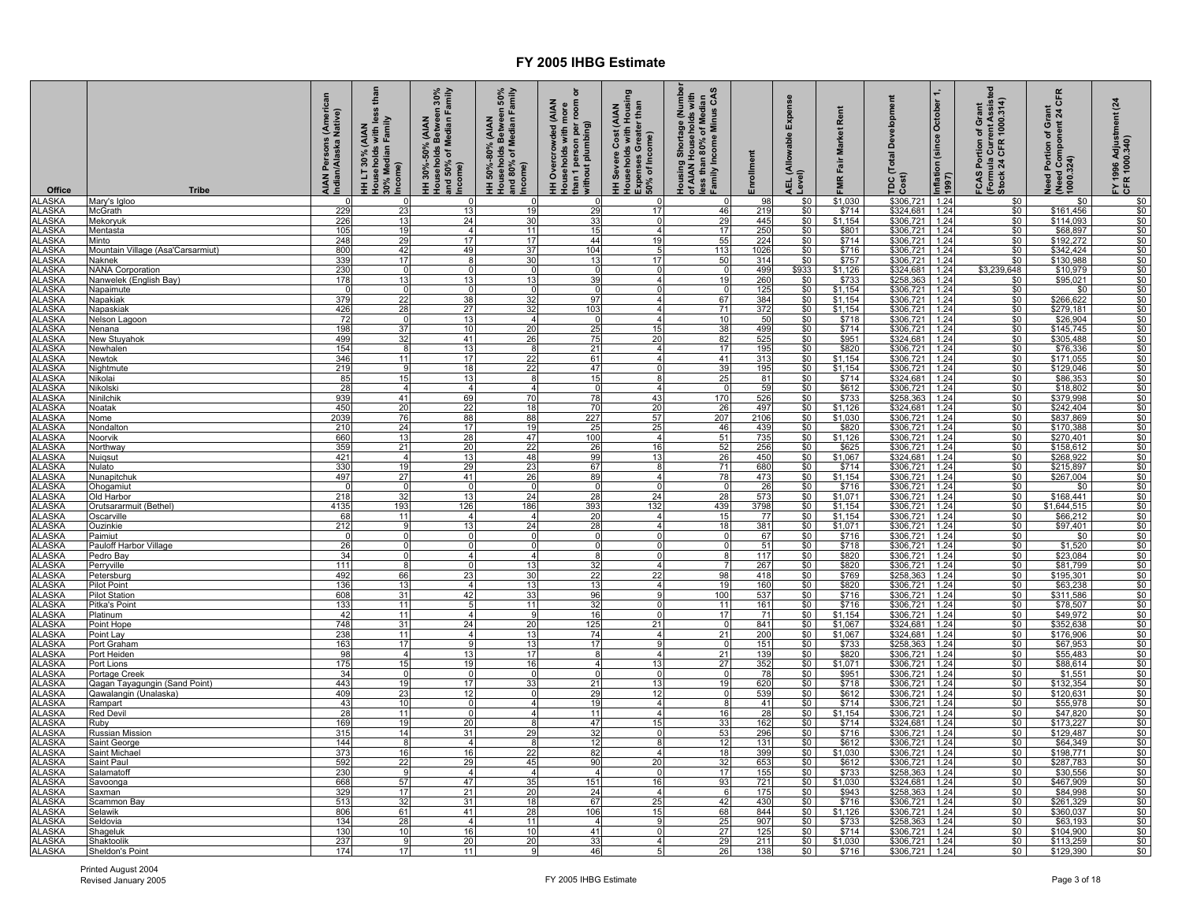# FY 2005 IHBG Estimate

| Office | Tribe | AIAN Persons (American Indian/Alaska Native) | HH LT 30% (AIAN Households with less than 30% Median Family Income) | HH 30%-50% (AIAN Households Between 30% and 50% of Median Family Income) | HH 50%-80% (AIAN Households Between 50% and 80% of Median Family Income) | HH Overcrowded (AIAN Households with more than 1 person per room or without plumbing) | HH Severe Cost (AIAN Households with Housing Expenses Greater than 50% of Income) | Housing Shortage (Number of AIAN Households with less than 80% of Median Family Income Minus CAS | Enrollment | AEL (Allowable Expense Level) | FMR Fair Market Rent | TDC (Total Development Cost) | Inflation (since October 1, 1997) | FCAS Portion of Grant (Formula Current Assisted Stock 24 CFR 1000.314) | Need Portion of Grant (Need Component 24 CFR 1000.324) | FY 1996 Adjustment (24 CFR 1000.340) |
|---|---|---|---|---|---|---|---|---|---|---|---|---|---|---|---|---|
| ALASKA | Mary's Igloo | 0 | 0 | 0 | 0 | 0 | 0 | 0 | 98 | $0 | $1,030 | $306,721 | 1.24 | $0 | $0 | $0 |
| ALASKA | McGrath | 229 | 23 | 13 | 19 | 29 | 17 | 46 | 219 | $0 | $714 | $324,681 | 1.24 | $0 | $161,456 | $0 |
| ALASKA | Mekoryuk | 226 | 13 | 24 | 30 | 33 | 0 | 29 | 445 | $0 | $1,154 | $306,721 | 1.24 | $0 | $114,093 | $0 |
| ALASKA | Mentasta | 105 | 19 | 4 | 11 | 15 | 4 | 17 | 250 | $0 | $801 | $306,721 | 1.24 | $0 | $68,897 | $0 |
| ALASKA | Minto | 248 | 29 | 17 | 17 | 44 | 19 | 55 | 224 | $0 | $714 | $306,721 | 1.24 | $0 | $192,272 | $0 |
| ALASKA | Mountain Village (Asa'Carsarmiut) | 800 | 42 | 49 | 37 | 104 | 5 | 113 | 1026 | $0 | $716 | $306,721 | 1.24 | $0 | $342,424 | $0 |
| ALASKA | Naknek | 339 | 17 | 8 | 30 | 13 | 17 | 50 | 314 | $0 | $757 | $306,721 | 1.24 | $0 | $130,988 | $0 |
| ALASKA | NANA Corporation | 230 | 0 | 0 | 0 | 0 | 0 | 0 | 499 | $933 | $1,126 | $324,681 | 1.24 | $3,239,648 | $10,979 | $0 |
| ALASKA | Nanwelek (English Bay) | 178 | 13 | 13 | 13 | 39 | 4 | 19 | 260 | $0 | $733 | $258,363 | 1.24 | $0 | $95,021 | $0 |
| ALASKA | Napaimute | 0 | 0 | 0 | 0 | 0 | 0 | 0 | 125 | $0 | $1,154 | $306,721 | 1.24 | $0 | $0 | $0 |
| ALASKA | Napakiak | 379 | 22 | 38 | 32 | 97 | 4 | 67 | 384 | $0 | $1,154 | $306,721 | 1.24 | $0 | $266,622 | $0 |
| ALASKA | Napaskiak | 426 | 28 | 27 | 32 | 103 | 4 | 71 | 372 | $0 | $1,154 | $306,721 | 1.24 | $0 | $279,181 | $0 |
| ALASKA | Nelson Lagoon | 72 | 0 | 13 | 4 | 0 | 4 | 10 | 50 | $0 | $718 | $306,721 | 1.24 | $0 | $26,904 | $0 |
| ALASKA | Nenana | 198 | 37 | 10 | 20 | 25 | 15 | 38 | 499 | $0 | $714 | $306,721 | 1.24 | $0 | $145,745 | $0 |
| ALASKA | New Stuyahok | 499 | 32 | 41 | 26 | 75 | 20 | 82 | 525 | $0 | $951 | $324,681 | 1.24 | $0 | $305,488 | $0 |
| ALASKA | Newhalen | 154 | 8 | 13 | 8 | 21 | 4 | 17 | 195 | $0 | $820 | $306,721 | 1.24 | $0 | $76,336 | $0 |
| ALASKA | Newtok | 346 | 11 | 17 | 22 | 61 | 4 | 41 | 313 | $0 | $1,154 | $306,721 | 1.24 | $0 | $171,055 | $0 |
| ALASKA | Nightmute | 219 | 9 | 18 | 22 | 47 | 0 | 39 | 195 | $0 | $1,154 | $306,721 | 1.24 | $0 | $129,046 | $0 |
| ALASKA | Nikolai | 85 | 15 | 13 | 8 | 15 | 8 | 25 | 81 | $0 | $714 | $324,681 | 1.24 | $0 | $86,353 | $0 |
| ALASKA | Nikolski | 28 | 4 | 4 | 4 | 0 | 4 | 0 | 59 | $0 | $612 | $306,721 | 1.24 | $0 | $18,802 | $0 |
| ALASKA | Ninilchik | 939 | 41 | 69 | 70 | 78 | 43 | 170 | 526 | $0 | $733 | $258,363 | 1.24 | $0 | $379,998 | $0 |
| ALASKA | Noatak | 450 | 20 | 22 | 18 | 70 | 20 | 26 | 497 | $0 | $1,126 | $324,681 | 1.24 | $0 | $242,404 | $0 |
| ALASKA | Nome | 2039 | 76 | 88 | 88 | 227 | 57 | 207 | 2106 | $0 | $1,030 | $306,721 | 1.24 | $0 | $837,869 | $0 |
| ALASKA | Nondalton | 210 | 24 | 17 | 19 | 25 | 25 | 46 | 439 | $0 | $820 | $306,721 | 1.24 | $0 | $170,388 | $0 |
| ALASKA | Noorvik | 660 | 13 | 28 | 47 | 100 | 4 | 51 | 735 | $0 | $1,126 | $306,721 | 1.24 | $0 | $270,401 | $0 |
| ALASKA | Northway | 359 | 21 | 20 | 22 | 26 | 16 | 52 | 256 | $0 | $625 | $306,721 | 1.24 | $0 | $158,612 | $0 |
| ALASKA | Nuiqsut | 421 | 4 | 13 | 48 | 99 | 13 | 26 | 450 | $0 | $1,067 | $324,681 | 1.24 | $0 | $268,922 | $0 |
| ALASKA | Nulato | 330 | 19 | 29 | 23 | 67 | 8 | 71 | 680 | $0 | $714 | $306,721 | 1.24 | $0 | $215,897 | $0 |
| ALASKA | Nunapitchuk | 497 | 27 | 41 | 26 | 89 | 4 | 78 | 473 | $0 | $1,154 | $306,721 | 1.24 | $0 | $267,004 | $0 |
| ALASKA | Ohogamiut | 0 | 0 | 0 | 0 | 0 | 0 | 0 | 26 | $0 | $716 | $306,721 | 1.24 | $0 | $0 | $0 |
| ALASKA | Old Harbor | 218 | 32 | 13 | 24 | 28 | 24 | 28 | 573 | $0 | $1,071 | $306,721 | 1.24 | $0 | $168,441 | $0 |
| ALASKA | Orutsararmuit (Bethel) | 4135 | 193 | 126 | 186 | 393 | 132 | 439 | 3798 | $0 | $1,154 | $306,721 | 1.24 | $0 | $1,644,515 | $0 |
| ALASKA | Oscarville | 68 | 11 | 4 | 4 | 20 | 4 | 15 | 77 | $0 | $1,154 | $306,721 | 1.24 | $0 | $66,212 | $0 |
| ALASKA | Ouzinkie | 212 | 9 | 13 | 24 | 28 | 4 | 18 | 381 | $0 | $1,071 | $306,721 | 1.24 | $0 | $97,401 | $0 |
| ALASKA | Paimiut | 0 | 0 | 0 | 0 | 0 | 0 | 0 | 67 | $0 | $716 | $306,721 | 1.24 | $0 | $0 | $0 |
| ALASKA | Pauloff Harbor Village | 26 | 0 | 0 | 0 | 0 | 0 | 0 | 51 | $0 | $718 | $306,721 | 1.24 | $0 | $1,520 | $0 |
| ALASKA | Pedro Bay | 34 | 0 | 4 | 4 | 8 | 0 | 8 | 117 | $0 | $820 | $306,721 | 1.24 | $0 | $23,084 | $0 |
| ALASKA | Perryville | 111 | 8 | 0 | 13 | 32 | 4 | 7 | 267 | $0 | $820 | $306,721 | 1.24 | $0 | $81,799 | $0 |
| ALASKA | Petersburg | 492 | 66 | 23 | 30 | 22 | 22 | 98 | 418 | $0 | $769 | $258,363 | 1.24 | $0 | $195,301 | $0 |
| ALASKA | Pilot Point | 136 | 13 | 4 | 13 | 13 | 4 | 19 | 160 | $0 | $820 | $306,721 | 1.24 | $0 | $63,238 | $0 |
| ALASKA | Pilot Station | 608 | 31 | 42 | 33 | 96 | 9 | 100 | 537 | $0 | $716 | $306,721 | 1.24 | $0 | $311,586 | $0 |
| ALASKA | Pitka's Point | 133 | 11 | 5 | 11 | 32 | 0 | 11 | 161 | $0 | $716 | $306,721 | 1.24 | $0 | $78,507 | $0 |
| ALASKA | Platinum | 42 | 11 | 4 | 9 | 16 | 0 | 17 | 71 | $0 | $1,154 | $306,721 | 1.24 | $0 | $49,972 | $0 |
| ALASKA | Point Hope | 748 | 31 | 24 | 20 | 125 | 21 | 0 | 841 | $0 | $1,067 | $324,681 | 1.24 | $0 | $352,638 | $0 |
| ALASKA | Point Lay | 238 | 11 | 4 | 13 | 74 | 4 | 21 | 200 | $0 | $1,067 | $324,681 | 1.24 | $0 | $176,906 | $0 |
| ALASKA | Port Graham | 163 | 17 | 9 | 13 | 17 | 9 | 0 | 151 | $0 | $733 | $258,363 | 1.24 | $0 | $67,953 | $0 |
| ALASKA | Port Heiden | 98 | 4 | 13 | 17 | 8 | 4 | 21 | 139 | $0 | $820 | $306,721 | 1.24 | $0 | $55,483 | $0 |
| ALASKA | Port Lions | 175 | 15 | 19 | 16 | 4 | 13 | 27 | 352 | $0 | $1,071 | $306,721 | 1.24 | $0 | $88,614 | $0 |
| ALASKA | Portage Creek | 34 | 0 | 0 | 0 | 0 | 0 | 0 | 78 | $0 | $951 | $306,721 | 1.24 | $0 | $1,551 | $0 |
| ALASKA | Qagan Tayagungin (Sand Point) | 443 | 19 | 17 | 33 | 21 | 13 | 19 | 620 | $0 | $718 | $306,721 | 1.24 | $0 | $132,354 | $0 |
| ALASKA | Qawalangin (Unalaska) | 409 | 23 | 12 | 0 | 29 | 12 | 0 | 539 | $0 | $612 | $306,721 | 1.24 | $0 | $120,631 | $0 |
| ALASKA | Rampart | 43 | 10 | 0 | 4 | 19 | 4 | 8 | 41 | $0 | $714 | $306,721 | 1.24 | $0 | $55,978 | $0 |
| ALASKA | Red Devil | 28 | 11 | 0 | 4 | 11 | 4 | 16 | 28 | $0 | $1,154 | $306,721 | 1.24 | $0 | $47,820 | $0 |
| ALASKA | Ruby | 169 | 19 | 20 | 8 | 47 | 15 | 33 | 162 | $0 | $714 | $324,681 | 1.24 | $0 | $173,227 | $0 |
| ALASKA | Russian Mission | 315 | 14 | 31 | 29 | 32 | 0 | 53 | 296 | $0 | $716 | $306,721 | 1.24 | $0 | $129,487 | $0 |
| ALASKA | Saint George | 144 | 8 | 4 | 8 | 12 | 8 | 12 | 131 | $0 | $612 | $306,721 | 1.24 | $0 | $64,349 | $0 |
| ALASKA | Saint Michael | 373 | 16 | 16 | 22 | 82 | 4 | 18 | 399 | $0 | $1,030 | $306,721 | 1.24 | $0 | $198,771 | $0 |
| ALASKA | Saint Paul | 592 | 22 | 29 | 45 | 90 | 20 | 32 | 653 | $0 | $612 | $306,721 | 1.24 | $0 | $287,783 | $0 |
| ALASKA | Salamatoff | 230 | 9 | 4 | 4 | 4 | 0 | 17 | 155 | $0 | $733 | $258,363 | 1.24 | $0 | $30,556 | $0 |
| ALASKA | Savoonga | 668 | 57 | 47 | 35 | 151 | 16 | 93 | 721 | $0 | $1,030 | $324,681 | 1.24 | $0 | $467,909 | $0 |
| ALASKA | Saxman | 329 | 17 | 21 | 20 | 24 | 4 | 6 | 175 | $0 | $943 | $258,363 | 1.24 | $0 | $84,998 | $0 |
| ALASKA | Scammon Bay | 513 | 32 | 31 | 18 | 67 | 25 | 42 | 430 | $0 | $716 | $306,721 | 1.24 | $0 | $261,329 | $0 |
| ALASKA | Selawik | 806 | 61 | 41 | 28 | 106 | 15 | 68 | 844 | $0 | $1,126 | $306,721 | 1.24 | $0 | $360,037 | $0 |
| ALASKA | Seldovia | 134 | 28 | 4 | 11 | 4 | 9 | 25 | 907 | $0 | $733 | $258,363 | 1.24 | $0 | $63,193 | $0 |
| ALASKA | Shageluk | 130 | 10 | 16 | 10 | 41 | 0 | 27 | 125 | $0 | $714 | $306,721 | 1.24 | $0 | $104,900 | $0 |
| ALASKA | Shaktoolik | 237 | 9 | 20 | 20 | 33 | 4 | 29 | 211 | $0 | $1,030 | $306,721 | 1.24 | $0 | $113,259 | $0 |
| ALASKA | Sheldon's Point | 174 | 17 | 11 | 9 | 46 | 5 | 26 | 138 | $0 | $716 | $306,721 | 1.24 | $0 | $129,390 | $0 |

Printed August 2004
Revised January 2005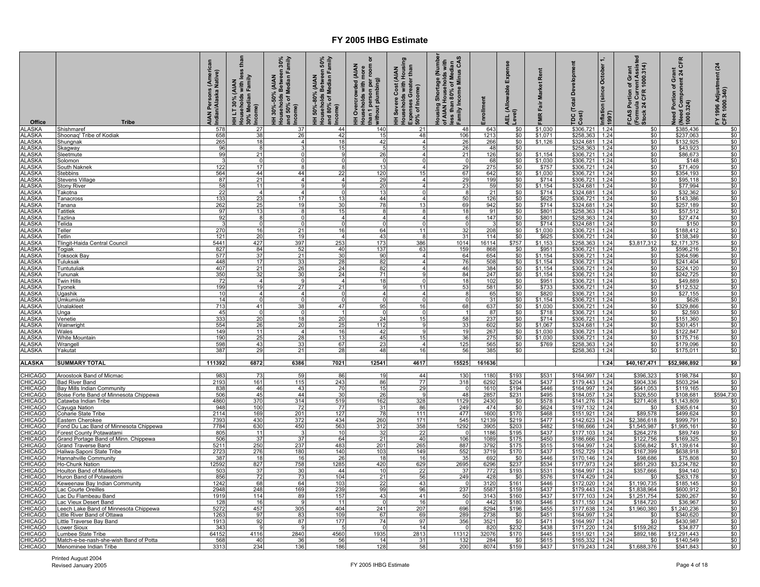# FY 2005 IHBG Estimate

| Office | Tribe | AIAN Persons (American Indian/Alaska Native) | HH LT 30% (AIAN Households with less than 30% Median Family Income) | HH 30%-50% (AIAN Households Between 30% and 50% of Median Family Income) | HH 50%-80% (AIAN Households Between 50% and 80% of Median Family Income) | HH Overcrowded (AIAN Households with more than 1 person per room or without plumbing) | HH Severe Cost (AIAN Households with Housing Expenses Greater than 50% of Income) | Housing Shortage (Number of AIAN Households with less than 80% of Median Family Income Minus CAS | Enrollment | AEL (Allowable Expense Level) | FMR Fair Market Rent | TDC (Total Development Cost) | Inflation (since October 1, 1997) | FCAS Portion of Grant (Formula Current Assisted Stock 24 CFR 1000.314) | Need Portion of Grant (Need Component 24 CFR 1000.324) | FY 1996 Adjustment (24 CFR 1000.340) |
|---|---|---|---|---|---|---|---|---|---|---|---|---|---|---|---|---|
| ALASKA | Shishmaref | 578 | 27 | 37 | 44 | 140 | 21 | 48 | 643 | $0 | $1,030 | $306,721 | 1.24 | $0 | $385,436 | $0 |
| ALASKA | Shoonaq' Tribe of Kodiak | 658 | 38 | 26 | 42 | 15 | 48 | 106 | 1213 | $0 | $1,071 | $258,363 | 1.24 | $0 | $237,063 | $0 |
| ALASKA | Shungnak | 265 | 18 | 4 | 18 | 42 | 4 | 26 | 266 | $0 | $1,126 | $324,681 | 1.24 | $0 | $132,925 | $0 |
| ALASKA | Skagway | 96 | 8 | 3 | 15 | 5 | 5 | 26 | 48 | $0 | | $258,363 | 1.24 | $0 | $43,923 | $0 |
| ALASKA | Sleetmute | 99 | 21 | 0 | 9 | 26 | 4 | 21 | 126 | $0 | $1,154 | $306,721 | 1.24 | $0 | $86,673 | $0 |
| ALASKA | Solomon | 3 | 0 | 0 | 0 | 0 | 0 | 0 | 68 | $0 | $1,030 | $306,721 | 1.24 | $0 | $148 | $0 |
| ALASKA | South Naknek | 122 | 17 | 8 | 8 | 13 | 4 | 29 | 275 | $0 | $757 | $306,721 | 1.24 | $0 | $71,409 | $0 |
| ALASKA | Stebbins | 564 | 44 | 44 | 22 | 120 | 15 | 67 | 642 | $0 | $1,030 | $306,721 | 1.24 | $0 | $354,193 | $0 |
| ALASKA | Stevens Village | 87 | 21 | 4 | 4 | 29 | 4 | 29 | 199 | $0 | $714 | $324,681 | 1.24 | $0 | $95,118 | $0 |
| ALASKA | Stony River | 58 | 11 | 9 | 9 | 20 | 4 | 23 | 59 | $0 | $1,154 | $324,681 | 1.24 | $0 | $77,994 | $0 |
| ALASKA | Takotna | 22 | 4 | 4 | 0 | 13 | 0 | 8 | 21 | $0 | $714 | $324,681 | 1.24 | $0 | $32,362 | $0 |
| ALASKA | Tanacross | 133 | 23 | 17 | 13 | 44 | 4 | 50 | 126 | $0 | $625 | $306,721 | 1.24 | $0 | $143,386 | $0 |
| ALASKA | Tanana | 262 | 25 | 19 | 30 | 78 | 13 | 69 | 942 | $0 | $714 | $324,681 | 1.24 | $0 | $257,189 | $0 |
| ALASKA | Tatitlek | 97 | 13 | 8 | 15 | 8 | 8 | 18 | 91 | $0 | $801 | $258,363 | 1.24 | $0 | $57,512 | $0 |
| ALASKA | Tazlina | 92 | 8 | 0 | 4 | 4 | 4 | 6 | 147 | $0 | $801 | $258,363 | 1.24 | $0 | $27,474 | $0 |
| ALASKA | Telida | 3 | 0 | 0 | 0 | 0 | 0 | 0 | 3 | $0 | $714 | $324,681 | 1.24 | $0 | $150 | $0 |
| ALASKA | Teller | 270 | 16 | 21 | 16 | 64 | 11 | 32 | 208 | $0 | $1,030 | $306,721 | 1.24 | $0 | $188,412 | $0 |
| ALASKA | Tetlin | 121 | 20 | 19 | 4 | 43 | 8 | 31 | 114 | $0 | $625 | $306,721 | 1.24 | $0 | $138,349 | $0 |
| ALASKA | Tlingit-Haida Central Council | 5441 | 427 | 397 | 253 | 173 | 386 | 1014 | 16114 | $757 | $1,153 | $258,363 | 1.24 | $3,817,312 | $2,171,375 | $0 |
| ALASKA | Togiak | 827 | 84 | 52 | 40 | 137 | 63 | 159 | 868 | $0 | $951 | $306,721 | 1.24 | $0 | $596,216 | $0 |
| ALASKA | Toksook Bay | 577 | 37 | 21 | 30 | 90 | 4 | 64 | 654 | $0 | $1,154 | $306,721 | 1.24 | $0 | $264,596 | $0 |
| ALASKA | Tuluksak | 448 | 17 | 33 | 28 | 82 | 4 | 76 | 508 | $0 | $1,154 | $306,721 | 1.24 | $0 | $241,404 | $0 |
| ALASKA | Tuntutuliak | 407 | 21 | 26 | 24 | 82 | 4 | 46 | 384 | $0 | $1,154 | $306,721 | 1.24 | $0 | $224,120 | $0 |
| ALASKA | Tununak | 350 | 32 | 30 | 24 | 71 | 9 | 84 | 247 | $0 | $1,154 | $306,721 | 1.24 | $0 | $242,725 | $0 |
| ALASKA | Twin Hills | 72 | 4 | 9 | 4 | 18 | 0 | 18 | 102 | $0 | $951 | $306,721 | 1.24 | $0 | $49,889 | $0 |
| ALASKA | Tyonek | 199 | 19 | 27 | 21 | 9 | 11 | 53 | 581 | $0 | $733 | $306,721 | 1.24 | $0 | $112,532 | $0 |
| ALASKA | Ugashik | 10 | 4 | 4 | 0 | 4 | 4 | 8 | 65 | $0 | $820 | $306,721 | 1.24 | $0 | $27,155 | $0 |
| ALASKA | Umkumiute | 14 | 0 | 0 | 0 | 0 | 0 | 0 | 31 | $0 | $1,154 | $306,721 | 1.24 | $0 | $626 | $0 |
| ALASKA | Unalakleet | 713 | 41 | 38 | 47 | 95 | 16 | 68 | 637 | $0 | $1,030 | $306,721 | 1.24 | $0 | $329,866 | $0 |
| ALASKA | Unga | 45 | 0 | 0 | 1 | 0 | 0 | 1 | 87 | $0 | $718 | $306,721 | 1.24 | $0 | $2,593 | $0 |
| ALASKA | Venetie | 333 | 20 | 18 | 20 | 24 | 15 | 58 | 237 | $0 | $714 | $306,721 | 1.24 | $0 | $151,360 | $0 |
| ALASKA | Wainwright | 554 | 26 | 20 | 25 | 112 | 9 | 33 | 602 | $0 | $1,067 | $324,681 | 1.24 | $0 | $301,451 | $0 |
| ALASKA | Wales | 149 | 11 | 4 | 16 | 42 | 9 | 19 | 267 | $0 | $1,030 | $306,721 | 1.24 | $0 | $122,847 | $0 |
| ALASKA | White Mountain | 190 | 25 | 28 | 13 | 45 | 15 | 36 | 275 | $0 | $1,030 | $306,721 | 1.24 | $0 | $175,716 | $0 |
| ALASKA | Wrangell | 598 | 43 | 33 | 67 | 23 | 4 | 125 | 565 | $0 | $769 | $258,363 | 1.24 | $0 | $179,096 | $0 |
| ALASKA | Yakutat | 387 | 29 | 21 | 28 | 48 | 16 | 56 | 385 | $0 | | $258,363 | 1.24 | $0 | $175,011 | $0 |
| **ALASKA** | **SUMMARY TOTAL** | **111392** | **6872** | **6386** | **7021** | **12541** | **4617** | **15525** | **161636** | | | | **1.24** | **$40,167,471** | **$52,986,892** | **$0** |
| CHICAGO | Aroostook Band of Micmac | 983 | 73 | 59 | 86 | 19 | 44 | 130 | 1180 | $193 | $531 | $164,997 | 1.24 | $396,323 | $198,784 | $0 |
| CHICAGO | Bad River Band | 2193 | 161 | 115 | 243 | 86 | 77 | 318 | 6292 | $204 | $437 | $179,443 | 1.24 | $904,336 | $503,294 | $0 |
| CHICAGO | Bay Mills Indian Community | 838 | 46 | 43 | 70 | 15 | 29 | 0 | 1610 | $194 | $446 | $164,997 | 1.24 | $641,053 | $119,165 | $0 |
| CHICAGO | Boise Forte Band of Minnesota Chippewa | 506 | 45 | 44 | 30 | 26 | 9 | 48 | 2857 | $231 | $495 | $184,057 | 1.24 | $326,550 | $108,681 | $594,730 |
| CHICAGO | Catawba Indian Tribe | 4860 | 370 | 314 | 519 | 162 | 328 | 1129 | 2430 | $0 | $578 | $141,276 | 1.24 | $271,408 | $1,143,809 | $0 |
| CHICAGO | Cayuga Nation | 948 | 100 | 72 | 77 | 31 | 86 | 249 | 474 | $0 | $624 | $197,132 | 1.24 | $0 | $365,614 | $0 |
| CHICAGO | Coharie State Tribe | 2114 | 169 | 201 | 127 | 78 | 111 | 477 | 1600 | $170 | $468 | $151,921 | 1.24 | $89,578 | $499,624 | $0 |
| CHICAGO | Eastern Cherokee | 7393 | 430 | 372 | 434 | 260 | 171 | 545 | 12139 | $219 | $477 | $142,623 | 1.24 | $2,386,618 | $999,791 | $0 |
| CHICAGO | Fond Du Lac Band of Minnesota Chippewa | 7784 | 630 | 450 | 563 | 312 | 358 | 1292 | 3905 | $203 | $482 | $186,666 | 1.24 | $1,545,987 | $1,995,161 | $0 |
| CHICAGO | Forest County Potawatami | 805 | 11 | 3 | 10 | 32 | 22 | 0 | 1186 | $195 | $437 | $177,103 | 1.24 | $264,278 | $89,749 | $0 |
| CHICAGO | Grand Portage Band of Minn. Chippewa | 506 | 37 | 37 | 64 | 21 | 40 | 106 | 1089 | $175 | $450 | $186,666 | 1.24 | $122,756 | $169,325 | $0 |
| CHICAGO | Grand Traverse Band | 5211 | 250 | 237 | 483 | 201 | 265 | 887 | 3792 | $175 | $515 | $164,997 | 1.24 | $356,842 | $1,139,614 | $0 |
| CHICAGO | Haliwa-Saponi State Tribe | 2723 | 276 | 180 | 140 | 103 | 149 | 552 | 3719 | $170 | $437 | $152,729 | 1.24 | $167,399 | $638,918 | $0 |
| CHICAGO | Hannahville Community | 387 | 18 | 16 | 26 | 18 | 16 | 35 | 692 | $0 | $446 | $170,146 | 1.24 | $98,686 | $75,808 | $0 |
| CHICAGO | Ho-Chunk Nation | 12592 | 827 | 758 | 1285 | 420 | 629 | 2695 | 6296 | $237 | $534 | $177,973 | 1.24 | $851,293 | $3,234,782 | $0 |
| CHICAGO | Houlton Band of Maliseets | 503 | 37 | 30 | 44 | 10 | 22 | 37 | 772 | $193 | $531 | $164,997 | 1.24 | $357,666 | $94,140 | $0 |
| CHICAGO | Huron Band of Potawatomi | 856 | 72 | 73 | 104 | 21 | 56 | 249 | 428 | $0 | $576 | $174,429 | 1.24 | $0 | $263,178 | $0 |
| CHICAGO | Keweenaw Bay Indian Community | 1242 | 68 | 64 | 103 | 22 | 43 | 0 | 3120 | $161 | $446 | $172,020 | 1.24 | $1,190,735 | $185,145 | $0 |
| CHICAGO | Lac Courte Oreilles | 2948 | 248 | 169 | 239 | 99 | 96 | 237 | 5587 | $159 | $437 | $179,443 | 1.24 | $1,838,964 | $600,912 | $0 |
| CHICAGO | Lac Du Flambeau Band | 1919 | 114 | 89 | 157 | 43 | 41 | 50 | 3143 | $160 | $437 | $177,103 | 1.24 | $1,251,754 | $280,267 | $0 |
| CHICAGO | Lac Vieux Desert Band | 128 | 16 | 9 | 11 | 0 | 16 | 0 | 442 | $180 | $446 | $171,150 | 1.24 | $184,720 | $36,967 | $0 |
| CHICAGO | Leech Lake Band of Minnesota Chippewa | 5272 | 457 | 305 | 404 | 241 | 207 | 696 | 8294 | $196 | $455 | $177,638 | 1.24 | $1,960,380 | $1,240,236 | $0 |
| CHICAGO | Little River Band of Ottawa | 1263 | 97 | 83 | 109 | 67 | 69 | 289 | 2738 | $0 | $451 | $164,997 | 1.24 | $0 | $340,620 | $0 |
| CHICAGO | Little Traverse Bay Band | 1913 | 92 | 87 | 177 | 74 | 97 | 356 | 3521 | $0 | $471 | $164,997 | 1.24 | $0 | $430,987 | $0 |
| CHICAGO | Lower Sioux | 343 | 9 | 9 | 5 | 0 | 14 | 0 | 820 | $232 | $438 | $171,220 | 1.24 | $159,262 | $34,877 | $0 |
| CHICAGO | Lumbee State Tribe | 64152 | 4116 | 2840 | 4560 | 1935 | 2813 | 11312 | 32076 | $170 | $445 | $151,921 | 1.24 | $892,186 | $12,291,443 | $0 |
| CHICAGO | Match-e-be-nash-she-wish Band of Potta | 568 | 40 | 36 | 56 | 14 | 31 | 132 | 284 | $0 | $615 | $165,332 | 1.24 | $0 | $140,549 | $0 |
| CHICAGO | Menominee Indian Tribe | 3313 | 234 | 136 | 186 | 128 | 58 | 200 | 8074 | $159 | $437 | $179,243 | 1.24 | $1,688,376 | $541,843 | $0 |

Printed August 2004
Revised January 2005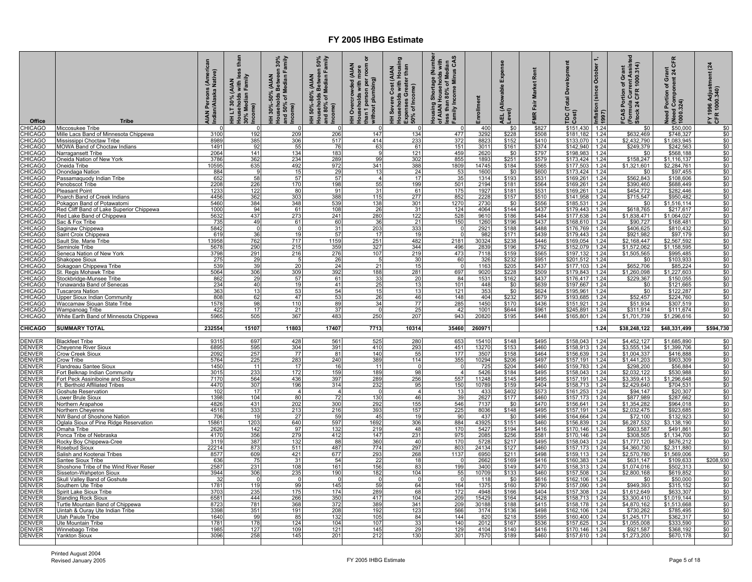# FY 2005 IHBG Estimate

| Office | Tribe | AIAN Persons (American Indian/Alaska Native) | HH LT 30% (AIAN Households with less than 30% Median Family Income) | HH 30%-50% (AIAN Households Between 30% and 50% of Median Family Income) | HH 50%-80% (AIAN Households Between 50% and 80% of Median Family Income) | HH Overcrowded (AIAN Households with more than 1 person per room or without plumbing) | HH Severe Cost (AIAN Households with Housing Expenses Greater than 50% of Income) | Housing Shortage (Number of AIAN Households with less than 80% of Median Family Income Minus CAS | Enrollment | AEL (Allowable Expense Level) | FMR Fair Market Rent | TDC (Total Development Cost) | Inflation (since October 1, 1997) | FCAS Portion of Grant (Formula Current Assisted Stock 24 CFR 1000.314) | Need Portion of Grant (Need Component 24 CFR 1000.324) | FY 1996 Adjustment (24 CFR 1000.340) |
|---|---|---|---|---|---|---|---|---|---|---|---|---|---|---|---|---|
| CHICAGO | Miccosukee Tribe | 0 | 0 | 0 | 0 | 0 | 0 | 0 | 400 | $0 | $827 | $151,430 | 1.24 | $0 | $50,000 | $0 |
| CHICAGO | Mille Lacs Band of Minnesota Chippewa | 3100 | 192 | 209 | 206 | 147 | 134 | 477 | 3292 | $228 | $508 | $181,182 | 1.24 | $632,469 | $748,327 | $0 |
| CHICAGO | Mississippi Choctaw Tribe | 8989 | 385 | 306 | 517 | 414 | 233 | 372 | 8823 | $152 | $410 | $133,070 | 1.24 | $2,432,790 | $1,083,945 | $0 |
| CHICAGO | MOWA Band of Choctaw Indians | 1491 | 92 | 55 | 76 | 63 | 61 | 151 | 3011 | $161 | $374 | $142,940 | 1.24 | $249,379 | $242,563 | $0 |
| CHICAGO | Narragansett Tribe | 2064 | 141 | 134 | 183 | 9 | 121 | 459 | 2620 | $0 | $797 | $198,983 | 1.24 | $0 | $568,188 | $0 |
| CHICAGO | Oneida Nation of New York | 3786 | 362 | 234 | 289 | 99 | 302 | 855 | 1893 | $251 | $579 | $173,424 | 1.24 | $158,247 | $1,116,137 | $0 |
| CHICAGO | Oneida Tribe | 10595 | 635 | 492 | 972 | 341 | 388 | 1809 | 14745 | $184 | $565 | $177,503 | 1.24 | $1,321,601 | $2,284,761 | $0 |
| CHICAGO | Onondaga Nation | 884 | 9 | 15 | 29 | 13 | 24 | 53 | 1600 | $0 | $600 | $173,424 | 1.24 | $0 | $97,455 | $0 |
| CHICAGO | Passamaquody Indian Tribe | 652 | 58 | 57 | 57 | 4 | 17 | 35 | 1314 | $193 | $531 | $169,261 | 1.24 | $562,843 | $108,606 | $0 |
| CHICAGO | Penobscot Tribe | 2208 | 226 | 170 | 198 | 55 | 199 | 501 | 2194 | $181 | $564 | $169,261 | 1.24 | $390,460 | $688,449 | $0 |
| CHICAGO | Pleasant Point | 1233 | 122 | 80 | 91 | 31 | 61 | 175 | 1927 | $181 | $531 | $169,261 | 1.24 | $454,772 | $282,446 | $0 |
| CHICAGO | Poarch Band of Creek Indians | 4456 | 362 | 303 | 388 | 115 | 277 | 852 | 2228 | $157 | $510 | $141,958 | 1.24 | $715,547 | $950,482 | $0 |
| CHICAGO | Pokagon Band of Potawatomi | 5460 | 384 | 348 | 539 | 138 | 301 | 1270 | 2730 | $0 | $556 | $185,531 | 1.24 | $0 | $1,516,114 | $0 |
| CHICAGO | Red Cliff Band of Lake Superior Chippewa | 1000 | 94 | 61 | 108 | 26 | 31 | 124 | 4064 | $144 | $437 | $179,443 | 1.24 | $618,765 | $217,617 | $0 |
| CHICAGO | Red Lake Band of Chippewa | 5632 | 437 | 273 | 241 | 280 | 122 | 528 | 9610 | $186 | $484 | $177,638 | 1.24 | $1,838,471 | $1,064,027 | $0 |
| CHICAGO | Sac & Fox Tribe | 735 | 49 | 61 | 60 | 36 | 21 | 150 | 1260 | $196 | $437 | $168,610 | 1.24 | $90,727 | $168,481 | $0 |
| CHICAGO | Saginaw Chippewa | 5842 | 0 | 0 | 31 | 203 | 333 | 0 | 2921 | $188 | $488 | $176,769 | 1.24 | $406,625 | $810,432 | $0 |
| CHICAGO | Saint Croix Chippewa | 619 | 36 | 19 | 57 | 17 | 19 | 0 | 982 | $171 | $439 | $179,443 | 1.24 | $921,982 | $97,179 | $0 |
| CHICAGO | Sault Ste. Marie Tribe | 13958 | 762 | 717 | 1159 | 251 | 482 | 2181 | 30324 | $238 | $446 | $169,054 | 1.24 | $2,168,447 | $2,567,592 | $0 |
| CHICAGO | Seminole Tribe | 5678 | 290 | 215 | 359 | 327 | 344 | 496 | 2839 | $196 | $792 | $152,079 | 1.24 | $1,572,062 | $1,158,595 | $0 |
| CHICAGO | Seneca Nation of New York | 3798 | 291 | 216 | 276 | 107 | 219 | 473 | 7118 | $159 | $565 | $197,132 | 1.24 | $1,505,565 | $995,485 | $0 |
| CHICAGO | Shakopee Sioux | 275 | 29 | 5 | 26 | 5 | 30 | 60 | 326 | $232 | $951 | $201,512 | 1.24 | $0 | $103,933 | $0 |
| CHICAGO | Sokagoan Chippewa Tribe | 539 | 39 | 20 | 24 | 21 | 15 | 0 | 1163 | $205 | $437 | $177,103 | 1.24 | $652,706 | $85,224 | $0 |
| CHICAGO | St. Regis Mohawk Tribe | 5064 | 306 | 309 | 392 | 188 | 281 | 697 | 9020 | $228 | $509 | $179,843 | 1.24 | $1,260,098 | $1,227,603 | $0 |
| CHICAGO | Stockbridge-Munsee Tribe | 862 | 29 | 57 | 61 | 33 | 20 | 84 | 1531 | $162 | $437 | $176,417 | 1.24 | $229,367 | $150,055 | $0 |
| CHICAGO | Tonawanda Band of Senecas | 234 | 40 | 19 | 41 | 25 | 13 | 101 | 448 | $0 | $639 | $197,667 | 1.24 | $0 | $121,665 | $0 |
| CHICAGO | Tuscarora Nation | 363 | 13 | 53 | 54 | 15 | 13 | 121 | 353 | $0 | $624 | $195,961 | 1.24 | $0 | $122,287 | $0 |
| CHICAGO | Upper Sioux Indian Community | 808 | 62 | 47 | 53 | 26 | 46 | 148 | 404 | $232 | $679 | $193,685 | 1.24 | $52,457 | $224,760 | $0 |
| CHICAGO | Waccamaw Siouan State Tribe | 1578 | 98 | 110 | 89 | 34 | 77 | 285 | 1450 | $170 | $436 | $151,921 | 1.24 | $51,934 | $307,519 | $0 |
| CHICAGO | Wampanoag Tribe | 422 | 17 | 21 | 37 | 0 | 25 | 42 | 1001 | $644 | $961 | $245,891 | 1.24 | $311,914 | $111,674 | $0 |
| CHICAGO | White Earth Band of Minnesota Chippewa | 5965 | 505 | 367 | 483 | 250 | 207 | 943 | 20820 | $195 | $448 | $165,801 | 1.24 | $1,701,739 | $1,296,616 | $0 |
| **CHICAGO** | **SUMMARY TOTAL** | **232554** | **15107** | **11803** | **17407** | **7713** | **10314** | **35460** | **260971** | | | | **1.24** | **$38,248,122** | **$48,331,499** | **$594,730** |
| DENVER | Blackfeet Tribe | 9315 | 697 | 428 | 561 | 525 | 280 | 653 | 15410 | $148 | $495 | $158,043 | 1.24 | $4,452,127 | $1,685,890 | $0 |
| DENVER | Cheyenne River Sioux | 6895 | 595 | 304 | 391 | 410 | 293 | 451 | 13270 | $153 | $460 | $158,913 | 1.24 | $3,555,134 | $1,399,706 | $0 |
| DENVER | Crow Creek Sioux | 2092 | 257 | 77 | 81 | 140 | 55 | 177 | 3507 | $158 | $464 | $156,639 | 1.24 | $1,004,337 | $416,888 | $0 |
| DENVER | Crow Tribe | 5764 | 225 | 283 | 240 | 389 | 114 | 355 | 10294 | $206 | $497 | $157,191 | 1.24 | $1,441,203 | $903,309 | $0 |
| DENVER | Flandreau Santee Sioux | 1450 | 11 | 17 | 16 | 11 | 0 | 0 | 725 | $204 | $460 | $159,783 | 1.24 | $298,200 | $56,884 | $0 |
| DENVER | Fort Belknap Indian Community | 3015 | 233 | 172 | 159 | 189 | 98 | 4 | 5426 | $184 | $495 | $158,043 | 1.24 | $2,032,122 | $530,988 | $0 |
| DENVER | Fort Peck Assiniboine and Sioux | 7170 | 564 | 436 | 397 | 289 | 256 | 557 | 11248 | $145 | $495 | $157,191 | 1.24 | $3,359,413 | $1,296,648 | $0 |
| DENVER | Ft. Berthold Affiliated Tribes | 4470 | 307 | 196 | 314 | 232 | 95 | 150 | 10789 | $159 | $404 | $158,713 | 1.24 | $2,429,640 | $704,531 | $0 |
| DENVER | Goshute Reservation | 102 | 17 | 4 | 4 | 0 | 4 | 13 | 433 | $402 | $573 | $161,253 | 1.24 | $94,147 | $20,307 | $0 |
| DENVER | Lower Brule Sioux | 1398 | 104 | 80 | 72 | 130 | 46 | 39 | 2627 | $177 | $460 | $157,173 | 1.24 | $877,989 | $287,662 | $0 |
| DENVER | Northern Arapahoe | 4826 | 431 | 202 | 300 | 292 | 155 | 546 | 7137 | $0 | $470 | $156,641 | 1.24 | $1,354,282 | $964,018 | $0 |
| DENVER | Northern Cheyenne | 4518 | 333 | 213 | 216 | 393 | 157 | 225 | 8036 | $148 | $495 | $157,191 | 1.24 | $2,032,475 | $923,685 | $0 |
| DENVER | NW Band of Shoshone Nation | 706 | 19 | 27 | 59 | 45 | 19 | 90 | 437 | $0 | $496 | $164,664 | 1.24 | $72,100 | $132,923 | $0 |
| DENVER | Oglala Sioux of Pine Ridge Reservation | 15861 | 1203 | 640 | 597 | 1692 | 306 | 884 | 43925 | $151 | $460 | $156,839 | 1.24 | $6,287,532 | $3,138,190 | $0 |
| DENVER | Omaha Tribe | 2626 | 142 | 97 | 132 | 219 | 48 | 170 | 5427 | $194 | $416 | $170,146 | 1.24 | $903,587 | $491,861 | $0 |
| DENVER | Ponca Tribe of Nebraska | 4170 | 356 | 279 | 412 | 147 | 231 | 975 | 2085 | $256 | $581 | $170,146 | 1.24 | $308,505 | $1,134,700 | $0 |
| DENVER | Rocky Boy Chippewa-Cree | 3119 | 387 | 132 | 88 | 360 | 40 | 170 | 5728 | $217 | $495 | $158,043 | 1.24 | $1,777,120 | $676,212 | $0 |
| DENVER | Rosebud Sioux | 22214 | 873 | 511 | 487 | 774 | 297 | 803 | 24134 | $127 | $460 | $157,173 | 1.24 | $4,360,730 | $2,311,880 | $0 |
| DENVER | Salish and Kootenai Tribes | 8577 | 609 | 421 | 677 | 293 | 268 | 1137 | 6950 | $211 | $498 | $159,113 | 1.24 | $2,570,780 | $1,569,006 | $0 |
| DENVER | Santee Sioux Tribe | 636 | 75 | 31 | 54 | 22 | 18 | 0 | 2662 | $169 | $416 | $160,383 | 1.24 | $631,147 | $109,633 | $208,930 |
| DENVER | Shoshone Tribe of the Wind River Reser | 2587 | 231 | 108 | 161 | 156 | 83 | 199 | 3400 | $149 | $470 | $158,313 | 1.24 | $1,074,016 | $502,313 | $0 |
| DENVER | Sisseton-Wahpeton Sioux | 3944 | 306 | 235 | 190 | 182 | 104 | 55 | 10709 | $133 | $460 | $157,508 | 1.24 | $2,800,168 | $619,852 | $0 |
| DENVER | Skull Valley Band of Goshute | 32 | 0 | 0 | 0 | 0 | 0 | 0 | 118 | $0 | $616 | $162,106 | 1.24 | $0 | $50,000 | $0 |
| DENVER | Southern Ute Tribe | 1781 | 119 | 99 | 145 | 59 | 64 | 164 | 1375 | $160 | $790 | $157,090 | 1.24 | $949,393 | $315,152 | $0 |
| DENVER | Spirit Lake Sioux Tribe | 3703 | 235 | 175 | 174 | 289 | 68 | 172 | 4948 | $166 | $404 | $157,308 | 1.24 | $1,612,649 | $633,307 | $0 |
| DENVER | Standing Rock Sioux | 6581 | 444 | 266 | 350 | 417 | 104 | 209 | 15429 | $164 | $428 | $158,713 | 1.24 | $3,300,410 | $1,019,144 | $0 |
| DENVER | Turtle Mountain Band of Chippewa | 8723 | 781 | 368 | 372 | 389 | 341 | 209 | 30188 | $188 | $415 | $158,178 | 1.24 | $4,870,162 | $1,513,668 | $0 |
| DENVER | Uintah & Ouray Ute Indian Tribe | 3398 | 351 | 191 | 208 | 192 | 123 | 566 | 3174 | $136 | $498 | $162,106 | 1.24 | $730,262 | $785,495 | $0 |
| DENVER | Utah Paiute Tribe | 1640 | 99 | 85 | 132 | 105 | 84 | 144 | 820 | $218 | $595 | $160,400 | 1.24 | $1,245,171 | $362,317 | $0 |
| DENVER | Ute Mountain Tribe | 1781 | 178 | 124 | 104 | 107 | 33 | 140 | 2012 | $167 | $536 | $157,625 | 1.24 | $1,055,008 | $333,590 | $0 |
| DENVER | Winnebago Tribe | 1985 | 127 | 109 | 121 | 145 | 29 | 129 | 4104 | $140 | $416 | $170,146 | 1.24 | $921,587 | $368,192 | $0 |
| DENVER | Yankton Sioux | 3096 | 258 | 145 | 201 | 212 | 130 | 301 | 7570 | $189 | $460 | $157,610 | 1.24 | $1,273,200 | $670,178 | $0 |

Printed August 2004
Revised January 2005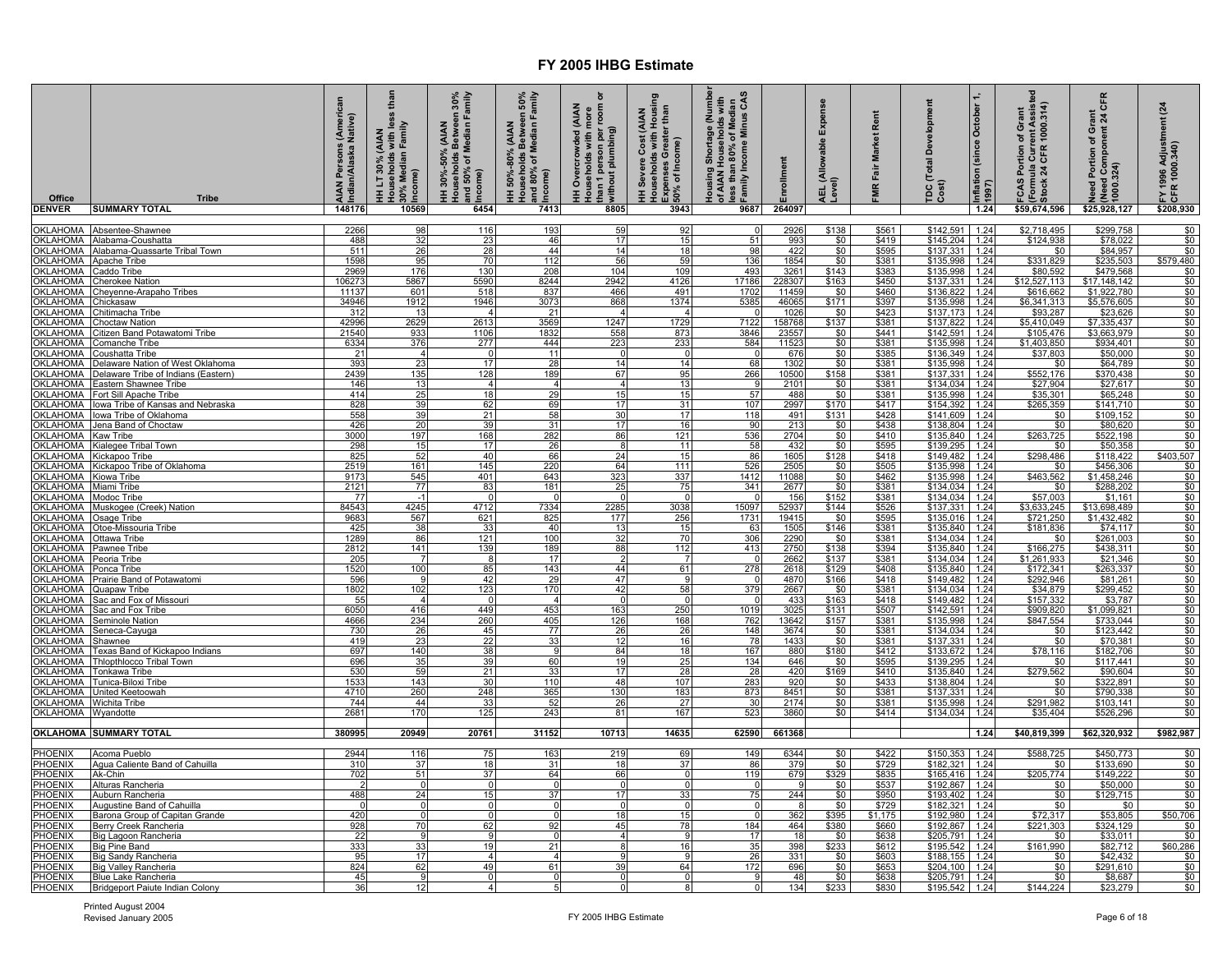# FY 2005 IHBG Estimate

| Office | Tribe | AIAN Persons (American Indian/Alaska Native) | HH LT 30% (AIAN Households with less than 30% Median Family Income) | HH 30%-50% (AIAN Households Between 30% and 50% of Median Family Income) | HH 50%-80% (AIAN Households Between 50% and 80% of Median Family Income) | HH Overcrowded (AIAN Households with more than 1 person per room or without plumbing) | HH Severe Cost (AIAN Households with Housing Expenses Greater than 50% of Income) | Housing Shortage (Number of AIAN Households with less than 80% of Median Family Income Minus CAS | Enrollment | AEL (Allowable Expense Level) | FMR Fair Market Rent | TDC (Total Development Cost) | Inflation (since October 1, 1997) | FCAS Portion of Grant (Formula Current Assisted Stock 24 CFR 1000.314) | Need Portion of Grant (Need Component 24 CFR 1000.324) | FY 1996 Adjustment (24 CFR 1000.340) |
|---|---|---|---|---|---|---|---|---|---|---|---|---|---|---|---|---|
| DENVER | SUMMARY TOTAL | 148176 | 10569 | 6454 | 7413 | 8805 | 3943 | 9687 | 264097 | | | | 1.24 | $59,674,596 | $25,928,127 | $208,930 |
| OKLAHOMA | Absentee-Shawnee | 2266 | 98 | 116 | 193 | 59 | 92 | 0 | 2926 | $138 | $561 | $142,591 | 1.24 | $2,718,495 | $299,758 | $0 |
| OKLAHOMA | Alabama-Coushatta | 488 | 32 | 23 | 46 | 17 | 15 | 51 | 993 | $0 | $419 | $145,204 | 1.24 | $124,938 | $78,022 | $0 |
| OKLAHOMA | Alabama-Quassarte Tribal Town | 511 | 26 | 28 | 44 | 14 | 18 | 98 | 422 | $0 | $595 | $137,331 | 1.24 | $0 | $84,957 | $0 |
| OKLAHOMA | Apache Tribe | 1598 | 95 | 70 | 112 | 56 | 59 | 136 | 1854 | $0 | $381 | $135,998 | 1.24 | $331,829 | $235,503 | $579,480 |
| OKLAHOMA | Caddo Tribe | 2969 | 176 | 130 | 208 | 104 | 109 | 493 | 3261 | $143 | $383 | $135,998 | 1.24 | $80,592 | $479,568 | $0 |
| OKLAHOMA | Cherokee Nation | 106273 | 5867 | 5590 | 8244 | 2942 | 4126 | 17186 | 228307 | $163 | $450 | $137,331 | 1.24 | $12,527,113 | $17,148,142 | $0 |
| OKLAHOMA | Cheyenne-Arapaho Tribes | 11137 | 601 | 518 | 837 | 466 | 491 | 1702 | 11459 | $0 | $460 | $136,822 | 1.24 | $616,662 | $1,922,780 | $0 |
| OKLAHOMA | Chickasaw | 34946 | 1912 | 1946 | 3073 | 868 | 1374 | 5385 | 46065 | $171 | $397 | $135,998 | 1.24 | $6,341,313 | $5,576,605 | $0 |
| OKLAHOMA | Chitimacha Tribe | 312 | 13 | 4 | 21 | 4 | 4 | 0 | 1026 | $0 | $423 | $137,173 | 1.24 | $93,287 | $23,626 | $0 |
| OKLAHOMA | Choctaw Nation | 42996 | 2629 | 2613 | 3569 | 1247 | 1729 | 7122 | 158768 | $137 | $381 | $137,822 | 1.24 | $5,410,049 | $7,335,437 | $0 |
| OKLAHOMA | Citizen Band Potawatomi Tribe | 21540 | 933 | 1106 | 1832 | 558 | 873 | 3846 | 23557 | $0 | $441 | $142,591 | 1.24 | $105,476 | $3,663,979 | $0 |
| OKLAHOMA | Comanche Tribe | 6334 | 376 | 277 | 444 | 223 | 233 | 584 | 11523 | $0 | $381 | $135,998 | 1.24 | $1,403,850 | $934,401 | $0 |
| OKLAHOMA | Coushatta Tribe | 21 | 4 | 0 | 11 | 0 | 0 | 0 | 676 | $0 | $385 | $136,349 | 1.24 | $37,803 | $50,000 | $0 |
| OKLAHOMA | Delaware Nation of West Oklahoma | 393 | 23 | 17 | 28 | 14 | 14 | 68 | 1302 | $0 | $381 | $135,998 | 1.24 | $0 | $64,789 | $0 |
| OKLAHOMA | Delaware Tribe of Indians (Eastern) | 2439 | 135 | 128 | 189 | 67 | 95 | 266 | 10500 | $158 | $381 | $137,331 | 1.24 | $552,176 | $370,438 | $0 |
| OKLAHOMA | Eastern Shawnee Tribe | 146 | 13 | 4 | 4 | 4 | 13 | 9 | 2101 | $0 | $381 | $134,034 | 1.24 | $27,904 | $27,617 | $0 |
| OKLAHOMA | Fort Sill Apache Tribe | 414 | 25 | 18 | 29 | 15 | 15 | 57 | 488 | $0 | $381 | $135,998 | 1.24 | $35,301 | $65,248 | $0 |
| OKLAHOMA | Iowa Tribe of Kansas and Nebraska | 828 | 39 | 62 | 69 | 17 | 31 | 107 | 2997 | $170 | $417 | $154,392 | 1.24 | $265,359 | $141,710 | $0 |
| OKLAHOMA | Iowa Tribe of Oklahoma | 558 | 39 | 21 | 58 | 30 | 17 | 118 | 491 | $131 | $428 | $141,609 | 1.24 | $0 | $109,152 | $0 |
| OKLAHOMA | Jena Band of Choctaw | 426 | 20 | 39 | 31 | 17 | 16 | 90 | 213 | $0 | $438 | $138,804 | 1.24 | $0 | $80,620 | $0 |
| OKLAHOMA | Kaw Tribe | 3000 | 197 | 168 | 282 | 86 | 121 | 536 | 2704 | $0 | $410 | $135,840 | 1.24 | $263,725 | $522,198 | $0 |
| OKLAHOMA | Kialegee Tribal Town | 298 | 15 | 17 | 26 | 8 | 11 | 58 | 432 | $0 | $595 | $139,295 | 1.24 | $0 | $50,358 | $0 |
| OKLAHOMA | Kickapoo Tribe | 825 | 52 | 40 | 66 | 24 | 15 | 86 | 1605 | $128 | $418 | $149,482 | 1.24 | $298,486 | $118,422 | $403,507 |
| OKLAHOMA | Kickapoo Tribe of Oklahoma | 2519 | 161 | 145 | 220 | 64 | 111 | 526 | 2505 | $0 | $505 | $135,998 | 1.24 | $0 | $456,306 | $0 |
| OKLAHOMA | Kiowa Tribe | 9173 | 545 | 401 | 643 | 323 | 337 | 1412 | 11088 | $0 | $462 | $135,998 | 1.24 | $463,562 | $1,458,246 | $0 |
| OKLAHOMA | Miami Tribe | 2121 | 77 | 83 | 181 | 25 | 75 | 341 | 2677 | $0 | $381 | $134,034 | 1.24 | $0 | $288,202 | $0 |
| OKLAHOMA | Modoc Tribe | 77 | -1 | 0 | 0 | 0 | 0 | 0 | 156 | $152 | $381 | $134,034 | 1.24 | $57,003 | $1,161 | $0 |
| OKLAHOMA | Muskogee (Creek) Nation | 84543 | 4245 | 4712 | 7334 | 2285 | 3038 | 15097 | 52937 | $144 | $526 | $137,331 | 1.24 | $3,633,245 | $13,698,489 | $0 |
| OKLAHOMA | Osage Tribe | 9683 | 567 | 621 | 825 | 177 | 256 | 1731 | 19415 | $0 | $595 | $135,016 | 1.24 | $721,250 | $1,432,482 | $0 |
| OKLAHOMA | Otoe-Missouria Tribe | 425 | 38 | 33 | 40 | 13 | 15 | 63 | 1505 | $146 | $381 | $135,840 | 1.24 | $181,836 | $74,117 | $0 |
| OKLAHOMA | Ottawa Tribe | 1289 | 86 | 121 | 100 | 32 | 70 | 306 | 2290 | $0 | $381 | $134,034 | 1.24 | $0 | $261,003 | $0 |
| OKLAHOMA | Pawnee Tribe | 2812 | 141 | 139 | 189 | 88 | 112 | 413 | 2750 | $138 | $394 | $135,840 | 1.24 | $166,275 | $438,311 | $0 |
| OKLAHOMA | Peoria Tribe | 205 | 7 | 8 | 17 | 2 | 7 | 0 | 2662 | $137 | $381 | $134,034 | 1.24 | $1,261,933 | $21,346 | $0 |
| OKLAHOMA | Ponca Tribe | 1520 | 100 | 85 | 143 | 44 | 61 | 278 | 2618 | $129 | $408 | $135,840 | 1.24 | $172,341 | $263,337 | $0 |
| OKLAHOMA | Prairie Band of Potawatomi | 596 | 9 | 42 | 29 | 47 | 9 | 0 | 4870 | $166 | $418 | $149,482 | 1.24 | $292,946 | $81,261 | $0 |
| OKLAHOMA | Quapaw Tribe | 1802 | 102 | 123 | 170 | 42 | 58 | 379 | 2667 | $0 | $381 | $134,034 | 1.24 | $34,879 | $299,452 | $0 |
| OKLAHOMA | Sac and Fox of Missouri | 55 | 4 | 0 | 4 | 0 | 0 | 0 | 433 | $163 | $418 | $149,482 | 1.24 | $157,332 | $3,787 | $0 |
| OKLAHOMA | Sac and Fox Tribe | 6050 | 416 | 449 | 453 | 163 | 250 | 1019 | 3025 | $131 | $507 | $142,591 | 1.24 | $909,820 | $1,099,821 | $0 |
| OKLAHOMA | Seminole Nation | 4666 | 234 | 260 | 405 | 126 | 168 | 762 | 13642 | $157 | $381 | $135,998 | 1.24 | $847,554 | $733,044 | $0 |
| OKLAHOMA | Seneca-Cayuga | 730 | 26 | 45 | 77 | 26 | 26 | 148 | 3674 | $0 | $381 | $134,034 | 1.24 | $0 | $123,442 | $0 |
| OKLAHOMA | Shawnee | 419 | 23 | 22 | 33 | 12 | 16 | 78 | 1433 | $0 | $381 | $137,331 | 1.24 | $0 | $70,381 | $0 |
| OKLAHOMA | Texas Band of Kickapoo Indians | 697 | 140 | 38 | 9 | 84 | 18 | 167 | 880 | $180 | $412 | $133,672 | 1.24 | $78,116 | $182,706 | $0 |
| OKLAHOMA | Thlopthlocco Tribal Town | 696 | 35 | 39 | 60 | 19 | 25 | 134 | 646 | $0 | $595 | $139,295 | 1.24 | $0 | $117,441 | $0 |
| OKLAHOMA | Tonkawa Tribe | 530 | 59 | 21 | 33 | 17 | 28 | 28 | 420 | $169 | $410 | $135,840 | 1.24 | $279,562 | $90,604 | $0 |
| OKLAHOMA | Tunica-Biloxi Tribe | 1533 | 143 | 30 | 110 | 48 | 107 | 283 | 920 | $0 | $433 | $138,804 | 1.24 | $0 | $322,891 | $0 |
| OKLAHOMA | United Keetoowah | 4710 | 260 | 248 | 365 | 130 | 183 | 873 | 8451 | $0 | $381 | $137,331 | 1.24 | $0 | $790,338 | $0 |
| OKLAHOMA | Wichita Tribe | 744 | 44 | 33 | 52 | 26 | 27 | 30 | 2174 | $0 | $381 | $135,998 | 1.24 | $291,982 | $103,141 | $0 |
| OKLAHOMA | Wyandotte | 2681 | 170 | 125 | 243 | 81 | 167 | 523 | 3860 | $0 | $414 | $134,034 | 1.24 | $35,404 | $526,296 | $0 |
| OKLAHOMA | SUMMARY TOTAL | 380995 | 20949 | 20761 | 31152 | 10713 | 14635 | 62590 | 661368 | | | | 1.24 | $40,819,399 | $62,320,932 | $982,987 |
| PHOENIX | Acoma Pueblo | 2944 | 116 | 75 | 163 | 219 | 69 | 149 | 6344 | $0 | $422 | $150,353 | 1.24 | $588,725 | $450,773 | $0 |
| PHOENIX | Agua Caliente Band of Cahuilla | 310 | 37 | 18 | 31 | 18 | 37 | 86 | 379 | $0 | $729 | $182,321 | 1.24 | $0 | $133,690 | $0 |
| PHOENIX | Ak-Chin | 702 | 51 | 37 | 64 | 66 | 0 | 119 | 679 | $329 | $835 | $165,416 | 1.24 | $205,774 | $149,222 | $0 |
| PHOENIX | Alturas Rancheria | 2 | 0 | 0 | 0 | 0 | 0 | 0 | 9 | $0 | $537 | $192,867 | 1.24 | $0 | $50,000 | $0 |
| PHOENIX | Auburn Rancheria | 488 | 24 | 15 | 37 | 17 | 33 | 75 | 244 | $0 | $950 | $193,402 | 1.24 | $0 | $129,715 | $0 |
| PHOENIX | Augustine Band of Cahuilla | 0 | 0 | 0 | 0 | 0 | 0 | 0 | 8 | $0 | $729 | $182,321 | 1.24 | $0 | $0 | $0 |
| PHOENIX | Barona Group of Capitan Grande | 420 | 0 | 0 | 0 | 18 | 15 | 0 | 362 | $395 | $1,175 | $192,980 | 1.24 | $72,317 | $53,805 | $50,706 |
| PHOENIX | Berry Creek Rancheria | 928 | 70 | 62 | 92 | 45 | 78 | 184 | 464 | $380 | $660 | $192,867 | 1.24 | $221,303 | $324,129 | $0 |
| PHOENIX | Big Lagoon Rancheria | 22 | 9 | 9 | 0 | 4 | 9 | 17 | 18 | $0 | $638 | $205,791 | 1.24 | $0 | $33,011 | $0 |
| PHOENIX | Big Pine Band | 333 | 33 | 19 | 21 | 8 | 16 | 35 | 398 | $233 | $612 | $195,542 | 1.24 | $161,990 | $82,712 | $60,286 |
| PHOENIX | Big Sandy Rancheria | 95 | 17 | 4 | 4 | 9 | 9 | 26 | 331 | $0 | $603 | $188,155 | 1.24 | $0 | $42,432 | $0 |
| PHOENIX | Big Valley Rancheria | 824 | 62 | 49 | 61 | 39 | 64 | 172 | 696 | $0 | $653 | $204,100 | 1.24 | $0 | $291,610 | $0 |
| PHOENIX | Blue Lake Rancheria | 45 | 9 | 0 | 0 | 0 | 0 | 9 | 48 | $0 | $638 | $205,791 | 1.24 | $0 | $8,687 | $0 |
| PHOENIX | Bridgeport Paiute Indian Colony | 36 | 12 | 4 | 5 | 0 | 8 | 0 | 134 | $233 | $830 | $195,542 | 1.24 | $144,224 | $23,279 | $0 |

Printed August 2004
Revised January 2005

FY 2005 IHBG Estimate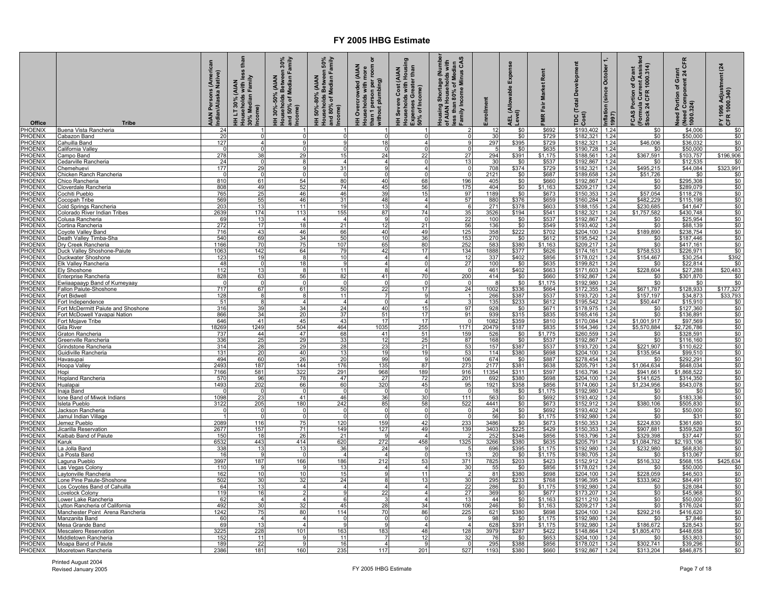# FY 2005 IHBG Estimate

| Office | Tribe | AIAN Persons (American Indian/Alaska Native) | HH LT 30% (AIAN Households with less than 30% Median Family Income) | HH 30%-50% (AIAN Households Between 30% and 50% of Median Family Income) | HH 50%-80% (AIAN Households Between 50% and 80% of Median Family Income) | HH Overcrowded (AIAN Households with more than 1 person per room or without plumbing) | HH Severe Cost (AIAN Households with Housing Expenses Greater than 50% of Income) | Housing Shortage (Number of AIAN Households with less than 80% of Median Family Income Minus CAS | Enrollment | AEL (Allowable Expense Level) | FMR Fair Market Rent | TDC (Total Development Cost) | Inflation (since October 1, 1997) | FCAS Portion of Grant (Formula Current Assisted Stock 24 CFR 1000.314) | Need Portion of Grant (Need Component 24 CFR 1000.324) | FY 1996 Adjustment (24 CFR 1000.340) |
|---|---|---|---|---|---|---|---|---|---|---|---|---|---|---|---|---|
| PHOENIX | Buena Vista Rancheria | 24 | 1 | 1 | 1 | 1 | 1 | 2 | 12 | $0 | $692 | $193,402 | 1.24 | $0 | $4,006 | $0 |
| PHOENIX | Cabazon Band | 20 | 0 | 0 | 0 | 0 | 0 | 0 | 30 | $0 | $729 | $182,321 | 1.24 | $0 | $50,000 | $0 |
| PHOENIX | Cahuilla Band | 127 | 4 | 9 | 9 | 18 | 4 | 9 | 297 | $395 | $729 | $182,321 | 1.24 | $46,006 | $36,032 | $0 |
| PHOENIX | California Valley | 0 | 0 | 0 | 0 | 0 | 0 | 0 | 5 | $0 | $635 | $190,728 | 1.24 | $0 | $50,000 | $0 |
| PHOENIX | Campo Band | 278 | 38 | 29 | 15 | 24 | 22 | 27 | 294 | $391 | $1,175 | $188,561 | 1.24 | $367,591 | $103,757 | $196,906 |
| PHOENIX | Cedarville Rancheria | 24 | 0 | 8 | 4 | 4 | 0 | 13 | 30 | $0 | $537 | $192,867 | 1.24 | $0 | $12,535 | $0 |
| PHOENIX | Chemehuevi | 177 | 29 | 9 | 31 | 9 | 4 | 0 | 708 | $374 | $729 | $182,321 | 1.24 | $495,215 | $44,084 | $323,991 |
| PHOENIX | Chicken Ranch Rancheria | 0 | 0 | 0 | 0 | 0 | 0 | 0 | 2121 | $0 | $687 | $189,658 | 1.24 | $51,726 | $0 | $0 |
| PHOENIX | Chico Rancheria | 810 | 61 | 54 | 80 | 40 | 68 | 196 | 405 | $0 | $660 | $192,867 | 1.24 | $0 | $295,308 | $0 |
| PHOENIX | Cloverdale Rancheria | 808 | 49 | 52 | 74 | 45 | 56 | 175 | 404 | $0 | $1,163 | $209,217 | 1.24 | $0 | $289,079 | $0 |
| PHOENIX | Cochiti Pueblo | 765 | 25 | 46 | 46 | 39 | 15 | 97 | 1189 | $0 | $673 | $150,353 | 1.24 | $57,054 | $118,276 | $0 |
| PHOENIX | Cocopah Tribe | 569 | 55 | 46 | 31 | 48 | 4 | 57 | 880 | $376 | $659 | $160,284 | 1.24 | $482,229 | $115,198 | $0 |
| PHOENIX | Cold Springs Rancheria | 203 | 13 | 11 | 19 | 13 | 4 | 6 | 271 | $378 | $603 | $188,155 | 1.24 | $230,685 | $41,647 | $0 |
| PHOENIX | Colorado River Indian Tribes | 2639 | 174 | 113 | 155 | 87 | 74 | 35 | 3526 | $194 | $541 | $182,321 | 1.24 | $1,757,582 | $430,748 | $0 |
| PHOENIX | Colusa Rancheria | 69 | 13 | 4 | 4 | 9 | 0 | 22 | 100 | $0 | $537 | $192,867 | 1.24 | $0 | $25,954 | $0 |
| PHOENIX | Cortina Rancheria | 272 | 17 | 18 | 21 | 12 | 21 | 56 | 136 | $0 | $549 | $193,402 | 1.24 | $0 | $88,139 | $0 |
| PHOENIX | Coyote Valley Band | 716 | 43 | 46 | 66 | 40 | 49 | 125 | 358 | $222 | $702 | $204,100 | 1.24 | $189,890 | $238,754 | $0 |
| PHOENIX | Death Valley Timba-Sha | 540 | 69 | 34 | 50 | 10 | 36 | 153 | 270 | $0 | $612 | $195,542 | 1.24 | $0 | $187,446 | $0 |
| PHOENIX | Dry Creek Rancheria | 1166 | 70 | 75 | 107 | 65 | 80 | 252 | 583 | $380 | $1,163 | $209,217 | 1.24 | $0 | $417,161 | $0 |
| PHOENIX | Duck Valley Shoshone-Paiute | 1063 | 142 | 64 | 79 | 42 | 17 | 134 | 1888 | $377 | $626 | $174,161 | 1.24 | $758,533 | $226,971 | $0 |
| PHOENIX | Duckwater Shoshone | 123 | 19 | 8 | 10 | 4 | 4 | 12 | 337 | $402 | $856 | $178,021 | 1.24 | $154,467 | $30,254 | $392 |
| PHOENIX | Elk Valley Rancheria | 48 | 0 | 18 | 9 | 4 | 0 | 27 | 100 | $0 | $635 | $199,821 | 1.24 | $0 | $22,814 | $0 |
| PHOENIX | Ely Shoshone | 112 | 13 | 8 | 11 | 8 | 4 | 0 | 461 | $402 | $663 | $171,603 | 1.24 | $228,604 | $27,288 | $20,483 |
| PHOENIX | Enterprise Rancheria | 828 | 63 | 56 | 82 | 41 | 70 | 200 | 414 | $0 | $660 | $192,867 | 1.24 | $0 | $301,870 | $0 |
| PHOENIX | Ewiiaapaayp Band of Kumeyaay | 0 | 0 | 0 | 0 | 0 | 0 | 0 | 8 | $0 | $1,175 | $192,980 | 1.24 | $0 | $0 | $0 |
| PHOENIX | Fallon Paiute-Shoshone | 717 | 67 | 61 | 50 | 22 | 17 | 24 | 1002 | $336 | $664 | $172,355 | 1.24 | $671,787 | $128,933 | $177,327 |
| PHOENIX | Fort Bidwell | 128 | 8 | 8 | 11 | 7 | 9 | 1 | 266 | $387 | $537 | $193,720 | 1.24 | $157,197 | $34,873 | $33,793 |
| PHOENIX | Fort Independence | 51 | 8 | 4 | 4 | 0 | 4 | 3 | 135 | $233 | $612 | $195,542 | 1.24 | $50,447 | $15,910 | $0 |
| PHOENIX | Fort McDermitt Paiute and Shoshone | 316 | 39 | 34 | 24 | 40 | 15 | 97 | 928 | $0 | $671 | $178,975 | 1.24 | $0 | $127,360 | $0 |
| PHOENIX | Fort McDowell Yavapai Nation | 866 | 34 | 20 | 37 | 51 | 17 | 91 | 939 | $315 | $835 | $165,416 | 1.24 | $0 | $136,891 | $0 |
| PHOENIX | Fort Mojave Tribe | 646 | 41 | 45 | 43 | 17 | 17 | 0 | 1082 | $359 | $810 | $170,084 | 1.24 | $1,001,917 | $97,569 | $0 |
| PHOENIX | Gila River | 18269 | 1249 | 504 | 464 | 1035 | 255 | 1171 | 20479 | $187 | $835 | $164,346 | 1.24 | $5,570,884 | $2,726,786 | $0 |
| PHOENIX | Graton Rancheria | 737 | 44 | 47 | 68 | 41 | 51 | 159 | 526 | $0 | $1,775 | $260,559 | 1.24 | $0 | $328,591 | $0 |
| PHOENIX | Greenville Rancheria | 336 | 25 | 29 | 33 | 12 | 25 | 87 | 168 | $0 | $537 | $192,867 | 1.24 | $0 | $116,160 | $0 |
| PHOENIX | Grindstone Rancheria | 314 | 28 | 29 | 28 | 23 | 21 | 53 | 157 | $387 | $537 | $193,720 | 1.24 | $221,907 | $110,622 | $0 |
| PHOENIX | Guidiville Rancheria | 131 | 20 | 40 | 13 | 19 | 19 | 53 | 114 | $380 | $698 | $204,100 | 1.24 | $135,954 | $99,510 | $0 |
| PHOENIX | Havasupai | 494 | 60 | 26 | 20 | 99 | 9 | 106 | 674 | $0 | $887 | $278,454 | 1.24 | $0 | $292,291 | $0 |
| PHOENIX | Hoopa Valley | 2493 | 187 | 144 | 176 | 135 | 87 | 273 | 2177 | $381 | $638 | $205,791 | 1.24 | $1,064,634 | $648,034 | $0 |
| PHOENIX | Hopi | 7166 | 581 | 322 | 291 | 968 | 189 | 916 | 11354 | $311 | $597 | $163,796 | 1.24 | $941,661 | $1,868,522 | $0 |
| PHOENIX | Hopland Rancheria | 570 | 96 | 78 | 47 | 27 | 72 | 201 | 692 | $380 | $698 | $204,100 | 1.24 | $141,625 | $314,350 | $0 |
| PHOENIX | Hualapai | 1493 | 202 | 66 | 60 | 320 | 45 | 95 | 1921 | $358 | $856 | $174,060 | 1.24 | $1,234,956 | $543,078 | $0 |
| PHOENIX | Inaja Band | 0 | 0 | 0 | 0 | 0 | 0 | 0 | 18 | $0 | $1,175 | $192,980 | 1.24 | $0 | $0 | $0 |
| PHOENIX | Ione Band of Miwok Indians | 1098 | 23 | 41 | 46 | 36 | 30 | 111 | 563 | $0 | $692 | $193,402 | 1.24 | $0 | $183,336 | $0 |
| PHOENIX | Isleta Pueblo | 3122 | 205 | 180 | 242 | 85 | 58 | 522 | 4441 | $0 | $673 | $152,912 | 1.24 | $380,106 | $505,830 | $0 |
| PHOENIX | Jackson Rancheria | 0 | 0 | 0 | 0 | 0 | 0 | 0 | 24 | $0 | $692 | $193,402 | 1.24 | $0 | $50,000 | $0 |
| PHOENIX | Jamul Indian Village | 1 | 0 | 0 | 0 | 0 | 0 | 0 | 56 | $0 | $1,175 | $192,980 | 1.24 | $0 | $31 | $0 |
| PHOENIX | Jemez Pueblo | 2089 | 116 | 75 | 120 | 159 | 42 | 233 | 3486 | $0 | $673 | $150,353 | 1.24 | $224,830 | $361,680 | $0 |
| PHOENIX | Jicarilla Reservation | 2677 | 157 | 71 | 149 | 127 | 49 | 139 | 3403 | $225 | $429 | $150,353 | 1.24 | $907,881 | $359,528 | $0 |
| PHOENIX | Kaibab Band of Paiute | 150 | 18 | 26 | 21 | 9 | 4 | 2 | 252 | $346 | $856 | $163,796 | 1.24 | $329,398 | $37,447 | $0 |
| PHOENIX | Karuk | 6532 | 443 | 414 | 620 | 272 | 458 | 1325 | 3266 | $380 | $635 | $205,791 | 1.24 | $1,084,782 | $2,193,106 | $0 |
| PHOENIX | La Jolla Band | 338 | 13 | 13 | 36 | 24 | 9 | 5 | 696 | $395 | $1,175 | $192,980 | 1.24 | $232,980 | $68,830 | $0 |
| PHOENIX | La Posta Band | 16 | 9 | 0 | 4 | 4 | 0 | 13 | 20 | $0 | $1,175 | $180,705 | 1.24 | $0 | $13,067 | $0 |
| PHOENIX | Laguna Pueblo | 3997 | 187 | 166 | 186 | 212 | 53 | 371 | 7825 | $203 | $423 | $152,912 | 1.24 | $516,332 | $568,155 | $425,634 |
| PHOENIX | Las Vegas Colony | 110 | 9 | 9 | 13 | 4 | 4 | 30 | 55 | $0 | $856 | $178,021 | 1.24 | $0 | $50,000 | $0 |
| PHOENIX | Laytonville Rancheria | 162 | 10 | 10 | 15 | 9 | 11 | 2 | 81 | $380 | $698 | $204,100 | 1.24 | $228,059 | $46,503 | $0 |
| PHOENIX | Lone Pine Paiute-Shoshone | 502 | 30 | 32 | 24 | 8 | 13 | 30 | 295 | $233 | $768 | $196,395 | 1.24 | $333,962 | $84,491 | $0 |
| PHOENIX | Los Coyotes Band of Cahuilla | 64 | 13 | 4 | 4 | 4 | 4 | 22 | 286 | $0 | $1,175 | $192,980 | 1.24 | $0 | $28,084 | $0 |
| PHOENIX | Lovelock Colony | 119 | 16 | 2 | 9 | 22 | 4 | 27 | 369 | $0 | $677 | $173,207 | 1.24 | $0 | $45,968 | $0 |
| PHOENIX | Lower Lake Rancheria | 62 | 4 | 4 | 6 | 3 | 4 | 13 | 44 | $0 | $1,163 | $211,210 | 1.24 | $0 | $50,000 | $0 |
| PHOENIX | Lytton Rancheria of California | 492 | 30 | 32 | 45 | 28 | 34 | 106 | 246 | $0 | $1,163 | $209,217 | 1.24 | $0 | $176,024 | $0 |
| PHOENIX | Manchester Point Arena Rancheria | 1242 | 75 | 80 | 114 | 70 | 86 | 225 | 621 | $380 | $698 | $204,100 | 1.24 | $292,216 | $416,620 | $0 |
| PHOENIX | Manzanita Band | 60 | 4 | 4 | 0 | 0 | 0 | 9 | 98 | $0 | $1,175 | $192,980 | 1.24 | $0 | $7,846 | $0 |
| PHOENIX | Mesa Grande Band | 69 | 13 | 4 | 9 | 9 | 4 | 4 | 628 | $391 | $1,175 | $192,980 | 1.24 | $186,672 | $28,543 | $0 |
| PHOENIX | Mescalero Reservation | 3225 | 228 | 101 | 163 | 183 | 48 | 128 | 3979 | $287 | $422 | $148,864 | 1.24 | $1,805,470 | $448,658 | $0 |
| PHOENIX | Middletown Rancheria | 152 | 11 | 9 | 11 | 7 | 12 | 32 | 76 | $0 | $653 | $204,100 | 1.24 | $0 | $53,803 | $0 |
| PHOENIX | Moapa Band of Paiute | 189 | 22 | 9 | 16 | 4 | 9 | 0 | 295 | $388 | $856 | $178,021 | 1.24 | $302,741 | $39,296 | $0 |
| PHOENIX | Mooretown Rancheria | 2386 | 181 | 160 | 235 | 117 | 201 | 527 | 1193 | $380 | $660 | $192,867 | 1.24 | $313,204 | $846,875 | $0 |

Printed August 2004
Revised January 2005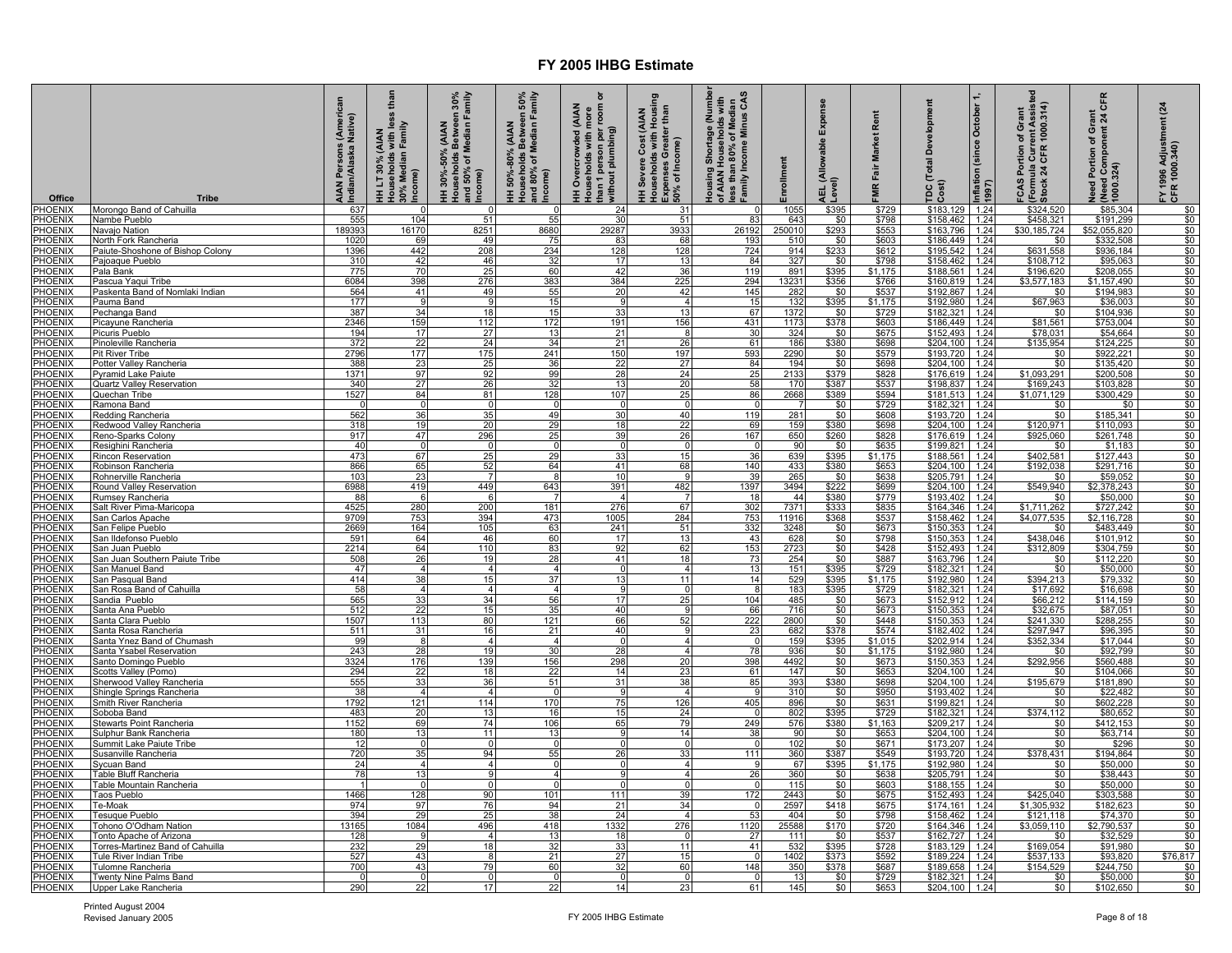# FY 2005 IHBG Estimate

| Office | Tribe | AIAN Persons (American Indian/Alaska Native) | HH LT 30% (AIAN Households with less than 30% Median Family Income) | HH 30%-50% (AIAN Households Between 30% and 50% of Median Family Income) | HH 50%-80% (AIAN Households Between 50% and 80% of Median Family Income) | HH Overcrowded (AIAN Households with more than 1 person per room or without plumbing) | HH Severe Cost (AIAN Households with Housing Expenses Greater than 50% of Income) | Housing Shortage (Number of AIAN Households with less than 80% of Median Family Income Minus CAS | Enrollment | AEL (Allowable Expense Level) | FMR Fair Market Rent | TDC (Total Development Cost) | Inflation (since October 1, 1997) | FCAS Portion of Grant (Formula Current Assisted Stock 24 CFR 1000.314) | Need Portion of Grant (Need Component 24 CFR 1000.324) | FY 1996 Adjustment (24 CFR 1000.340) |
|---|---|---|---|---|---|---|---|---|---|---|---|---|---|---|---|---|
| PHOENIX | Morongo Band of Cahuilla | 637 | 0 | 0 | 0 | 24 | 31 | 0 | 1055 | $395 | $729 | $183,129 | 1.24 | $324,520 | $85,304 | $0 |
| PHOENIX | Nambe Pueblo | 555 | 104 | 51 | 55 | 30 | 51 | 83 | 643 | $0 | $798 | $158,462 | 1.24 | $458,321 | $191,299 | $0 |
| PHOENIX | Navajo Nation | 189393 | 16170 | 8251 | 8680 | 29287 | 3933 | 26192 | 250010 | $293 | $553 | $163,796 | 1.24 | $30,185,724 | $52,055,820 | $0 |
| PHOENIX | North Fork Rancheria | 1020 | 69 | 49 | 75 | 83 | 68 | 193 | 510 | $0 | $603 | $186,449 | 1.24 | $0 | $332,508 | $0 |
| PHOENIX | Paiute-Shoshone of Bishop Colony | 1396 | 442 | 208 | 234 | 128 | 128 | 724 | 914 | $233 | $612 | $195,542 | 1.24 | $631,558 | $936,184 | $0 |
| PHOENIX | Pajoaque Pueblo | 310 | 42 | 46 | 32 | 17 | 13 | 84 | 327 | $0 | $798 | $158,462 | 1.24 | $108,712 | $95,063 | $0 |
| PHOENIX | Pala Bank | 775 | 70 | 25 | 60 | 42 | 36 | 119 | 891 | $395 | $1,175 | $188,561 | 1.24 | $196,620 | $208,055 | $0 |
| PHOENIX | Pascua Yaqui Tribe | 6084 | 398 | 276 | 383 | 384 | 225 | 294 | 13231 | $356 | $766 | $160,819 | 1.24 | $3,577,183 | $1,157,490 | $0 |
| PHOENIX | Paskenta Band of Nomlaki Indian | 564 | 41 | 49 | 55 | 20 | 42 | 145 | 282 | $0 | $537 | $192,867 | 1.24 | $0 | $194,983 | $0 |
| PHOENIX | Pauma Band | 177 | 9 | 9 | 15 | 9 | 4 | 15 | 132 | $395 | $1,175 | $192,980 | 1.24 | $67,963 | $36,003 | $0 |
| PHOENIX | Pechanga Band | 387 | 34 | 18 | 15 | 33 | 13 | 67 | 1372 | $0 | $729 | $182,321 | 1.24 | $0 | $104,936 | $0 |
| PHOENIX | Picayune Rancheria | 2346 | 159 | 112 | 172 | 191 | 156 | 431 | 1173 | $378 | $603 | $186,449 | 1.24 | $81,561 | $753,004 | $0 |
| PHOENIX | Picuris Pueblo | 194 | 17 | 27 | 13 | 21 | 8 | 30 | 324 | $0 | $675 | $152,493 | 1.24 | $78,031 | $54,664 | $0 |
| PHOENIX | Pinoleville Rancheria | 372 | 22 | 24 | 34 | 21 | 26 | 61 | 186 | $380 | $698 | $204,100 | 1.24 | $135,954 | $124,225 | $0 |
| PHOENIX | Pit River Tribe | 2796 | 177 | 175 | 241 | 150 | 197 | 593 | 2290 | $0 | $579 | $193,720 | 1.24 | $0 | $922,221 | $0 |
| PHOENIX | Potter Valley Rancheria | 388 | 23 | 25 | 36 | 22 | 27 | 84 | 194 | $0 | $698 | $204,100 | 1.24 | $0 | $135,420 | $0 |
| PHOENIX | Pyramid Lake Paiute | 1371 | 97 | 92 | 99 | 28 | 24 | 25 | 2133 | $379 | $828 | $176,619 | 1.24 | $1,093,291 | $200,508 | $0 |
| PHOENIX | Quartz Valley Reservation | 340 | 27 | 26 | 32 | 13 | 20 | 58 | 170 | $387 | $537 | $198,837 | 1.24 | $169,243 | $103,828 | $0 |
| PHOENIX | Quechan Tribe | 1527 | 84 | 81 | 128 | 107 | 25 | 86 | 2668 | $389 | $594 | $181,513 | 1.24 | $1,071,129 | $300,429 | $0 |
| PHOENIX | Ramona Band | 0 | 0 | 0 | 0 | 0 | 0 | 0 | 7 | $0 | $729 | $182,321 | 1.24 | $0 | $0 | $0 |
| PHOENIX | Redding Rancheria | 562 | 36 | 35 | 49 | 30 | 40 | 119 | 281 | $0 | $608 | $193,720 | 1.24 | $0 | $185,341 | $0 |
| PHOENIX | Redwood Valley Rancheria | 318 | 19 | 20 | 29 | 18 | 22 | 69 | 159 | $380 | $698 | $204,100 | 1.24 | $120,971 | $110,093 | $0 |
| PHOENIX | Reno-Sparks Colony | 917 | 47 | 296 | 25 | 39 | 26 | 167 | 650 | $260 | $828 | $176,619 | 1.24 | $925,060 | $261,748 | $0 |
| PHOENIX | Resighini Rancheria | 40 | 0 | 0 | 0 | 0 | 0 | 0 | 90 | $0 | $635 | $199,821 | 1.24 | $0 | $1,183 | $0 |
| PHOENIX | Rincon Reservation | 473 | 67 | 25 | 29 | 33 | 15 | 36 | 639 | $395 | $1,175 | $188,561 | 1.24 | $402,581 | $127,443 | $0 |
| PHOENIX | Robinson Rancheria | 866 | 65 | 52 | 64 | 41 | 68 | 140 | 433 | $380 | $653 | $204,100 | 1.24 | $192,038 | $291,716 | $0 |
| PHOENIX | Rohnerville Rancheria | 103 | 23 | 7 | 8 | 10 | 9 | 39 | 265 | $0 | $638 | $205,791 | 1.24 | $0 | $59,052 | $0 |
| PHOENIX | Round Valley Reservation | 6988 | 419 | 449 | 643 | 391 | 482 | 1397 | 3494 | $222 | $699 | $204,100 | 1.24 | $549,940 | $2,378,243 | $0 |
| PHOENIX | Rumsey Rancheria | 88 | 6 | 6 | 7 | 4 | 7 | 18 | 44 | $380 | $779 | $193,402 | 1.24 | $0 | $50,000 | $0 |
| PHOENIX | Salt River Pima-Maricopa | 4525 | 280 | 200 | 181 | 276 | 67 | 302 | 7371 | $333 | $835 | $164,346 | 1.24 | $1,711,262 | $727,242 | $0 |
| PHOENIX | San Carlos Apache | 9709 | 753 | 394 | 473 | 1005 | 284 | 753 | 11916 | $368 | $537 | $158,462 | 1.24 | $4,077,535 | $2,116,728 | $0 |
| PHOENIX | San Felipe Pueblo | 2669 | 164 | 105 | 63 | 241 | 51 | 332 | 3248 | $0 | $673 | $150,353 | 1.24 | $0 | $483,449 | $0 |
| PHOENIX | San Ildefonso Pueblo | 591 | 64 | 46 | 60 | 17 | 13 | 43 | 628 | $0 | $798 | $150,353 | 1.24 | $438,046 | $101,912 | $0 |
| PHOENIX | San Juan Pueblo | 2214 | 64 | 110 | 83 | 92 | 62 | 153 | 2723 | $0 | $428 | $152,493 | 1.24 | $312,809 | $304,759 | $0 |
| PHOENIX | San Juan Southern Paiute Tribe | 508 | 26 | 19 | 28 | 41 | 18 | 73 | 254 | $0 | $887 | $163,796 | 1.24 | $0 | $112,220 | $0 |
| PHOENIX | San Manuel Band | 47 | 4 | 4 | 4 | 0 | 4 | 13 | 151 | $395 | $729 | $182,321 | 1.24 | $0 | $50,000 | $0 |
| PHOENIX | San Pasqual Band | 414 | 38 | 15 | 37 | 13 | 11 | 14 | 529 | $395 | $1,175 | $192,980 | 1.24 | $394,213 | $79,332 | $0 |
| PHOENIX | San Rosa Band of Cahuilla | 58 | 4 | 4 | 4 | 9 | 0 | 8 | 183 | $395 | $729 | $182,321 | 1.24 | $17,692 | $16,698 | $0 |
| PHOENIX | Sandia Pueblo | 565 | 33 | 34 | 56 | 17 | 25 | 104 | 485 | $0 | $673 | $152,912 | 1.24 | $66,212 | $114,159 | $0 |
| PHOENIX | Santa Ana Pueblo | 512 | 22 | 15 | 35 | 40 | 9 | 66 | 716 | $0 | $673 | $150,353 | 1.24 | $32,675 | $87,051 | $0 |
| PHOENIX | Santa Clara Pueblo | 1507 | 113 | 80 | 121 | 66 | 52 | 222 | 2800 | $0 | $448 | $150,353 | 1.24 | $241,330 | $288,255 | $0 |
| PHOENIX | Santa Rosa Rancheria | 511 | 31 | 16 | 21 | 40 | 9 | 23 | 682 | $378 | $574 | $182,402 | 1.24 | $297,947 | $96,395 | $0 |
| PHOENIX | Santa Ynez Band of Chumash | 99 | 8 | 4 | 4 | 0 | 4 | 0 | 159 | $395 | $1,015 | $202,914 | 1.24 | $352,334 | $17,044 | $0 |
| PHOENIX | Santa Ysabel Reservation | 243 | 28 | 19 | 30 | 28 | 4 | 78 | 936 | $0 | $1,175 | $192,980 | 1.24 | $0 | $92,799 | $0 |
| PHOENIX | Santo Domingo Pueblo | 3324 | 176 | 139 | 156 | 298 | 20 | 398 | 4492 | $0 | $673 | $150,353 | 1.24 | $292,956 | $560,488 | $0 |
| PHOENIX | Scotts Valley (Pomo) | 294 | 22 | 18 | 22 | 14 | 23 | 61 | 147 | $0 | $653 | $204,100 | 1.24 | $0 | $104,066 | $0 |
| PHOENIX | Sherwood Valley Rancheria | 555 | 33 | 36 | 51 | 31 | 38 | 85 | 393 | $380 | $698 | $204,100 | 1.24 | $195,679 | $181,890 | $0 |
| PHOENIX | Shingle Springs Rancheria | 38 | 4 | 4 | 0 | 9 | 4 | 9 | 310 | $0 | $950 | $193,402 | 1.24 | $0 | $22,482 | $0 |
| PHOENIX | Smith River Rancheria | 1792 | 121 | 114 | 170 | 75 | 126 | 405 | 896 | $0 | $631 | $199,821 | 1.24 | $0 | $602,228 | $0 |
| PHOENIX | Soboba Band | 483 | 20 | 13 | 16 | 15 | 24 | 0 | 802 | $395 | $729 | $182,321 | 1.24 | $374,112 | $80,652 | $0 |
| PHOENIX | Stewarts Point Rancheria | 1152 | 69 | 74 | 106 | 65 | 79 | 249 | 576 | $380 | $1,163 | $209,217 | 1.24 | $0 | $412,153 | $0 |
| PHOENIX | Sulphur Bank Rancheria | 180 | 13 | 11 | 13 | 9 | 14 | 38 | 90 | $0 | $653 | $204,100 | 1.24 | $0 | $63,714 | $0 |
| PHOENIX | Summit Lake Paiute Tribe | 12 | 0 | 0 | 0 | 0 | 0 | 0 | 102 | $0 | $671 | $173,207 | 1.24 | $0 | $296 | $0 |
| PHOENIX | Susanville Rancheria | 720 | 35 | 94 | 55 | 26 | 33 | 111 | 360 | $387 | $549 | $193,720 | 1.24 | $378,431 | $194,864 | $0 |
| PHOENIX | Sycuan Band | 24 | 4 | 4 | 0 | 0 | 4 | 9 | 67 | $395 | $1,175 | $192,980 | 1.24 | $0 | $50,000 | $0 |
| PHOENIX | Table Bluff Rancheria | 78 | 13 | 9 | 4 | 9 | 4 | 26 | 360 | $0 | $638 | $205,791 | 1.24 | $0 | $38,443 | $0 |
| PHOENIX | Table Mountain Rancheria | 1 | 0 | 0 | 0 | 0 | 0 | 0 | 115 | $0 | $603 | $188,155 | 1.24 | $0 | $50,000 | $0 |
| PHOENIX | Taos Pueblo | 1466 | 128 | 90 | 101 | 111 | 39 | 172 | 2443 | $0 | $675 | $152,493 | 1.24 | $425,040 | $303,588 | $0 |
| PHOENIX | Te-Moak | 974 | 97 | 76 | 94 | 21 | 34 | 0 | 2597 | $418 | $675 | $174,161 | 1.24 | $1,305,932 | $182,623 | $0 |
| PHOENIX | Tesuque Pueblo | 394 | 29 | 25 | 38 | 24 | 4 | 53 | 404 | $0 | $798 | $158,462 | 1.24 | $121,118 | $74,370 | $0 |
| PHOENIX | Tohono O'Odham Nation | 13165 | 1084 | 496 | 418 | 1332 | 276 | 1120 | 25588 | $170 | $720 | $164,346 | 1.24 | $3,059,110 | $2,790,537 | $0 |
| PHOENIX | Tonto Apache of Arizona | 128 | 9 | 4 | 13 | 18 | 0 | 27 | 111 | $0 | $537 | $162,727 | 1.24 | $0 | $32,529 | $0 |
| PHOENIX | Torres-Martinez Band of Cahuilla | 232 | 29 | 18 | 32 | 33 | 11 | 41 | 532 | $395 | $728 | $183,129 | 1.24 | $169,054 | $91,980 | $0 |
| PHOENIX | Tule River Indian Tribe | 527 | 43 | 8 | 21 | 27 | 15 | 0 | 1402 | $373 | $592 | $189,224 | 1.24 | $537,133 | $93,820 | $76,817 |
| PHOENIX | Tulomne Rancheria | 700 | 43 | 79 | 60 | 32 | 60 | 148 | 350 | $378 | $687 | $189,658 | 1.24 | $154,529 | $244,750 | $0 |
| PHOENIX | Twenty Nine Palms Band | 0 | 0 | 0 | 0 | 0 | 0 | 0 | 13 | $0 | $729 | $182,321 | 1.24 | $0 | $50,000 | $0 |
| PHOENIX | Upper Lake Rancheria | 290 | 22 | 17 | 22 | 14 | 23 | 61 | 145 | $0 | $653 | $204,100 | 1.24 | $0 | $102,650 | $0 |

Printed August 2004
Revised January 2005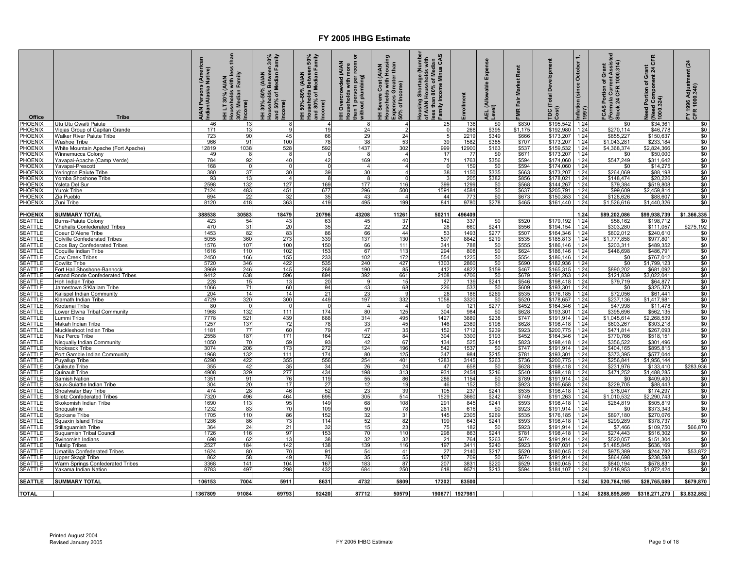# FY 2005 IHBG Estimate

| Office | Tribe | AIAN Persons (American Indian/Alaska Native) | HH LT 30% (AIAN Households with less than 30% Median Family Income) | HH 30%-50% (AIAN Households Between 30% and 50% of Median Family Income) | HH 50%-80% (AIAN Households Between 50% and 80% of Median Family Income) | HH Overcrowded (AIAN Households with more than 1 person per room or without plumbing) | HH Severe Cost (AIAN Households with Housing Expenses Greater than 50% of Income) | Housing Shortage (Number of AIAN Households with less than 80% of Median Family Income Minus CAS | Enrollment | AEL (Allowable Expense Level) | FMR Fair Market Rent | TDC (Total Development Cost) | Inflation (since October 1, 1997) | FCAS Portion of Grant (Formula Current Assisted Stock 24 CFR 1000.314) | Need Portion of Grant (Need Component 24 CFR 1000.324) | FY 1996 Adjustment (24 CFR 1000.340) |
|---|---|---|---|---|---|---|---|---|---|---|---|---|---|---|---|---|
| PHOENIX | Utu Utu Gwaiti Paiute | 46 | 13 | 8 | 4 | 8 | 4 | 25 | 136 | $0 | $830 | $195,542 | 1.24 | $0 | $34,361 | $0 |
| PHOENIX | Viejas Group of Capitan Grande | 171 | 13 | 9 | 19 | 24 | 2 | 0 | 268 | $395 | $1,175 | $192,980 | 1.24 | $270,114 | $46,778 | $0 |
| PHOENIX | Walker River Paiute Tribe | 723 | 90 | 45 | 66 | 29 | 24 | 5 | 2219 | $349 | $666 | $173,207 | 1.24 | $855,227 | $150,637 | $0 |
| PHOENIX | Washoe Tribe | 966 | 91 | 100 | 78 | 38 | 53 | 39 | 1582 | $385 | $707 | $173,207 | 1.24 | $1,043,281 | $233,184 | $0 |
| PHOENIX | White Mountain Apache (Fort Apache) | 12819 | 1038 | 528 | 592 | 1437 | 302 | 999 | 12900 | $163 | $537 | $159,532 | 1.24 | $4,368,374 | $2,824,366 | $0 |
| PHOENIX | Winnemucca Colony | 49 | 8 | 8 | 0 | 8 | 4 | 17 | 77 | $0 | $671 | $173,207 | 1.24 | $0 | $50,000 | $0 |
| PHOENIX | Yavapai-Apache (Camp Verde) | 784 | 92 | 40 | 42 | 169 | 40 | 71 | 1763 | $356 | $594 | $174,060 | 1.24 | $547,249 | $311,642 | $0 |
| PHOENIX | Yavapai-Prescott | 168 | 0 | 0 | 0 | 4 | 4 | 0 | 159 | $0 | $594 | $174,060 | 1.24 | $0 | $14,275 | $0 |
| PHOENIX | Yerington Paiute Tribe | 380 | 37 | 30 | 39 | 30 | 4 | 38 | 1150 | $335 | $663 | $173,207 | 1.24 | $264,069 | $88,198 | $0 |
| PHOENIX | Yomba Shoshone Tribe | 93 | 13 | 4 | 8 | 8 | 0 | 3 | 205 | $382 | $856 | $178,021 | 1.24 | $148,474 | $20,226 | $0 |
| PHOENIX | Ysleta Del Sur | 2598 | 132 | 127 | 169 | 177 | 116 | 399 | 1299 | $0 | $568 | $144,267 | 1.24 | $79,384 | $519,808 | $0 |
| PHOENIX | Yurok Tribe | 7124 | 483 | 451 | 677 | 296 | 500 | 1591 | 4584 | $0 | $637 | $205,791 | 1.24 | $99,609 | $2,459,814 | $0 |
| PHOENIX | Zia Pueblo | 694 | 22 | 32 | 35 | 43 | 4 | 44 | 773 | $0 | $673 | $150,353 | 1.24 | $128,626 | $88,607 | $0 |
| PHOENIX | Zuni Tribe | 8120 | 418 | 363 | 419 | 495 | 199 | 841 | 9780 | $278 | $465 | $161,440 | 1.24 | $1,526,616 | $1,440,326 | $0 |
| | | | | | | | | | | | | | | | | |
| **PHOENIX** | **SUMMARY TOTAL** | **388538** | **30583** | **18479** | **20796** | **43208** | **11261** | **50211** | **496409** | | | | **1.24** | **$89,202,086** | **$99,938,739** | **$1,366,335** |
| SEATTLE | Burns-Paiute Colony | 423 | 54 | 43 | 63 | 45 | 37 | 142 | 337 | $0 | $520 | $179,192 | 1.24 | $56,162 | $198,712 | $0 |
| SEATTLE | Chehalis Confederated Tribes | 470 | 31 | 20 | 35 | 22 | 22 | 28 | 660 | $241 | $556 | $194,154 | 1.24 | $303,280 | $111,057 | $275,192 |
| SEATTLE | Coeur D'Alene Tribe | 1453 | 82 | 83 | 86 | 66 | 44 | 53 | 1493 | $277 | $507 | $164,346 | 1.24 | $802,012 | $240,610 | $0 |
| SEATTLE | Colville Confederated Tribes | 5055 | 360 | 273 | 339 | 137 | 130 | 597 | 8842 | $219 | $535 | $185,813 | 1.24 | $1,777,858 | $977,801 | $0 |
| SEATTLE | Coos Bay Confederated Tribes | 1576 | 107 | 100 | 150 | 66 | 111 | 341 | 788 | $0 | $555 | $186,146 | 1.24 | $203,311 | $489,352 | $0 |
| SEATTLE | Coquille Indian Tribe | 1616 | 110 | 102 | 153 | 67 | 113 | 294 | 808 | $0 | $624 | $186,146 | 1.24 | $446,698 | $486,791 | $0 |
| SEATTLE | Cow Creek Tribes | 2450 | 166 | 155 | 233 | 102 | 172 | 554 | 1225 | $0 | $554 | $186,146 | 1.24 | $0 | $767,012 | $0 |
| SEATTLE | Cowlitz Tribe | 5720 | 346 | 422 | 535 | 240 | 427 | 1303 | 2860 | $0 | $690 | $182,936 | 1.24 | $0 | $1,799,123 | $0 |
| SEATTLE | Fort Hall Shoshone-Bannock | 3969 | 246 | 145 | 268 | 190 | 85 | 412 | 4822 | $159 | $467 | $165,315 | 1.24 | $890,202 | $681,092 | $0 |
| SEATTLE | Grand Ronde Confederated Tribes | 9412 | 638 | 596 | 894 | 392 | 661 | 2108 | 4706 | $0 | $679 | $191,263 | 1.24 | $121,839 | $3,022,041 | $0 |
| SEATTLE | Hoh Indian Tribe | 228 | 15 | 13 | 20 | 9 | 15 | 27 | 139 | $241 | $546 | $198,418 | 1.24 | $79,719 | $64,877 | $0 |
| SEATTLE | Jamestown S'Klallam Tribe | 1066 | 71 | 60 | 94 | 43 | 68 | 226 | 533 | $0 | $609 | $193,301 | 1.24 | $0 | $325,373 | $0 |
| SEATTLE | Kalispel Indian Community | 204 | 14 | 14 | 21 | 23 | 9 | 28 | 186 | $269 | $535 | $176,185 | 1.24 | $72,056 | $61,441 | $0 |
| SEATTLE | Klamath Indian Tribe | 4729 | 320 | 300 | 449 | 197 | 332 | 1058 | 3320 | $0 | $520 | $178,657 | 1.24 | $237,136 | $1,417,981 | $0 |
| SEATTLE | Kootenai Tribe | 80 | 0 | 0 | 0 | 4 | 4 | 0 | 121 | $277 | $452 | $164,346 | 1.24 | $47,998 | $11,478 | $0 |
| SEATTLE | Lower Elwha Tribal Community | 1968 | 132 | 111 | 174 | 80 | 125 | 304 | 984 | $0 | $628 | $193,301 | 1.24 | $395,696 | $562,135 | $0 |
| SEATTLE | Lummi Tribe | 7778 | 521 | 439 | 688 | 314 | 495 | 1427 | 3889 | $238 | $747 | $191,914 | 1.24 | $1,045,614 | $2,268,539 | $0 |
| SEATTLE | Makah Indian Tribe | 1257 | 137 | 72 | 78 | 33 | 45 | 146 | 2389 | $198 | $628 | $198,418 | 1.24 | $603,267 | $303,218 | $0 |
| SEATTLE | Muckleshoot Indian Tribe | 1181 | 77 | 60 | 79 | 47 | 35 | 152 | 1712 | $239 | $923 | $200,775 | 1.24 | $471,814 | $267,093 | $0 |
| SEATTLE | Nez Perce Tribe | 2558 | 187 | 171 | 164 | 122 | 84 | 304 | 3300 | $193 | $452 | $164,346 | 1.24 | $770,766 | $518,151 | $0 |
| SEATTLE | Nisqually Indian Community | 1050 | 70 | 59 | 93 | 42 | 67 | 134 | 525 | $241 | $823 | $198,418 | 1.24 | $356,522 | $301,496 | $0 |
| SEATTLE | Nooksack Tribe | 3074 | 206 | 173 | 272 | 124 | 196 | 542 | 1537 | $0 | $747 | $191,914 | 1.24 | $404,165 | $895,815 | $0 |
| SEATTLE | Port Gamble Indian Community | 1968 | 132 | 111 | 174 | 80 | 125 | 347 | 984 | $215 | $781 | $193,301 | 1.24 | $373,395 | $577,044 | $0 |
| SEATTLE | Puyallup Tribe | 6290 | 422 | 355 | 556 | 254 | 401 | 1283 | 3145 | $263 | $736 | $200,775 | 1.24 | $256,841 | $1,956,144 | $0 |
| SEATTLE | Quileute Tribe | 355 | 42 | 35 | 34 | 26 | 24 | 47 | 658 | $0 | $628 | $198,418 | 1.24 | $231,976 | $133,410 | $283,936 |
| SEATTLE | Quinault Tribe | 4908 | 329 | 277 | 434 | 198 | 313 | 931 | 2454 | $250 | $540 | $198,418 | 1.24 | $471,252 | $1,488,285 | $0 |
| SEATTLE | Samish Nation | 1351 | 91 | 76 | 119 | 55 | 86 | 286 | 1154 | $0 | $789 | $191,914 | 1.24 | $0 | $409,400 | $0 |
| SEATTLE | Sauk-Suiattle Indian Tribe | 304 | 20 | 17 | 27 | 12 | 19 | 46 | 152 | $0 | $923 | $195,658 | 1.24 | $229,705 | $88,443 | $0 |
| SEATTLE | Shoalwater Bay Tribe | 474 | 28 | 46 | 52 | 23 | 39 | 105 | 237 | $241 | $535 | $198,418 | 1.24 | $76,047 | $174,297 | $0 |
| SEATTLE | Siletz Confederated Tribes | 7320 | 496 | 464 | 695 | 305 | 514 | 1529 | 3660 | $242 | $749 | $191,263 | 1.24 | $1,010,532 | $2,290,743 | $0 |
| SEATTLE | Skokomish Indian Tribe | 1690 | 113 | 95 | 149 | 68 | 108 | 291 | 845 | $241 | $593 | $198,418 | 1.24 | $264,819 | $505,819 | $0 |
| SEATTLE | Snoqualmie | 1232 | 83 | 70 | 109 | 50 | 78 | 261 | 616 | $0 | $923 | $191,914 | 1.24 | $0 | $373,343 | $0 |
| SEATTLE | Spokane Tribe | 1705 | 110 | 86 | 152 | 32 | 31 | 145 | 2305 | $269 | $535 | $176,185 | 1.24 | $897,180 | $270,076 | $0 |
| SEATTLE | Squaxin Island Tribe | 1286 | 86 | 73 | 114 | 52 | 82 | 199 | 643 | $241 | $593 | $198,418 | 1.24 | $299,289 | $378,737 | $0 |
| SEATTLE | Stillaguamish Tribe | 364 | 24 | 21 | 32 | 15 | 23 | 75 | 182 | $0 | $923 | $191,914 | 1.24 | $7,466 | $109,750 | $66,870 |
| SEATTLE | Suquamish Tribal Council | 1726 | 116 | 97 | 153 | 70 | 110 | 298 | 863 | $241 | $781 | $198,418 | 1.24 | $274,443 | $516,302 | $0 |
| SEATTLE | Swinomish Indians | 698 | 62 | 13 | 38 | 32 | 32 | 21 | 764 | $263 | $674 | $191,914 | 1.24 | $520,057 | $151,304 | $0 |
| SEATTLE | Tulalip Tribes | 2527 | 184 | 142 | 138 | 139 | 116 | 197 | 3411 | $240 | $923 | $197,031 | 1.24 | $1,485,845 | $636,169 | $0 |
| SEATTLE | Umatilla Confederated Tribes | 1624 | 80 | 70 | 91 | 54 | 41 | 27 | 2140 | $217 | $520 | $180,045 | 1.24 | $975,389 | $244,782 | $53,872 |
| SEATTLE | Upper Skagit Tribe | 862 | 58 | 49 | 76 | 35 | 55 | 107 | 709 | $0 | $674 | $191,914 | 1.24 | $864,698 | $238,598 | $0 |
| SEATTLE | Warm Springs Confederated Tribes | 3368 | 141 | 104 | 167 | 183 | 87 | 207 | 3831 | $220 | $529 | $180,045 | 1.24 | $840,194 | $578,831 | $0 |
| SEATTLE | Yakama Indian Nation | 8783 | 497 | 298 | 432 | 684 | 250 | 618 | 9571 | $213 | $594 | $184,107 | 1.24 | $2,618,953 | $1,872,424 | $0 |
| | | | | | | | | | | | | | | | | |
| **SEATTLE** | **SUMMARY TOTAL** | **106153** | **7004** | **5911** | **8631** | **4732** | **5809** | **17202** | **83500** | | | | **1.24** | **$20,784,195** | **$28,765,089** | **$679,870** |
| | | | | | | | | | | | | | | | | |
| **TOTAL** | | **1367809** | **91084** | **69793** | **92420** | **87712** | **50579** | **190677** | **1927981** | | | | **1.24** | **$288,895,869** | **$318,271,279** | **$3,832,852** |

Printed August 2004
Revised January 2005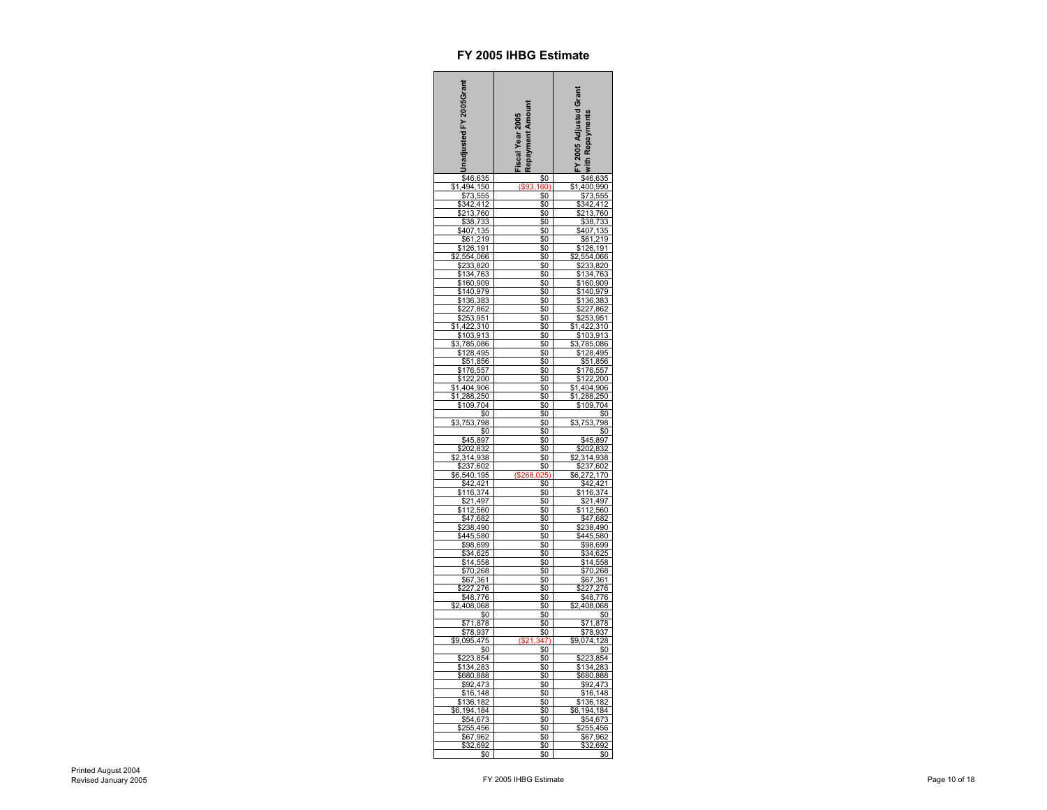# FY 2005 IHBG Estimate

| Unadjusted FY 2005Grant | Fiscal Year 2005 Repayment Amount | FY 2005 Adjusted Grant with Repayments |
|---|---|---|
| $46,635 | $0 | $46,635 |
| $1,494,150 | ($93,160) | $1,400,990 |
| $73,555 | $0 | $73,555 |
| $342,412 | $0 | $342,412 |
| $213,760 | $0 | $213,760 |
| $38,733 | $0 | $38,733 |
| $407,135 | $0 | $407,135 |
| $61,219 | $0 | $61,219 |
| $126,191 | $0 | $126,191 |
| $2,554,066 | $0 | $2,554,066 |
| $233,820 | $0 | $233,820 |
| $134,763 | $0 | $134,763 |
| $160,909 | $0 | $160,909 |
| $140,979 | $0 | $140,979 |
| $136,383 | $0 | $136,383 |
| $227,862 | $0 | $227,862 |
| $253,951 | $0 | $253,951 |
| $1,422,310 | $0 | $1,422,310 |
| $103,913 | $0 | $103,913 |
| $3,785,086 | $0 | $3,785,086 |
| $128,495 | $0 | $128,495 |
| $51,856 | $0 | $51,856 |
| $176,557 | $0 | $176,557 |
| $122,200 | $0 | $122,200 |
| $1,404,906 | $0 | $1,404,906 |
| $1,288,250 | $0 | $1,288,250 |
| $109,704 | $0 | $109,704 |
| $0 | $0 | $0 |
| $3,753,798 | $0 | $3,753,798 |
| $0 | $0 | $0 |
| $45,897 | $0 | $45,897 |
| $202,832 | $0 | $202,832 |
| $2,314,938 | $0 | $2,314,938 |
| $237,602 | $0 | $237,602 |
| $6,540,195 | ($268,025) | $6,272,170 |
| $42,421 | $0 | $42,421 |
| $116,374 | $0 | $116,374 |
| $21,497 | $0 | $21,497 |
| $112,560 | $0 | $112,560 |
| $47,682 | $0 | $47,682 |
| $238,490 | $0 | $238,490 |
| $445,580 | $0 | $445,580 |
| $98,699 | $0 | $98,699 |
| $34,625 | $0 | $34,625 |
| $14,558 | $0 | $14,558 |
| $70,268 | $0 | $70,268 |
| $67,361 | $0 | $67,361 |
| $227,276 | $0 | $227,276 |
| $48,776 | $0 | $48,776 |
| $2,408,068 | $0 | $2,408,068 |
| $0 | $0 | $0 |
| $71,878 | $0 | $71,878 |
| $78,937 | $0 | $78,937 |
| $9,095,475 | ($21,347) | $9,074,128 |
| $0 | $0 | $0 |
| $223,854 | $0 | $223,854 |
| $134,283 | $0 | $134,283 |
| $680,888 | $0 | $680,888 |
| $92,473 | $0 | $92,473 |
| $16,148 | $0 | $16,148 |
| $136,182 | $0 | $136,182 |
| $6,194,184 | $0 | $6,194,184 |
| $54,673 | $0 | $54,673 |
| $255,456 | $0 | $255,456 |
| $67,962 | $0 | $67,962 |
| $32,692 | $0 | $32,692 |
| $0 | $0 | $0 |

Printed August 2004
Revised January 2005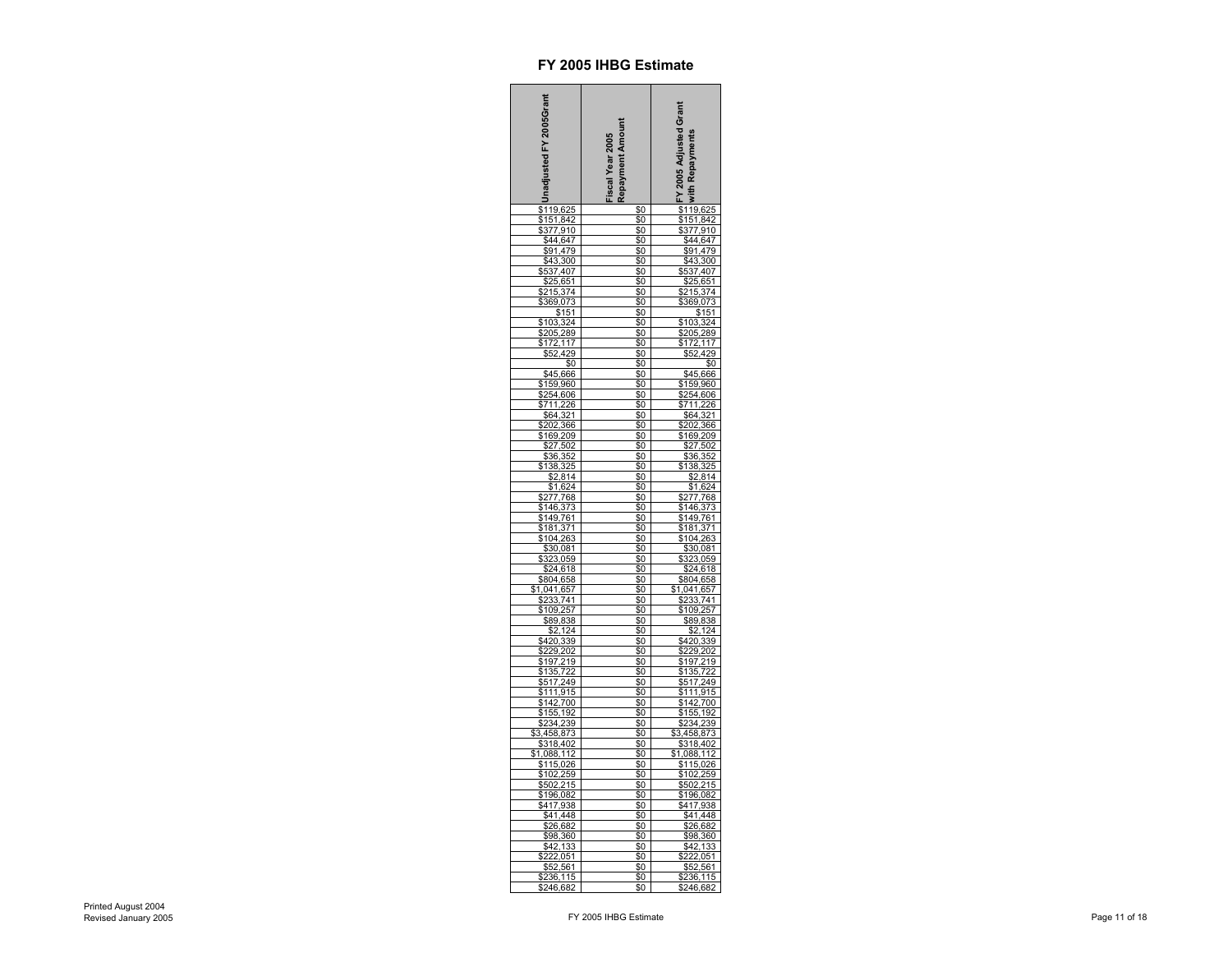# FY 2005 IHBG Estimate

| Unadjusted FY 2005Grant | Fiscal Year 2005 Repayment Amount | FY 2005 Adjusted Grant with Repayments |
|---|---|---|
| $119,625 | $0 | $119,625 |
| $151,842 | $0 | $151,842 |
| $377,910 | $0 | $377,910 |
| $44,647 | $0 | $44,647 |
| $91,479 | $0 | $91,479 |
| $43,300 | $0 | $43,300 |
| $537,407 | $0 | $537,407 |
| $25,651 | $0 | $25,651 |
| $215,374 | $0 | $215,374 |
| $369,073 | $0 | $369,073 |
| $151 | $0 | $151 |
| $103,324 | $0 | $103,324 |
| $205,289 | $0 | $205,289 |
| $172,117 | $0 | $172,117 |
| $52,429 | $0 | $52,429 |
| $0 | $0 | $0 |
| $45,666 | $0 | $45,666 |
| $159,960 | $0 | $159,960 |
| $254,606 | $0 | $254,606 |
| $711,226 | $0 | $711,226 |
| $64,321 | $0 | $64,321 |
| $202,366 | $0 | $202,366 |
| $169,209 | $0 | $169,209 |
| $27,502 | $0 | $27,502 |
| $36,352 | $0 | $36,352 |
| $138,325 | $0 | $138,325 |
| $2,814 | $0 | $2,814 |
| $1,624 | $0 | $1,624 |
| $277,768 | $0 | $277,768 |
| $146,373 | $0 | $146,373 |
| $149,761 | $0 | $149,761 |
| $181,371 | $0 | $181,371 |
| $104,263 | $0 | $104,263 |
| $30,081 | $0 | $30,081 |
| $323,059 | $0 | $323,059 |
| $24,618 | $0 | $24,618 |
| $804,658 | $0 | $804,658 |
| $1,041,657 | $0 | $1,041,657 |
| $233,741 | $0 | $233,741 |
| $109,257 | $0 | $109,257 |
| $89,838 | $0 | $89,838 |
| $2,124 | $0 | $2,124 |
| $420,339 | $0 | $420,339 |
| $229,202 | $0 | $229,202 |
| $197,219 | $0 | $197,219 |
| $135,722 | $0 | $135,722 |
| $517,249 | $0 | $517,249 |
| $111,915 | $0 | $111,915 |
| $142,700 | $0 | $142,700 |
| $155,192 | $0 | $155,192 |
| $234,239 | $0 | $234,239 |
| $3,458,873 | $0 | $3,458,873 |
| $318,402 | $0 | $318,402 |
| $1,088,112 | $0 | $1,088,112 |
| $115,026 | $0 | $115,026 |
| $102,259 | $0 | $102,259 |
| $502,215 | $0 | $502,215 |
| $196,082 | $0 | $196,082 |
| $417,938 | $0 | $417,938 |
| $41,448 | $0 | $41,448 |
| $26,682 | $0 | $26,682 |
| $98,360 | $0 | $98,360 |
| $42,133 | $0 | $42,133 |
| $222,051 | $0 | $222,051 |
| $52,561 | $0 | $52,561 |
| $236,115 | $0 | $236,115 |
| $246,682 | $0 | $246,682 |

Printed August 2004
Revised January 2005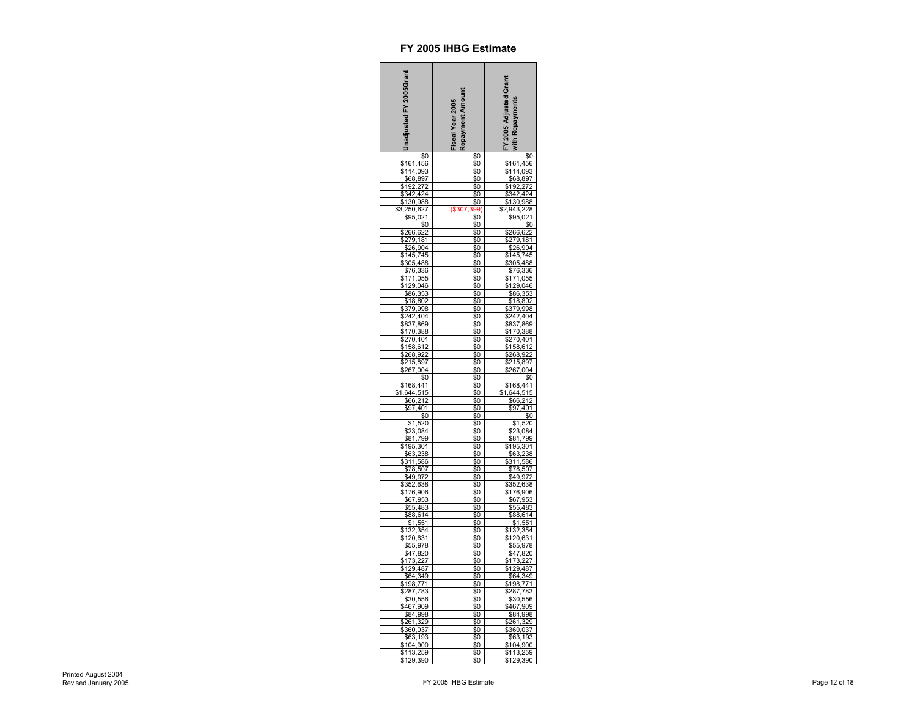# FY 2005 IHBG Estimate

| Unadjusted FY 2005Grant | Fiscal Year 2005 Repayment Amount | FY 2005 Adjusted Grant with Repayments |
|---|---|---|
| $0 | $0 | $0 |
| $161,456 | $0 | $161,456 |
| $114,093 | $0 | $114,093 |
| $68,897 | $0 | $68,897 |
| $192,272 | $0 | $192,272 |
| $342,424 | $0 | $342,424 |
| $130,988 | $0 | $130,988 |
| $3,250,627 | ($307,399) | $2,943,228 |
| $95,021 | $0 | $95,021 |
| $0 | $0 | $0 |
| $266,622 | $0 | $266,622 |
| $279,181 | $0 | $279,181 |
| $26,904 | $0 | $26,904 |
| $145,745 | $0 | $145,745 |
| $305,488 | $0 | $305,488 |
| $76,336 | $0 | $76,336 |
| $171,055 | $0 | $171,055 |
| $129,046 | $0 | $129,046 |
| $86,353 | $0 | $86,353 |
| $18,802 | $0 | $18,802 |
| $379,998 | $0 | $379,998 |
| $242,404 | $0 | $242,404 |
| $837,869 | $0 | $837,869 |
| $170,388 | $0 | $170,388 |
| $270,401 | $0 | $270,401 |
| $158,612 | $0 | $158,612 |
| $268,922 | $0 | $268,922 |
| $215,897 | $0 | $215,897 |
| $267,004 | $0 | $267,004 |
| $0 | $0 | $0 |
| $168,441 | $0 | $168,441 |
| $1,644,515 | $0 | $1,644,515 |
| $66,212 | $0 | $66,212 |
| $97,401 | $0 | $97,401 |
| $0 | $0 | $0 |
| $1,520 | $0 | $1,520 |
| $23,084 | $0 | $23,084 |
| $81,799 | $0 | $81,799 |
| $195,301 | $0 | $195,301 |
| $63,238 | $0 | $63,238 |
| $311,586 | $0 | $311,586 |
| $78,507 | $0 | $78,507 |
| $49,972 | $0 | $49,972 |
| $352,638 | $0 | $352,638 |
| $176,906 | $0 | $176,906 |
| $67,953 | $0 | $67,953 |
| $55,483 | $0 | $55,483 |
| $88,614 | $0 | $88,614 |
| $1,551 | $0 | $1,551 |
| $132,354 | $0 | $132,354 |
| $120,631 | $0 | $120,631 |
| $55,978 | $0 | $55,978 |
| $47,820 | $0 | $47,820 |
| $173,227 | $0 | $173,227 |
| $129,487 | $0 | $129,487 |
| $64,349 | $0 | $64,349 |
| $198,771 | $0 | $198,771 |
| $287,783 | $0 | $287,783 |
| $30,556 | $0 | $30,556 |
| $467,909 | $0 | $467,909 |
| $84,998 | $0 | $84,998 |
| $261,329 | $0 | $261,329 |
| $360,037 | $0 | $360,037 |
| $63,193 | $0 | $63,193 |
| $104,900 | $0 | $104,900 |
| $113,259 | $0 | $113,259 |
| $129,390 | $0 | $129,390 |

Printed August 2004
Revised January 2005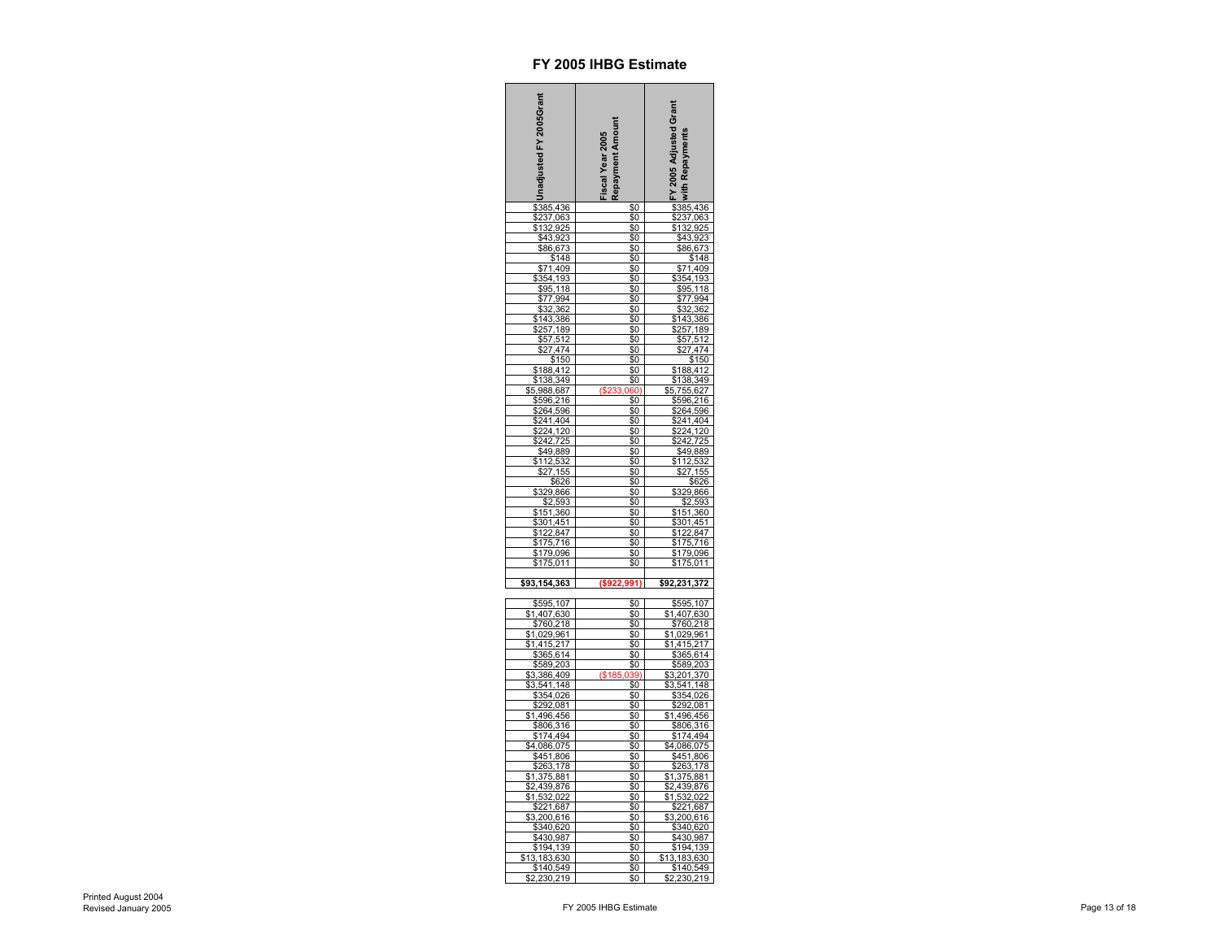# FY 2005 IHBG Estimate

| Unadjusted FY 2005Grant | Fiscal Year 2005 Repayment Amount | FY 2005 Adjusted Grant with Repayments |
|---|---|---|
| $385,436 | $0 | $385,436 |
| $237,063 | $0 | $237,063 |
| $132,925 | $0 | $132,925 |
| $43,923 | $0 | $43,923 |
| $86,673 | $0 | $86,673 |
| $148 | $0 | $148 |
| $71,409 | $0 | $71,409 |
| $354,193 | $0 | $354,193 |
| $95,118 | $0 | $95,118 |
| $77,994 | $0 | $77,994 |
| $32,362 | $0 | $32,362 |
| $143,386 | $0 | $143,386 |
| $257,189 | $0 | $257,189 |
| $57,512 | $0 | $57,512 |
| $27,474 | $0 | $27,474 |
| $150 | $0 | $150 |
| $188,412 | $0 | $188,412 |
| $138,349 | $0 | $138,349 |
| $5,988,687 | ($233,060) | $5,755,627 |
| $596,216 | $0 | $596,216 |
| $264,596 | $0 | $264,596 |
| $241,404 | $0 | $241,404 |
| $224,120 | $0 | $224,120 |
| $242,725 | $0 | $242,725 |
| $49,889 | $0 | $49,889 |
| $112,532 | $0 | $112,532 |
| $27,155 | $0 | $27,155 |
| $626 | $0 | $626 |
| $329,866 | $0 | $329,866 |
| $2,593 | $0 | $2,593 |
| $151,360 | $0 | $151,360 |
| $301,451 | $0 | $301,451 |
| $122,847 | $0 | $122,847 |
| $175,716 | $0 | $175,716 |
| $179,096 | $0 | $179,096 |
| $175,011 | $0 | $175,011 |
| | | |
| **$93,154,363** | **($922,991)** | **$92,231,372** |
| | | |
| $595,107 | $0 | $595,107 |
| $1,407,630 | $0 | $1,407,630 |
| $760,218 | $0 | $760,218 |
| $1,029,961 | $0 | $1,029,961 |
| $1,415,217 | $0 | $1,415,217 |
| $365,614 | $0 | $365,614 |
| $589,203 | $0 | $589,203 |
| $3,386,409 | ($185,039) | $3,201,370 |
| $3,541,148 | $0 | $3,541,148 |
| $354,026 | $0 | $354,026 |
| $292,081 | $0 | $292,081 |
| $1,496,456 | $0 | $1,496,456 |
| $806,316 | $0 | $806,316 |
| $174,494 | $0 | $174,494 |
| $4,086,075 | $0 | $4,086,075 |
| $451,806 | $0 | $451,806 |
| $263,178 | $0 | $263,178 |
| $1,375,881 | $0 | $1,375,881 |
| $2,439,876 | $0 | $2,439,876 |
| $1,532,022 | $0 | $1,532,022 |
| $221,687 | $0 | $221,687 |
| $3,200,616 | $0 | $3,200,616 |
| $340,620 | $0 | $340,620 |
| $430,987 | $0 | $430,987 |
| $194,139 | $0 | $194,139 |
| $13,183,630 | $0 | $13,183,630 |
| $140,549 | $0 | $140,549 |
| $2,230,219 | $0 | $2,230,219 |

Printed August 2004
Revised January 2005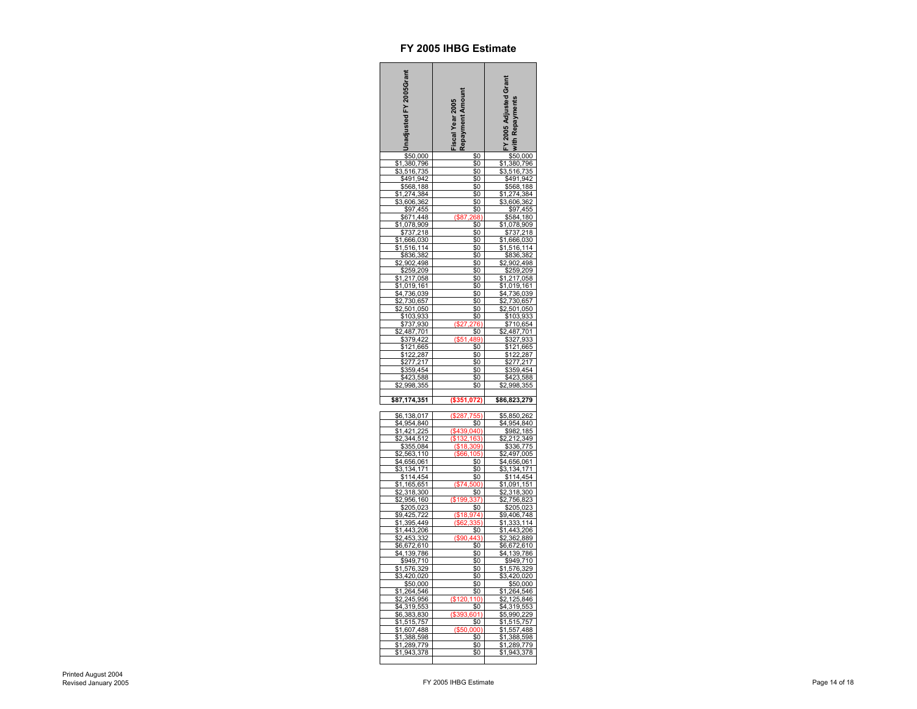# FY 2005 IHBG Estimate

| Unadjusted FY 2005Grant | Fiscal Year 2005 Repayment Amount | FY 2005 Adjusted Grant with Repayments |
|---|---|---|
| $50,000 | $0 | $50,000 |
| $1,380,796 | $0 | $1,380,796 |
| $3,516,735 | $0 | $3,516,735 |
| $491,942 | $0 | $491,942 |
| $568,188 | $0 | $568,188 |
| $1,274,384 | $0 | $1,274,384 |
| $3,606,362 | $0 | $3,606,362 |
| $97,455 | $0 | $97,455 |
| $671,448 | ($87,268) | $584,180 |
| $1,078,909 | $0 | $1,078,909 |
| $737,218 | $0 | $737,218 |
| $1,666,030 | $0 | $1,666,030 |
| $1,516,114 | $0 | $1,516,114 |
| $836,382 | $0 | $836,382 |
| $2,902,498 | $0 | $2,902,498 |
| $259,209 | $0 | $259,209 |
| $1,217,058 | $0 | $1,217,058 |
| $1,019,161 | $0 | $1,019,161 |
| $4,736,039 | $0 | $4,736,039 |
| $2,730,657 | $0 | $2,730,657 |
| $2,501,050 | $0 | $2,501,050 |
| $103,933 | $0 | $103,933 |
| $737,930 | ($27,276) | $710,654 |
| $2,487,701 | $0 | $2,487,701 |
| $379,422 | ($51,489) | $327,933 |
| $121,665 | $0 | $121,665 |
| $122,287 | $0 | $122,287 |
| $277,217 | $0 | $277,217 |
| $359,454 | $0 | $359,454 |
| $423,588 | $0 | $423,588 |
| $2,998,355 | $0 | $2,998,355 |
| | | |
| **$87,174,351** | **($351,072)** | **$86,823,279** |
| | | |
| $6,138,017 | ($287,755) | $5,850,262 |
| $4,954,840 | $0 | $4,954,840 |
| $1,421,225 | ($439,040) | $982,185 |
| $2,344,512 | ($132,163) | $2,212,349 |
| $355,084 | ($18,309) | $336,775 |
| $2,563,110 | ($66,105) | $2,497,005 |
| $4,656,061 | $0 | $4,656,061 |
| $3,134,171 | $0 | $3,134,171 |
| $114,454 | $0 | $114,454 |
| $1,165,651 | ($74,500) | $1,091,151 |
| $2,318,300 | $0 | $2,318,300 |
| $2,956,160 | ($199,337) | $2,756,823 |
| $205,023 | $0 | $205,023 |
| $9,425,722 | ($18,974) | $9,406,748 |
| $1,395,449 | ($62,335) | $1,333,114 |
| $1,443,206 | $0 | $1,443,206 |
| $2,453,332 | ($90,443) | $2,362,889 |
| $6,672,610 | $0 | $6,672,610 |
| $4,139,786 | $0 | $4,139,786 |
| $949,710 | $0 | $949,710 |
| $1,576,329 | $0 | $1,576,329 |
| $3,420,020 | $0 | $3,420,020 |
| $50,000 | $0 | $50,000 |
| $1,264,546 | $0 | $1,264,546 |
| $2,245,956 | ($120,110) | $2,125,846 |
| $4,319,553 | $0 | $4,319,553 |
| $6,383,830 | ($393,601) | $5,990,229 |
| $1,515,757 | $0 | $1,515,757 |
| $1,607,488 | ($50,000) | $1,557,488 |
| $1,388,598 | $0 | $1,388,598 |
| $1,289,779 | $0 | $1,289,779 |
| $1,943,378 | $0 | $1,943,378 |

Printed August 2004
Revised January 2005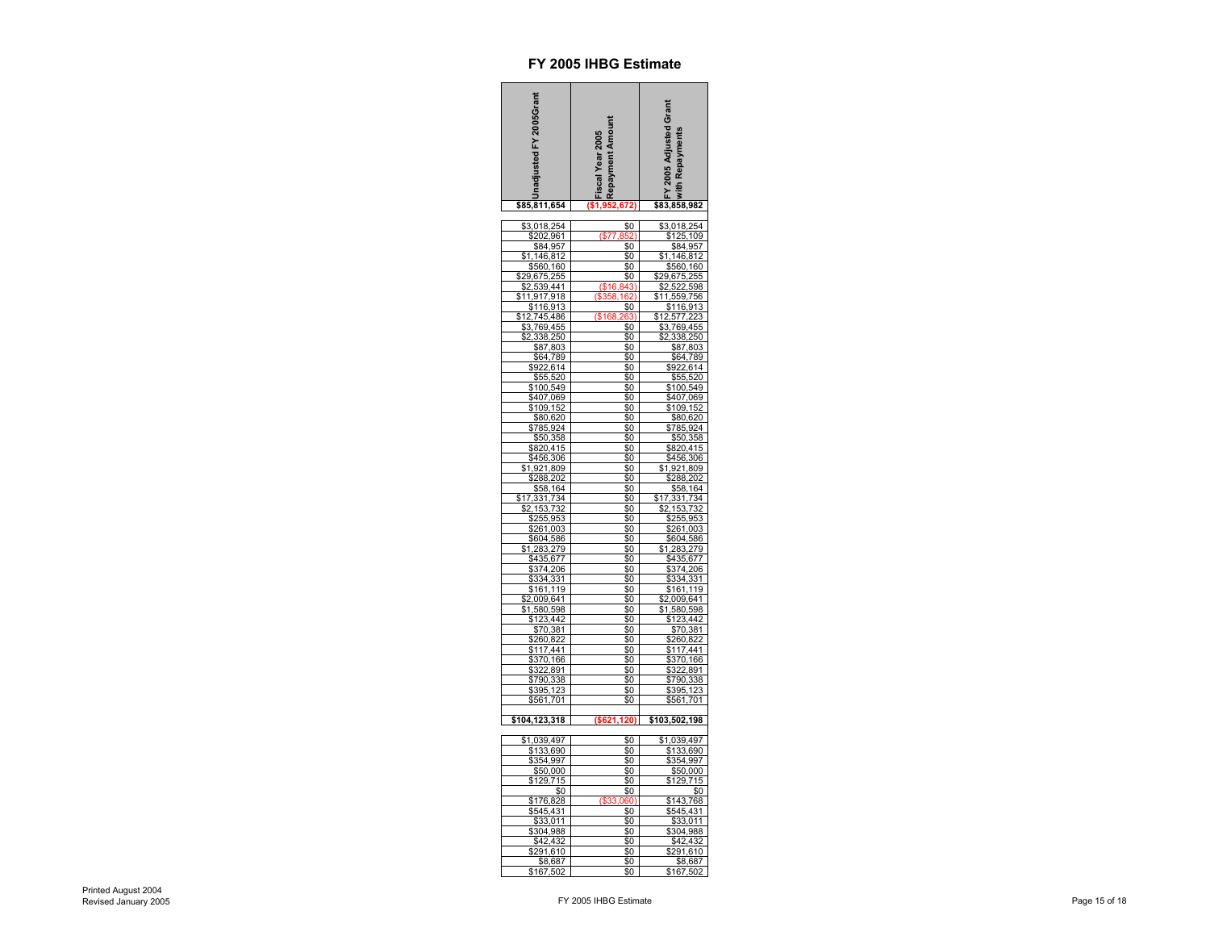# FY 2005 IHBG Estimate

| Unadjusted FY 2005Grant | Fiscal Year 2005 Repayment Amount | FY 2005 Adjusted Grant with Repayments |
|---|---|---|
| $85,811,654 | ($1,952,672) | $83,858,982 |
| | | |
| $3,018,254 | $0 | $3,018,254 |
| $202,961 | ($77,852) | $125,109 |
| $84,957 | $0 | $84,957 |
| $1,146,812 | $0 | $1,146,812 |
| $560,160 | $0 | $560,160 |
| $29,675,255 | $0 | $29,675,255 |
| $2,539,441 | ($16,843) | $2,522,598 |
| $11,917,918 | ($358,162) | $11,559,756 |
| $116,913 | $0 | $116,913 |
| $12,745,486 | ($168,263) | $12,577,223 |
| $3,769,455 | $0 | $3,769,455 |
| $2,338,250 | $0 | $2,338,250 |
| $87,803 | $0 | $87,803 |
| $64,789 | $0 | $64,789 |
| $922,614 | $0 | $922,614 |
| $55,520 | $0 | $55,520 |
| $100,549 | $0 | $100,549 |
| $407,069 | $0 | $407,069 |
| $109,152 | $0 | $109,152 |
| $80,620 | $0 | $80,620 |
| $785,924 | $0 | $785,924 |
| $50,358 | $0 | $50,358 |
| $820,415 | $0 | $820,415 |
| $456,306 | $0 | $456,306 |
| $1,921,809 | $0 | $1,921,809 |
| $288,202 | $0 | $288,202 |
| $58,164 | $0 | $58,164 |
| $17,331,734 | $0 | $17,331,734 |
| $2,153,732 | $0 | $2,153,732 |
| $255,953 | $0 | $255,953 |
| $261,003 | $0 | $261,003 |
| $604,586 | $0 | $604,586 |
| $1,283,279 | $0 | $1,283,279 |
| $435,677 | $0 | $435,677 |
| $374,206 | $0 | $374,206 |
| $334,331 | $0 | $334,331 |
| $161,119 | $0 | $161,119 |
| $2,009,641 | $0 | $2,009,641 |
| $1,580,598 | $0 | $1,580,598 |
| $123,442 | $0 | $123,442 |
| $70,381 | $0 | $70,381 |
| $260,822 | $0 | $260,822 |
| $117,441 | $0 | $117,441 |
| $370,166 | $0 | $370,166 |
| $322,891 | $0 | $322,891 |
| $790,338 | $0 | $790,338 |
| $395,123 | $0 | $395,123 |
| $561,701 | $0 | $561,701 |
| | | |
| $104,123,318 | ($621,120) | $103,502,198 |
| | | |
| $1,039,497 | $0 | $1,039,497 |
| $133,690 | $0 | $133,690 |
| $354,997 | $0 | $354,997 |
| $50,000 | $0 | $50,000 |
| $129,715 | $0 | $129,715 |
| $0 | $0 | $0 |
| $176,828 | ($33,060) | $143,768 |
| $545,431 | $0 | $545,431 |
| $33,011 | $0 | $33,011 |
| $304,988 | $0 | $304,988 |
| $42,432 | $0 | $42,432 |
| $291,610 | $0 | $291,610 |
| $8,687 | $0 | $8,687 |
| $167,502 | $0 | $167,502 |

Printed August 2004
Revised January 2005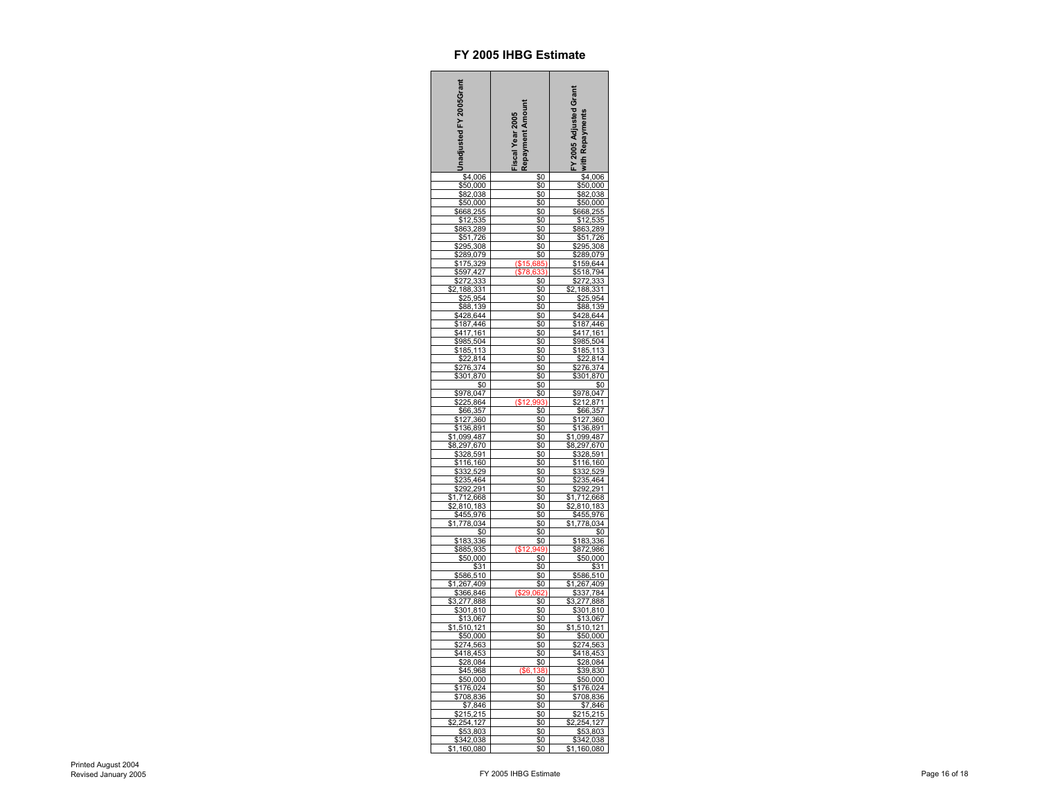# FY 2005 IHBG Estimate

| Unadjusted FY 2005Grant | Fiscal Year 2005 Repayment Amount | FY 2005 Adjusted Grant with Repayments |
|---|---|---|
| $4,006 | $0 | $4,006 |
| $50,000 | $0 | $50,000 |
| $82,038 | $0 | $82,038 |
| $50,000 | $0 | $50,000 |
| $668,255 | $0 | $668,255 |
| $12,535 | $0 | $12,535 |
| $863,289 | $0 | $863,289 |
| $51,726 | $0 | $51,726 |
| $295,308 | $0 | $295,308 |
| $289,079 | $0 | $289,079 |
| $175,329 | ($15,685) | $159,644 |
| $597,427 | ($78,633) | $518,794 |
| $272,333 | $0 | $272,333 |
| $2,188,331 | $0 | $2,188,331 |
| $25,954 | $0 | $25,954 |
| $88,139 | $0 | $88,139 |
| $428,644 | $0 | $428,644 |
| $187,446 | $0 | $187,446 |
| $417,161 | $0 | $417,161 |
| $985,504 | $0 | $985,504 |
| $185,113 | $0 | $185,113 |
| $22,814 | $0 | $22,814 |
| $276,374 | $0 | $276,374 |
| $301,870 | $0 | $301,870 |
| $0 | $0 | $0 |
| $978,047 | $0 | $978,047 |
| $225,864 | ($12,993) | $212,871 |
| $66,357 | $0 | $66,357 |
| $127,360 | $0 | $127,360 |
| $136,891 | $0 | $136,891 |
| $1,099,487 | $0 | $1,099,487 |
| $8,297,670 | $0 | $8,297,670 |
| $328,591 | $0 | $328,591 |
| $116,160 | $0 | $116,160 |
| $332,529 | $0 | $332,529 |
| $235,464 | $0 | $235,464 |
| $292,291 | $0 | $292,291 |
| $1,712,668 | $0 | $1,712,668 |
| $2,810,183 | $0 | $2,810,183 |
| $455,976 | $0 | $455,976 |
| $1,778,034 | $0 | $1,778,034 |
| $0 | $0 | $0 |
| $183,336 | $0 | $183,336 |
| $885,935 | ($12,949) | $872,986 |
| $50,000 | $0 | $50,000 |
| $31 | $0 | $31 |
| $586,510 | $0 | $586,510 |
| $1,267,409 | $0 | $1,267,409 |
| $366,846 | ($29,062) | $337,784 |
| $3,277,888 | $0 | $3,277,888 |
| $301,810 | $0 | $301,810 |
| $13,067 | $0 | $13,067 |
| $1,510,121 | $0 | $1,510,121 |
| $50,000 | $0 | $50,000 |
| $274,563 | $0 | $274,563 |
| $418,453 | $0 | $418,453 |
| $28,084 | $0 | $28,084 |
| $45,968 | ($6,138) | $39,830 |
| $50,000 | $0 | $50,000 |
| $176,024 | $0 | $176,024 |
| $708,836 | $0 | $708,836 |
| $7,846 | $0 | $7,846 |
| $215,215 | $0 | $215,215 |
| $2,254,127 | $0 | $2,254,127 |
| $53,803 | $0 | $53,803 |
| $342,038 | $0 | $342,038 |
| $1,160,080 | $0 | $1,160,080 |

Printed August 2004
Revised January 2005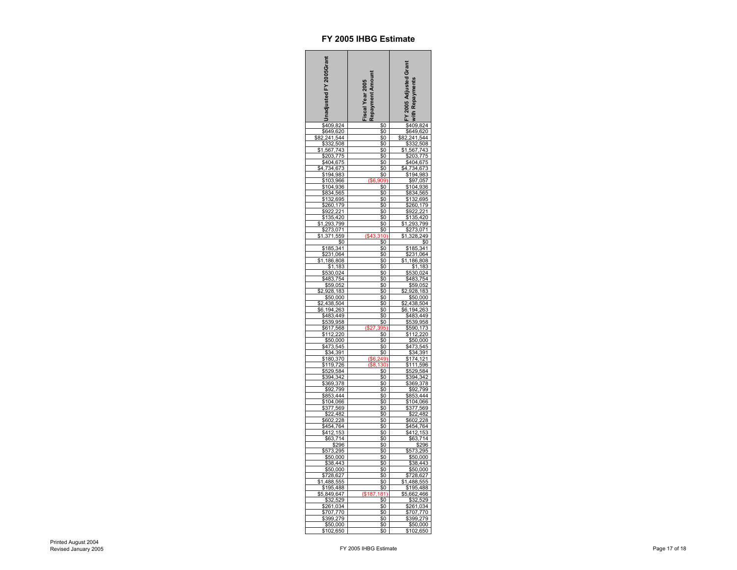# FY 2005 IHBG Estimate

| Unadjusted FY 2005Grant | Fiscal Year 2005 Repayment Amount | FY 2005 Adjusted Grant with Repayments |
|---|---|---|
| $409,824 | $0 | $409,824 |
| $649,620 | $0 | $649,620 |
| $82,241,544 | $0 | $82,241,544 |
| $332,508 | $0 | $332,508 |
| $1,567,743 | $0 | $1,567,743 |
| $203,775 | $0 | $203,775 |
| $404,675 | $0 | $404,675 |
| $4,734,673 | $0 | $4,734,673 |
| $194,983 | $0 | $194,983 |
| $103,966 | ($6,909) | $97,057 |
| $104,936 | $0 | $104,936 |
| $834,565 | $0 | $834,565 |
| $132,695 | $0 | $132,695 |
| $260,179 | $0 | $260,179 |
| $922,221 | $0 | $922,221 |
| $135,420 | $0 | $135,420 |
| $1,293,799 | $0 | $1,293,799 |
| $273,071 | $0 | $273,071 |
| $1,371,559 | ($43,310) | $1,328,249 |
| $0 | $0 | $0 |
| $185,341 | $0 | $185,341 |
| $231,064 | $0 | $231,064 |
| $1,186,808 | $0 | $1,186,808 |
| $1,183 | $0 | $1,183 |
| $530,024 | $0 | $530,024 |
| $483,754 | $0 | $483,754 |
| $59,052 | $0 | $59,052 |
| $2,928,183 | $0 | $2,928,183 |
| $50,000 | $0 | $50,000 |
| $2,438,504 | $0 | $2,438,504 |
| $6,194,263 | $0 | $6,194,263 |
| $483,449 | $0 | $483,449 |
| $539,958 | $0 | $539,958 |
| $617,568 | ($27,395) | $590,173 |
| $112,220 | $0 | $112,220 |
| $50,000 | $0 | $50,000 |
| $473,545 | $0 | $473,545 |
| $34,391 | $0 | $34,391 |
| $180,370 | ($6,249) | $174,121 |
| $119,726 | ($8,130) | $111,596 |
| $529,584 | $0 | $529,584 |
| $394,342 | $0 | $394,342 |
| $369,378 | $0 | $369,378 |
| $92,799 | $0 | $92,799 |
| $853,444 | $0 | $853,444 |
| $104,066 | $0 | $104,066 |
| $377,569 | $0 | $377,569 |
| $22,482 | $0 | $22,482 |
| $602,228 | $0 | $602,228 |
| $454,764 | $0 | $454,764 |
| $412,153 | $0 | $412,153 |
| $63,714 | $0 | $63,714 |
| $296 | $0 | $296 |
| $573,295 | $0 | $573,295 |
| $50,000 | $0 | $50,000 |
| $38,443 | $0 | $38,443 |
| $50,000 | $0 | $50,000 |
| $728,627 | $0 | $728,627 |
| $1,488,555 | $0 | $1,488,555 |
| $195,488 | $0 | $195,488 |
| $5,849,647 | ($187,181) | $5,662,466 |
| $32,529 | $0 | $32,529 |
| $261,034 | $0 | $261,034 |
| $707,770 | $0 | $707,770 |
| $399,279 | $0 | $399,279 |
| $50,000 | $0 | $50,000 |
| $102,650 | $0 | $102,650 |

Printed August 2004
Revised January 2005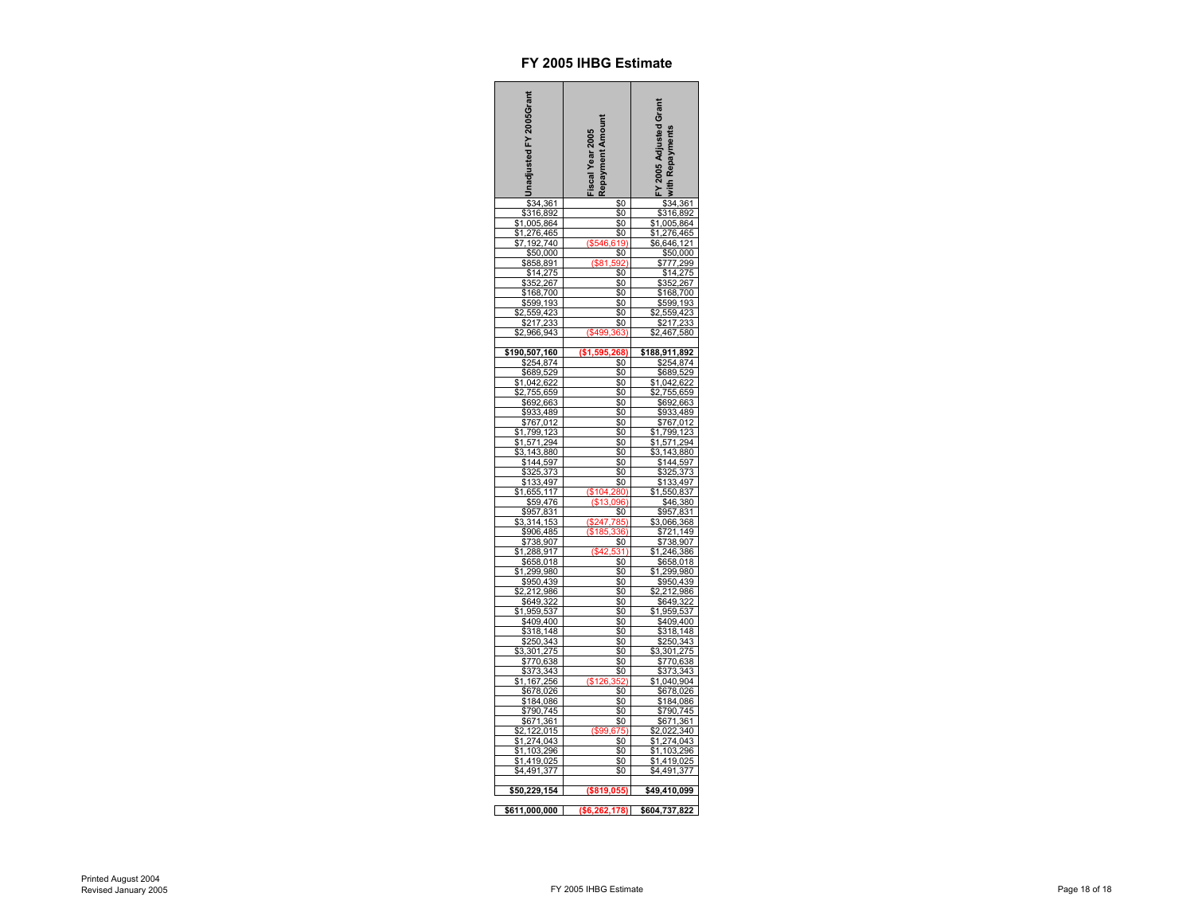# FY 2005 IHBG Estimate

| Unadjusted FY 2005Grant | Fiscal Year 2005 Repayment Amount | FY 2005 Adjusted Grant with Repayments |
|---|---|---|
| $34,361 | $0 | $34,361 |
| $316,892 | $0 | $316,892 |
| $1,005,864 | $0 | $1,005,864 |
| $1,276,465 | $0 | $1,276,465 |
| $7,192,740 | ($546,619) | $6,646,121 |
| $50,000 | $0 | $50,000 |
| $858,891 | ($81,592) | $777,299 |
| $14,275 | $0 | $14,275 |
| $352,267 | $0 | $352,267 |
| $168,700 | $0 | $168,700 |
| $599,193 | $0 | $599,193 |
| $2,559,423 | $0 | $2,559,423 |
| $217,233 | $0 | $217,233 |
| $2,966,943 | ($499,363) | $2,467,580 |
| | | |
| **$190,507,160** | **($1,595,268)** | **$188,911,892** |
| $254,874 | $0 | $254,874 |
| $689,529 | $0 | $689,529 |
| $1,042,622 | $0 | $1,042,622 |
| $2,755,659 | $0 | $2,755,659 |
| $692,663 | $0 | $692,663 |
| $933,489 | $0 | $933,489 |
| $767,012 | $0 | $767,012 |
| $1,799,123 | $0 | $1,799,123 |
| $1,571,294 | $0 | $1,571,294 |
| $3,143,880 | $0 | $3,143,880 |
| $144,597 | $0 | $144,597 |
| $325,373 | $0 | $325,373 |
| $133,497 | $0 | $133,497 |
| $1,655,117 | ($104,280) | $1,550,837 |
| $59,476 | ($13,096) | $46,380 |
| $957,831 | $0 | $957,831 |
| $3,314,153 | ($247,785) | $3,066,368 |
| $906,485 | ($185,336) | $721,149 |
| $738,907 | $0 | $738,907 |
| $1,288,917 | ($42,531) | $1,246,386 |
| $658,018 | $0 | $658,018 |
| $1,299,980 | $0 | $1,299,980 |
| $950,439 | $0 | $950,439 |
| $2,212,986 | $0 | $2,212,986 |
| $649,322 | $0 | $649,322 |
| $1,959,537 | $0 | $1,959,537 |
| $409,400 | $0 | $409,400 |
| $318,148 | $0 | $318,148 |
| $250,343 | $0 | $250,343 |
| $3,301,275 | $0 | $3,301,275 |
| $770,638 | $0 | $770,638 |
| $373,343 | $0 | $373,343 |
| $1,167,256 | ($126,352) | $1,040,904 |
| $678,026 | $0 | $678,026 |
| $184,086 | $0 | $184,086 |
| $790,745 | $0 | $790,745 |
| $671,361 | $0 | $671,361 |
| $2,122,015 | ($99,675) | $2,022,340 |
| $1,274,043 | $0 | $1,274,043 |
| $1,103,296 | $0 | $1,103,296 |
| $1,419,025 | $0 | $1,419,025 |
| $4,491,377 | $0 | $4,491,377 |
| | | |
| **$50,229,154** | **($819,055)** | **$49,410,099** |
| | | |
| **$611,000,000** | **($6,262,178)** | **$604,737,822** |

Printed August 2004
Revised January 2005